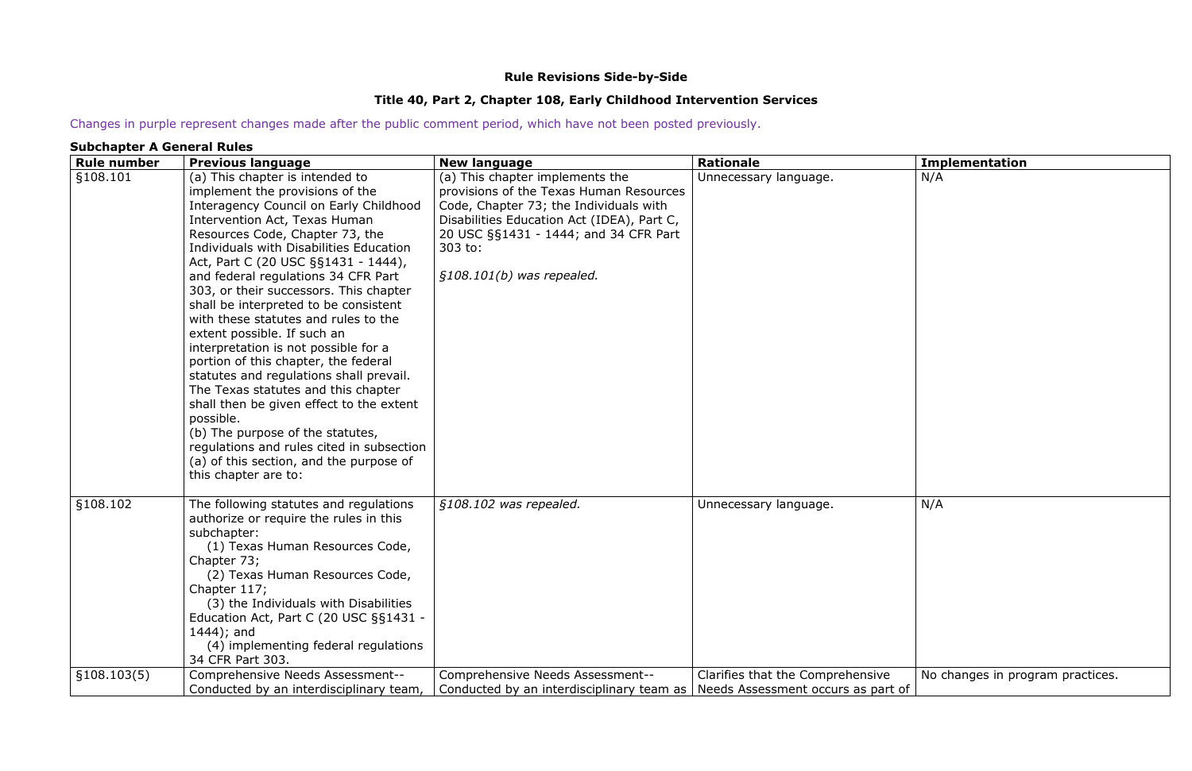**Rule Revisions Side-by-Side**

**Title 40, Part 2, Chapter 108, Early Childhood Intervention Services**

Changes in purple represent changes made after the public comment period, which have not been posted previously.

**Subchapter A General Rules**

| Rule number | Previous language | New language | Rationale | Implementation |
|---|---|---|---|---|
| §108.101 | (a) This chapter is intended to implement the provisions of the Interagency Council on Early Childhood Intervention Act, Texas Human Resources Code, Chapter 73, the Individuals with Disabilities Education Act, Part C (20 USC §§1431 - 1444), and federal regulations 34 CFR Part 303, or their successors. This chapter shall be interpreted to be consistent with these statutes and rules to the extent possible. If such an interpretation is not possible for a portion of this chapter, the federal statutes and regulations shall prevail. The Texas statutes and this chapter shall then be given effect to the extent possible.<br>(b) The purpose of the statutes, regulations and rules cited in subsection (a) of this section, and the purpose of this chapter are to: | (a) This chapter implements the provisions of the Texas Human Resources Code, Chapter 73; the Individuals with Disabilities Education Act (IDEA), Part C, 20 USC §§1431 - 1444; and 34 CFR Part 303 to:<br><br>*§108.101(b) was repealed.* | Unnecessary language. | N/A |
| §108.102 | The following statutes and regulations authorize or require the rules in this subchapter:<br>(1) Texas Human Resources Code, Chapter 73;<br>(2) Texas Human Resources Code, Chapter 117;<br>(3) the Individuals with Disabilities Education Act, Part C (20 USC §§1431 - 1444); and<br>(4) implementing federal regulations 34 CFR Part 303. | *§108.102 was repealed.* | Unnecessary language. | N/A |
| §108.103(5) | Comprehensive Needs Assessment--Conducted by an interdisciplinary team, | Comprehensive Needs Assessment--Conducted by an interdisciplinary team as | Clarifies that the Comprehensive Needs Assessment occurs as part of | No changes in program practices. |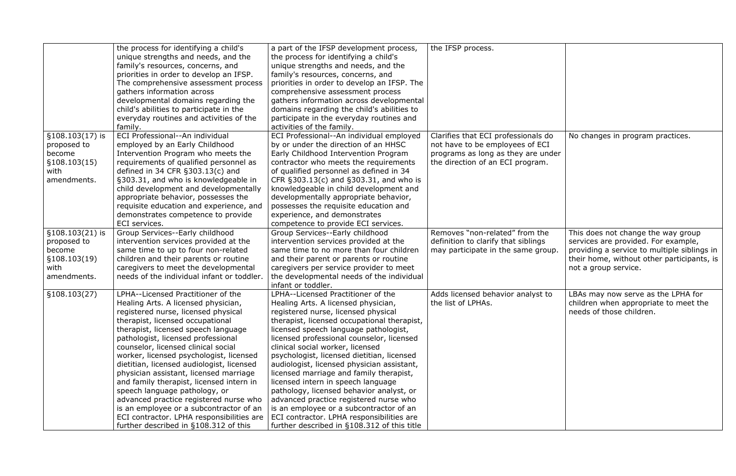| | the process for identifying a child's unique strengths and needs, and the family's resources, concerns, and priorities in order to develop an IFSP. The comprehensive assessment process gathers information across developmental domains regarding the child's abilities to participate in the everyday routines and activities of the family. | a part of the IFSP development process, the process for identifying a child's unique strengths and needs, and the family's resources, concerns, and priorities in order to develop an IFSP. The comprehensive assessment process gathers information across developmental domains regarding the child's abilities to participate in the everyday routines and activities of the family. | the IFSP process. | |
|---|---|---|---|---|
| §108.103(17) is proposed to become §108.103(15) with amendments. | ECI Professional--An individual employed by an Early Childhood Intervention Program who meets the requirements of qualified personnel as defined in 34 CFR §303.13(c) and §303.31, and who is knowledgeable in child development and developmentally appropriate behavior, possesses the requisite education and experience, and demonstrates competence to provide ECI services. | ECI Professional--An individual employed by or under the direction of an HHSC Early Childhood Intervention Program contractor who meets the requirements of qualified personnel as defined in 34 CFR §303.13(c) and §303.31, and who is knowledgeable in child development and developmentally appropriate behavior, possesses the requisite education and experience, and demonstrates competence to provide ECI services. | Clarifies that ECI professionals do not have to be employees of ECI programs as long as they are under the direction of an ECI program. | No changes in program practices. |
| §108.103(21) is proposed to become §108.103(19) with amendments. | Group Services--Early childhood intervention services provided at the same time to up to four non-related children and their parents or routine caregivers to meet the developmental needs of the individual infant or toddler. | Group Services--Early childhood intervention services provided at the same time to no more than four children and their parent or parents or routine caregivers per service provider to meet the developmental needs of the individual infant or toddler. | Removes "non-related" from the definition to clarify that siblings may participate in the same group. | This does not change the way group services are provided. For example, providing a service to multiple siblings in their home, without other participants, is not a group service. |
| §108.103(27) | LPHA--Licensed Practitioner of the Healing Arts. A licensed physician, registered nurse, licensed physical therapist, licensed occupational therapist, licensed speech language pathologist, licensed professional counselor, licensed clinical social worker, licensed psychologist, licensed dietitian, licensed audiologist, licensed physician assistant, licensed marriage and family therapist, licensed intern in speech language pathology, or advanced practice registered nurse who is an employee or a subcontractor of an ECI contractor. LPHA responsibilities are further described in §108.312 of this | LPHA--Licensed Practitioner of the Healing Arts. A licensed physician, registered nurse, licensed physical therapist, licensed occupational therapist, licensed speech language pathologist, licensed professional counselor, licensed clinical social worker, licensed psychologist, licensed dietitian, licensed audiologist, licensed physician assistant, licensed marriage and family therapist, licensed intern in speech language pathology, licensed behavior analyst, or advanced practice registered nurse who is an employee or a subcontractor of an ECI contractor. LPHA responsibilities are further described in §108.312 of this title | Adds licensed behavior analyst to the list of LPHAs. | LBAs may now serve as the LPHA for children when appropriate to meet the needs of those children. |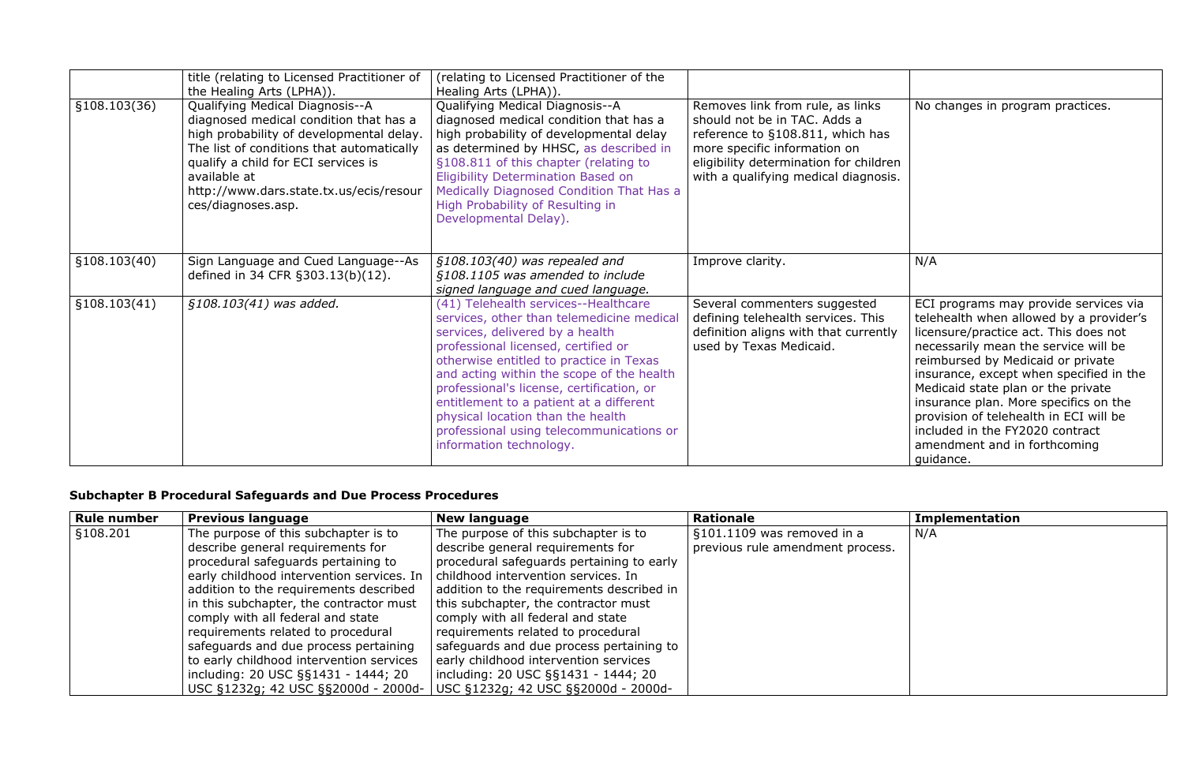| | title (relating to Licensed Practitioner of the Healing Arts (LPHA)). | (relating to Licensed Practitioner of the Healing Arts (LPHA)). | | |
|---|---|---|---|---|
| §108.103(36) | Qualifying Medical Diagnosis--A diagnosed medical condition that has a high probability of developmental delay. The list of conditions that automatically qualify a child for ECI services is available at http://www.dars.state.tx.us/ecis/resources/diagnoses.asp. | Qualifying Medical Diagnosis--A diagnosed medical condition that has a high probability of developmental delay as determined by HHSC, as described in §108.811 of this chapter (relating to Eligibility Determination Based on Medically Diagnosed Condition That Has a High Probability of Resulting in Developmental Delay). | Removes link from rule, as links should not be in TAC. Adds a reference to §108.811, which has more specific information on eligibility determination for children with a qualifying medical diagnosis. | No changes in program practices. |
| §108.103(40) | Sign Language and Cued Language--As defined in 34 CFR §303.13(b)(12). | *§108.103(40) was repealed and §108.1105 was amended to include signed language and cued language.* | Improve clarity. | N/A |
| §108.103(41) | *§108.103(41) was added.* | (41) Telehealth services--Healthcare services, other than telemedicine medical services, delivered by a health professional licensed, certified or otherwise entitled to practice in Texas and acting within the scope of the health professional's license, certification, or entitlement to a patient at a different physical location than the health professional using telecommunications or information technology. | Several commenters suggested defining telehealth services. This definition aligns with that currently used by Texas Medicaid. | ECI programs may provide services via telehealth when allowed by a provider's licensure/practice act. This does not necessarily mean the service will be reimbursed by Medicaid or private insurance, except when specified in the Medicaid state plan or the private insurance plan. More specifics on the provision of telehealth in ECI will be included in the FY2020 contract amendment and in forthcoming guidance. |

**Subchapter B Procedural Safeguards and Due Process Procedures**

| Rule number | Previous language | New language | Rationale | Implementation |
|---|---|---|---|---|
| §108.201 | The purpose of this subchapter is to describe general requirements for procedural safeguards pertaining to early childhood intervention services. In addition to the requirements described in this subchapter, the contractor must comply with all federal and state requirements related to procedural safeguards and due process pertaining to early childhood intervention services including: 20 USC §§1431 - 1444; 20 USC §1232g; 42 USC §§2000d - 2000d- | The purpose of this subchapter is to describe general requirements for procedural safeguards pertaining to early childhood intervention services. In addition to the requirements described in this subchapter, the contractor must comply with all federal and state requirements related to procedural safeguards and due process pertaining to early childhood intervention services including: 20 USC §§1431 - 1444; 20 USC §1232g; 42 USC §§2000d - 2000d- | §101.1109 was removed in a previous rule amendment process. | N/A |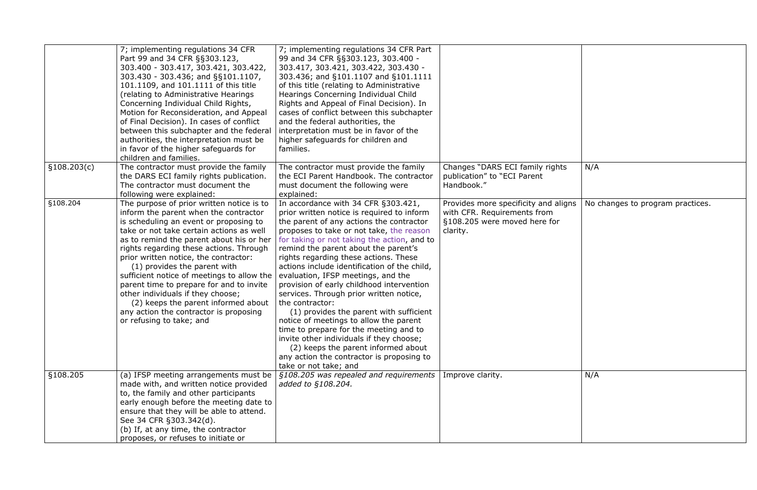| | | | | |
|---|---|---|---|---|
| | 7; implementing regulations 34 CFR Part 99 and 34 CFR §§303.123, 303.400 - 303.417, 303.421, 303.422, 303.430 - 303.436; and §§101.1107, 101.1109, and 101.1111 of this title (relating to Administrative Hearings Concerning Individual Child Rights, Motion for Reconsideration, and Appeal of Final Decision). In cases of conflict between this subchapter and the federal authorities, the interpretation must be in favor of the higher safeguards for children and families. | 7; implementing regulations 34 CFR Part 99 and 34 CFR §§303.123, 303.400 - 303.417, 303.421, 303.422, 303.430 - 303.436; and §101.1107 and §101.1111 of this title (relating to Administrative Hearings Concerning Individual Child Rights and Appeal of Final Decision). In cases of conflict between this subchapter and the federal authorities, the interpretation must be in favor of the higher safeguards for children and families. | | |
| §108.203(c) | The contractor must provide the family the DARS ECI family rights publication. The contractor must document the following were explained: | The contractor must provide the family the ECI Parent Handbook. The contractor must document the following were explained: | Changes "DARS ECI family rights publication" to "ECI Parent Handbook." | N/A |
| §108.204 | The purpose of prior written notice is to inform the parent when the contractor is scheduling an event or proposing to take or not take certain actions as well as to remind the parent about his or her rights regarding these actions. Through prior written notice, the contractor:<br>(1) provides the parent with sufficient notice of meetings to allow the parent time to prepare for and to invite other individuals if they choose;<br>(2) keeps the parent informed about any action the contractor is proposing or refusing to take; and | In accordance with 34 CFR §303.421, prior written notice is required to inform the parent of any actions the contractor proposes to take or not take, the reason for taking or not taking the action, and to remind the parent about the parent's rights regarding these actions. These actions include identification of the child, evaluation, IFSP meetings, and the provision of early childhood intervention services. Through prior written notice, the contractor:<br>(1) provides the parent with sufficient notice of meetings to allow the parent time to prepare for the meeting and to invite other individuals if they choose;<br>(2) keeps the parent informed about any action the contractor is proposing to take or not take; and | Provides more specificity and aligns with CFR. Requirements from §108.205 were moved here for clarity. | No changes to program practices. |
| §108.205 | (a) IFSP meeting arrangements must be made with, and written notice provided to, the family and other participants early enough before the meeting date to ensure that they will be able to attend. See 34 CFR §303.342(d).<br>(b) If, at any time, the contractor proposes, or refuses to initiate or | *§108.205 was repealed and requirements added to §108.204.* | Improve clarity. | N/A |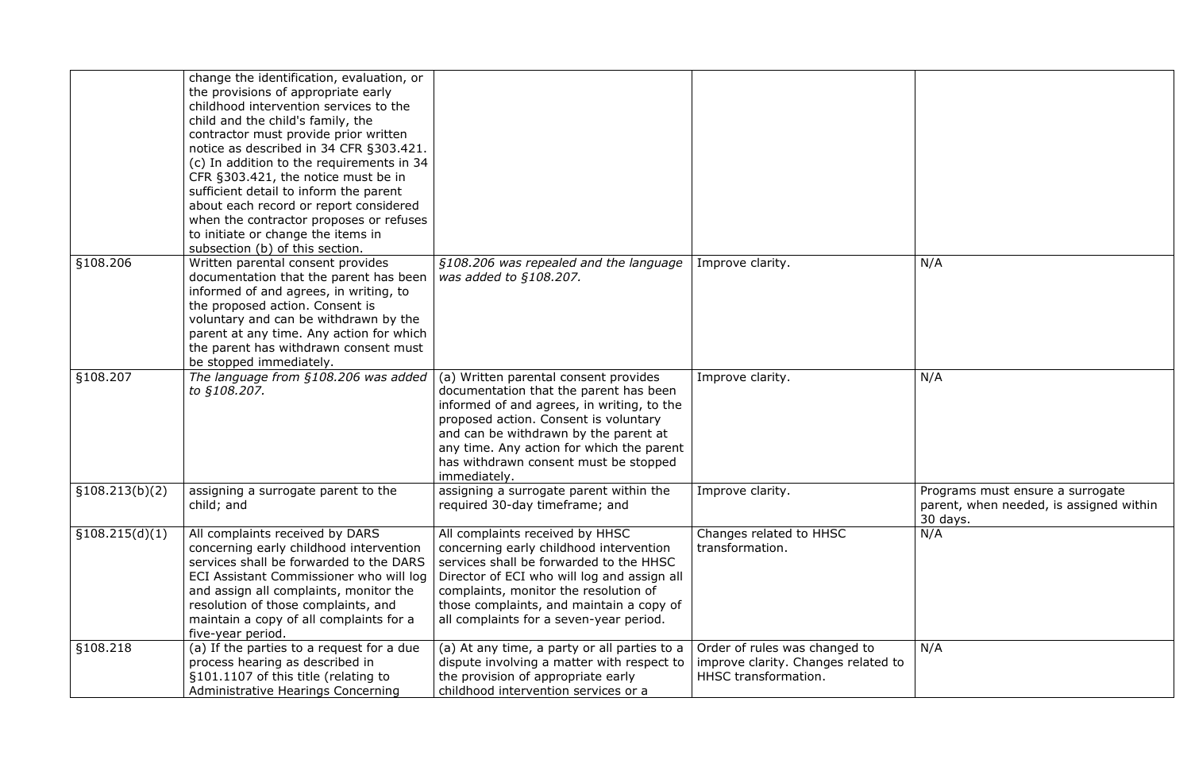| | | | | |
|---|---|---|---|---|
| | change the identification, evaluation, or the provisions of appropriate early childhood intervention services to the child and the child's family, the contractor must provide prior written notice as described in 34 CFR §303.421. (c) In addition to the requirements in 34 CFR §303.421, the notice must be in sufficient detail to inform the parent about each record or report considered when the contractor proposes or refuses to initiate or change the items in subsection (b) of this section. | | | |
| §108.206 | Written parental consent provides documentation that the parent has been informed of and agrees, in writing, to the proposed action. Consent is voluntary and can be withdrawn by the parent at any time. Any action for which the parent has withdrawn consent must be stopped immediately. | *§108.206 was repealed and the language was added to §108.207.* | Improve clarity. | N/A |
| §108.207 | *The language from §108.206 was added to §108.207.* | (a) Written parental consent provides documentation that the parent has been informed of and agrees, in writing, to the proposed action. Consent is voluntary and can be withdrawn by the parent at any time. Any action for which the parent has withdrawn consent must be stopped immediately. | Improve clarity. | N/A |
| §108.213(b)(2) | assigning a surrogate parent to the child; and | assigning a surrogate parent within the required 30-day timeframe; and | Improve clarity. | Programs must ensure a surrogate parent, when needed, is assigned within 30 days. |
| §108.215(d)(1) | All complaints received by DARS concerning early childhood intervention services shall be forwarded to the DARS ECI Assistant Commissioner who will log and assign all complaints, monitor the resolution of those complaints, and maintain a copy of all complaints for a five-year period. | All complaints received by HHSC concerning early childhood intervention services shall be forwarded to the HHSC Director of ECI who will log and assign all complaints, monitor the resolution of those complaints, and maintain a copy of all complaints for a seven-year period. | Changes related to HHSC transformation. | N/A |
| §108.218 | (a) If the parties to a request for a due process hearing as described in §101.1107 of this title (relating to Administrative Hearings Concerning | (a) At any time, a party or all parties to a dispute involving a matter with respect to the provision of appropriate early childhood intervention services or a | Order of rules was changed to improve clarity. Changes related to HHSC transformation. | N/A |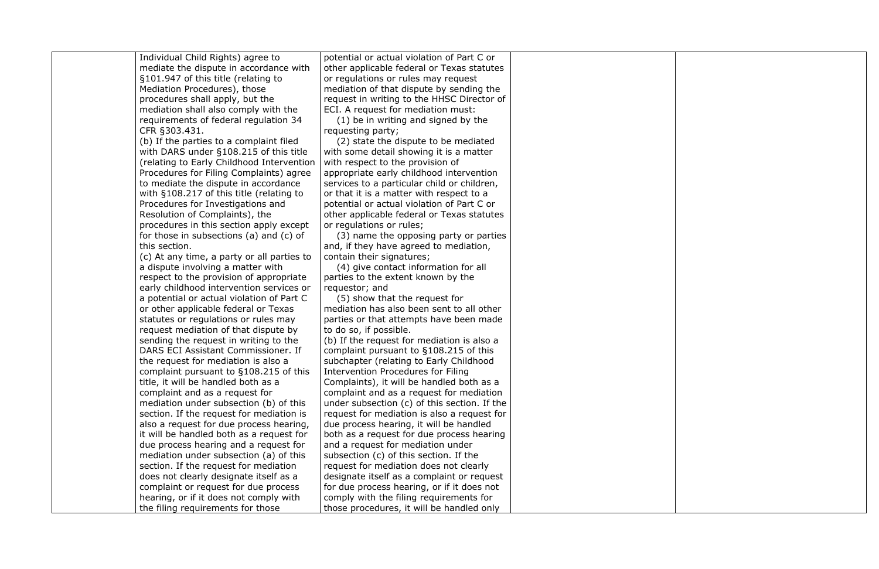| | | | | |
|---|---|---|---|---|
| | Individual Child Rights) agree to mediate the dispute in accordance with §101.947 of this title (relating to Mediation Procedures), those procedures shall apply, but the mediation shall also comply with the requirements of federal regulation 34 CFR §303.431.<br>(b) If the parties to a complaint filed with DARS under §108.215 of this title (relating to Early Childhood Intervention Procedures for Filing Complaints) agree to mediate the dispute in accordance with §108.217 of this title (relating to Procedures for Investigations and Resolution of Complaints), the procedures in this section apply except for those in subsections (a) and (c) of this section.<br>(c) At any time, a party or all parties to a dispute involving a matter with respect to the provision of appropriate early childhood intervention services or a potential or actual violation of Part C or other applicable federal or Texas statutes or regulations or rules may request mediation of that dispute by sending the request in writing to the DARS ECI Assistant Commissioner. If the request for mediation is also a complaint pursuant to §108.215 of this title, it will be handled both as a complaint and as a request for mediation under subsection (b) of this section. If the request for mediation is also a request for due process hearing, it will be handled both as a request for due process hearing and a request for mediation under subsection (a) of this section. If the request for mediation does not clearly designate itself as a complaint or request for due process hearing, or if it does not comply with the filing requirements for those | potential or actual violation of Part C or other applicable federal or Texas statutes or regulations or rules may request mediation of that dispute by sending the request in writing to the HHSC Director of ECI. A request for mediation must:<br>(1) be in writing and signed by the requesting party;<br>(2) state the dispute to be mediated with some detail showing it is a matter with respect to the provision of appropriate early childhood intervention services to a particular child or children, or that it is a matter with respect to a potential or actual violation of Part C or other applicable federal or Texas statutes or regulations or rules;<br>(3) name the opposing party or parties and, if they have agreed to mediation, contain their signatures;<br>(4) give contact information for all parties to the extent known by the requestor; and<br>(5) show that the request for mediation has also been sent to all other parties or that attempts have been made to do so, if possible.<br>(b) If the request for mediation is also a complaint pursuant to §108.215 of this subchapter (relating to Early Childhood Intervention Procedures for Filing Complaints), it will be handled both as a complaint and as a request for mediation under subsection (c) of this section. If the request for mediation is also a request for due process hearing, it will be handled both as a request for due process hearing and a request for mediation under subsection (c) of this section. If the request for mediation does not clearly designate itself as a complaint or request for due process hearing, or if it does not comply with the filing requirements for those procedures, it will be handled only | | |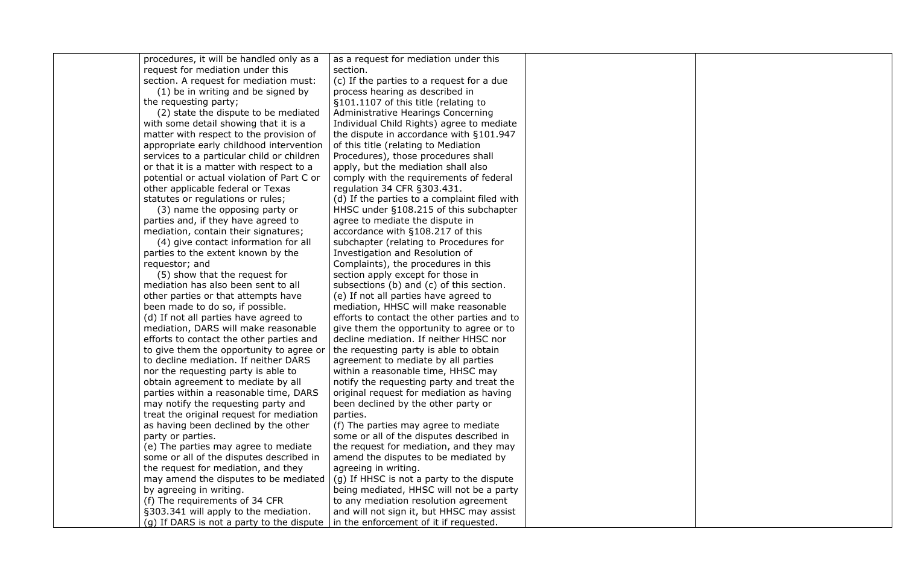| | | | | |
|---|---|---|---|---|
| | procedures, it will be handled only as a request for mediation under this section. A request for mediation must:<br>(1) be in writing and be signed by the requesting party;<br>(2) state the dispute to be mediated with some detail showing that it is a matter with respect to the provision of appropriate early childhood intervention services to a particular child or children or that it is a matter with respect to a potential or actual violation of Part C or other applicable federal or Texas statutes or regulations or rules;<br>(3) name the opposing party or parties and, if they have agreed to mediation, contain their signatures;<br>(4) give contact information for all parties to the extent known by the requestor; and<br>(5) show that the request for mediation has also been sent to all other parties or that attempts have been made to do so, if possible.<br>(d) If not all parties have agreed to mediation, DARS will make reasonable efforts to contact the other parties and to give them the opportunity to agree or to decline mediation. If neither DARS nor the requesting party is able to obtain agreement to mediate by all parties within a reasonable time, DARS may notify the requesting party and treat the original request for mediation as having been declined by the other party or parties.<br>(e) The parties may agree to mediate some or all of the disputes described in the request for mediation, and they may amend the disputes to be mediated by agreeing in writing.<br>(f) The requirements of 34 CFR §303.341 will apply to the mediation.<br>(g) If DARS is not a party to the dispute | as a request for mediation under this section.<br>(c) If the parties to a request for a due process hearing as described in §101.1107 of this title (relating to Administrative Hearings Concerning Individual Child Rights) agree to mediate the dispute in accordance with §101.947 of this title (relating to Mediation Procedures), those procedures shall apply, but the mediation shall also comply with the requirements of federal regulation 34 CFR §303.431.<br>(d) If the parties to a complaint filed with HHSC under §108.215 of this subchapter agree to mediate the dispute in accordance with §108.217 of this subchapter (relating to Procedures for Investigation and Resolution of Complaints), the procedures in this section apply except for those in subsections (b) and (c) of this section.<br>(e) If not all parties have agreed to mediation, HHSC will make reasonable efforts to contact the other parties and to give them the opportunity to agree or to decline mediation. If neither HHSC nor the requesting party is able to obtain agreement to mediate by all parties within a reasonable time, HHSC may notify the requesting party and treat the original request for mediation as having been declined by the other party or parties.<br>(f) The parties may agree to mediate some or all of the disputes described in the request for mediation, and they may amend the disputes to be mediated by agreeing in writing.<br>(g) If HHSC is not a party to the dispute being mediated, HHSC will not be a party to any mediation resolution agreement and will not sign it, but HHSC may assist in the enforcement of it if requested. | | |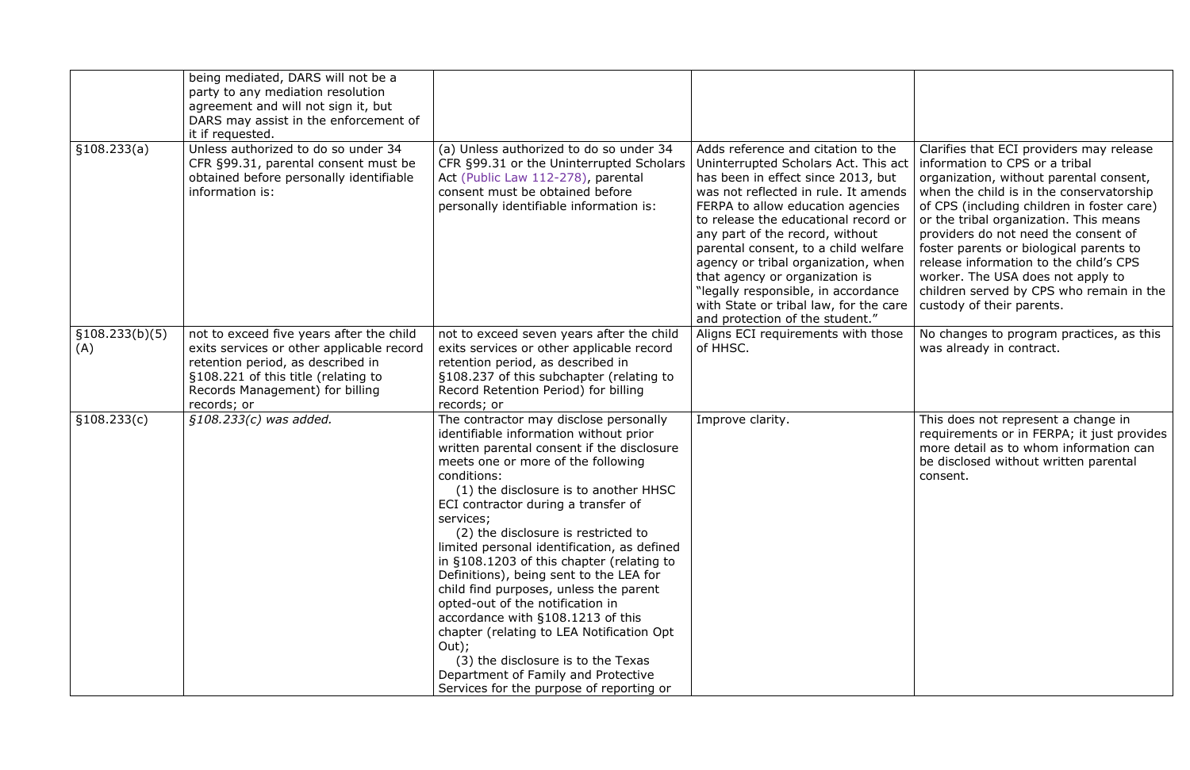| | | | | |
|---|---|---|---|---|
| | being mediated, DARS will not be a party to any mediation resolution agreement and will not sign it, but DARS may assist in the enforcement of it if requested. | | | |
| §108.233(a) | Unless authorized to do so under 34 CFR §99.31, parental consent must be obtained before personally identifiable information is: | (a) Unless authorized to do so under 34 CFR §99.31 or the Uninterrupted Scholars Act (Public Law 112-278), parental consent must be obtained before personally identifiable information is: | Adds reference and citation to the Uninterrupted Scholars Act. This act has been in effect since 2013, but was not reflected in rule. It amends FERPA to allow education agencies to release the educational record or any part of the record, without parental consent, to a child welfare agency or tribal organization, when that agency or organization is "legally responsible, in accordance with State or tribal law, for the care and protection of the student." | Clarifies that ECI providers may release information to CPS or a tribal organization, without parental consent, when the child is in the conservatorship of CPS (including children in foster care) or the tribal organization. This means providers do not need the consent of foster parents or biological parents to release information to the child's CPS worker. The USA does not apply to children served by CPS who remain in the custody of their parents. |
| §108.233(b)(5)(A) | not to exceed five years after the child exits services or other applicable record retention period, as described in §108.221 of this title (relating to Records Management) for billing records; or | not to exceed seven years after the child exits services or other applicable record retention period, as described in §108.237 of this subchapter (relating to Record Retention Period) for billing records; or | Aligns ECI requirements with those of HHSC. | No changes to program practices, as this was already in contract. |
| §108.233(c) | *§108.233(c) was added.* | The contractor may disclose personally identifiable information without prior written parental consent if the disclosure meets one or more of the following conditions:<br>(1) the disclosure is to another HHSC ECI contractor during a transfer of services;<br>(2) the disclosure is restricted to limited personal identification, as defined in §108.1203 of this chapter (relating to Definitions), being sent to the LEA for child find purposes, unless the parent opted-out of the notification in accordance with §108.1213 of this chapter (relating to LEA Notification Opt Out);<br>(3) the disclosure is to the Texas Department of Family and Protective Services for the purpose of reporting or | Improve clarity. | This does not represent a change in requirements or in FERPA; it just provides more detail as to whom information can be disclosed without written parental consent. |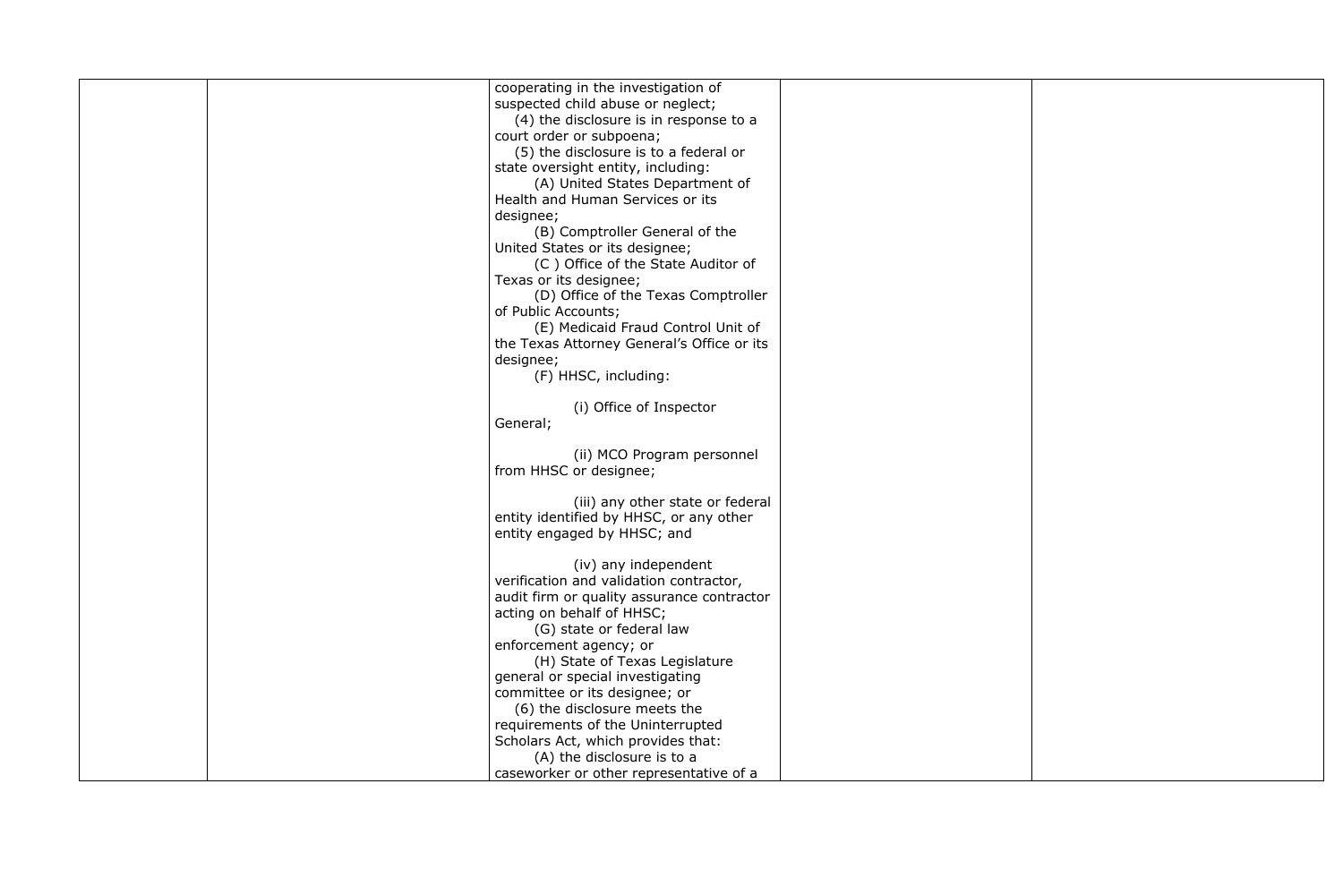| | | | | |
|---|---|---|---|---|
| | | cooperating in the investigation of suspected child abuse or neglect;<br>(4) the disclosure is in response to a court order or subpoena;<br>(5) the disclosure is to a federal or state oversight entity, including:<br>(A) United States Department of Health and Human Services or its designee;<br>(B) Comptroller General of the United States or its designee;<br>(C ) Office of the State Auditor of Texas or its designee;<br>(D) Office of the Texas Comptroller of Public Accounts;<br>(E) Medicaid Fraud Control Unit of the Texas Attorney General's Office or its designee;<br>(F) HHSC, including:<br>(i) Office of Inspector General;<br>(ii) MCO Program personnel from HHSC or designee;<br>(iii) any other state or federal entity identified by HHSC, or any other entity engaged by HHSC; and<br>(iv) any independent verification and validation contractor, audit firm or quality assurance contractor acting on behalf of HHSC;<br>(G) state or federal law enforcement agency; or<br>(H) State of Texas Legislature general or special investigating committee or its designee; or<br>(6) the disclosure meets the requirements of the Uninterrupted Scholars Act, which provides that:<br>(A) the disclosure is to a caseworker or other representative of a | | |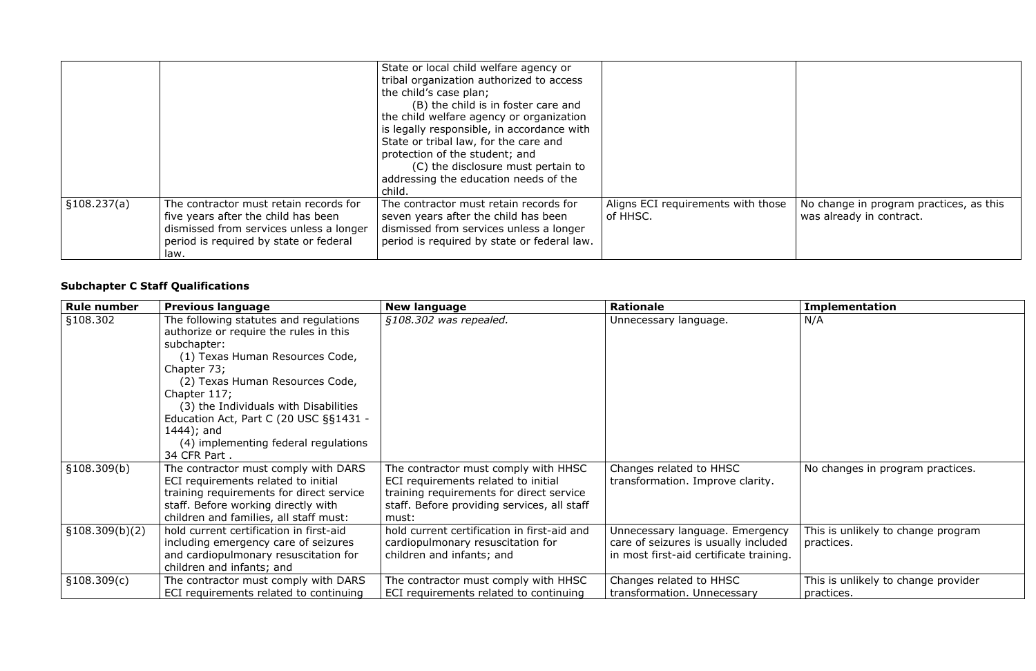| | | State or local child welfare agency or tribal organization authorized to access the child's case plan;<br>(B) the child is in foster care and the child welfare agency or organization is legally responsible, in accordance with State or tribal law, for the care and protection of the student; and<br>(C) the disclosure must pertain to addressing the education needs of the child. | | |
|---|---|---|---|---|
| §108.237(a) | The contractor must retain records for five years after the child has been dismissed from services unless a longer period is required by state or federal law. | The contractor must retain records for seven years after the child has been dismissed from services unless a longer period is required by state or federal law. | Aligns ECI requirements with those of HHSC. | No change in program practices, as this was already in contract. |

**Subchapter C Staff Qualifications**

| Rule number | Previous language | New language | Rationale | Implementation |
|---|---|---|---|---|
| §108.302 | The following statutes and regulations authorize or require the rules in this subchapter:<br>(1) Texas Human Resources Code, Chapter 73;<br>(2) Texas Human Resources Code, Chapter 117;<br>(3) the Individuals with Disabilities Education Act, Part C (20 USC §§1431 - 1444); and<br>(4) implementing federal regulations 34 CFR Part . | *§108.302 was repealed.* | Unnecessary language. | N/A |
| §108.309(b) | The contractor must comply with DARS ECI requirements related to initial training requirements for direct service staff. Before working directly with children and families, all staff must: | The contractor must comply with HHSC ECI requirements related to initial training requirements for direct service staff. Before providing services, all staff must: | Changes related to HHSC transformation. Improve clarity. | No changes in program practices. |
| §108.309(b)(2) | hold current certification in first-aid including emergency care of seizures and cardiopulmonary resuscitation for children and infants; and | hold current certification in first-aid and cardiopulmonary resuscitation for children and infants; and | Unnecessary language. Emergency care of seizures is usually included in most first-aid certificate training. | This is unlikely to change program practices. |
| §108.309(c) | The contractor must comply with DARS ECI requirements related to continuing | The contractor must comply with HHSC ECI requirements related to continuing | Changes related to HHSC transformation. Unnecessary | This is unlikely to change provider practices. |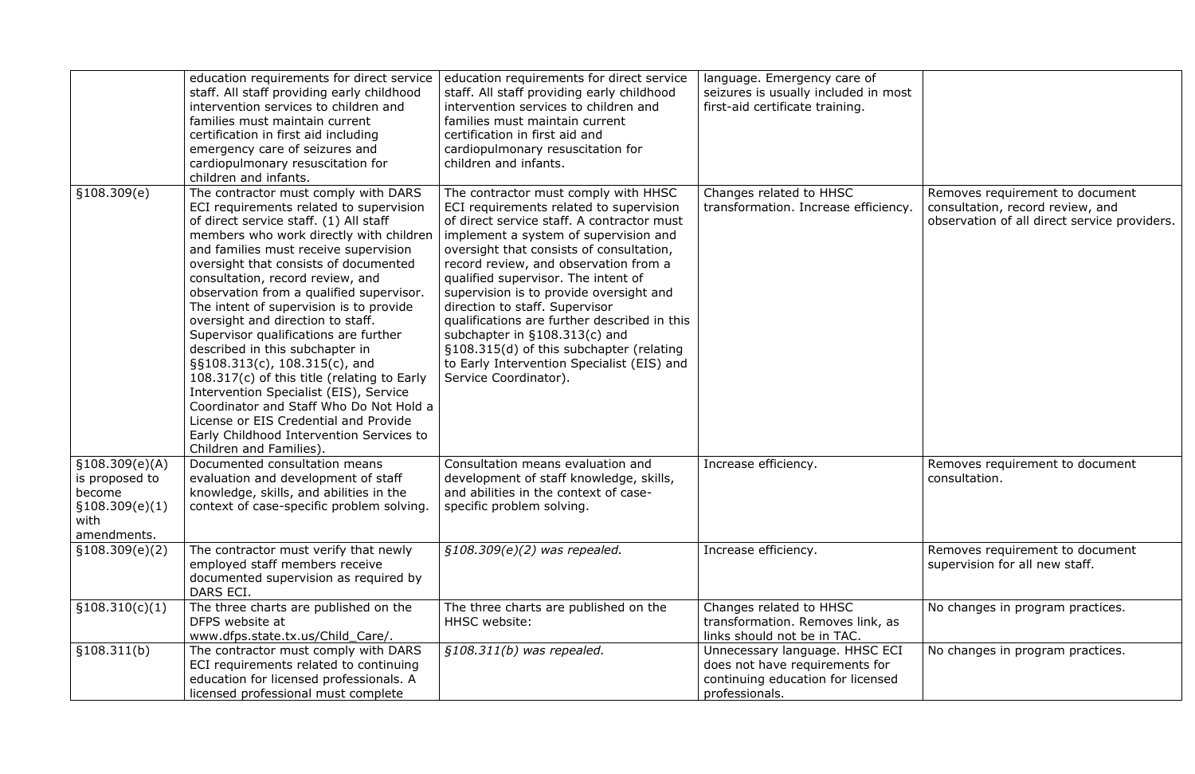| | | | | |
|---|---|---|---|---|
| | education requirements for direct service staff. All staff providing early childhood intervention services to children and families must maintain current certification in first aid including emergency care of seizures and cardiopulmonary resuscitation for children and infants. | education requirements for direct service staff. All staff providing early childhood intervention services to children and families must maintain current certification in first aid and cardiopulmonary resuscitation for children and infants. | language. Emergency care of seizures is usually included in most first-aid certificate training. | |
| §108.309(e) | The contractor must comply with DARS ECI requirements related to supervision of direct service staff. (1) All staff members who work directly with children and families must receive supervision oversight that consists of documented consultation, record review, and observation from a qualified supervisor. The intent of supervision is to provide oversight and direction to staff. Supervisor qualifications are further described in this subchapter in §§108.313(c), 108.315(c), and 108.317(c) of this title (relating to Early Intervention Specialist (EIS), Service Coordinator and Staff Who Do Not Hold a License or EIS Credential and Provide Early Childhood Intervention Services to Children and Families). | The contractor must comply with HHSC ECI requirements related to supervision of direct service staff. A contractor must implement a system of supervision and oversight that consists of consultation, record review, and observation from a qualified supervisor. The intent of supervision is to provide oversight and direction to staff. Supervisor qualifications are further described in this subchapter in §108.313(c) and §108.315(d) of this subchapter (relating to Early Intervention Specialist (EIS) and Service Coordinator). | Changes related to HHSC transformation. Increase efficiency. | Removes requirement to document consultation, record review, and observation of all direct service providers. |
| §108.309(e)(A) is proposed to become §108.309(e)(1) with amendments. | Documented consultation means evaluation and development of staff knowledge, skills, and abilities in the context of case-specific problem solving. | Consultation means evaluation and development of staff knowledge, skills, and abilities in the context of case-specific problem solving. | Increase efficiency. | Removes requirement to document consultation. |
| §108.309(e)(2) | The contractor must verify that newly employed staff members receive documented supervision as required by DARS ECI. | *§108.309(e)(2) was repealed.* | Increase efficiency. | Removes requirement to document supervision for all new staff. |
| §108.310(c)(1) | The three charts are published on the DFPS website at www.dfps.state.tx.us/Child_Care/. | The three charts are published on the HHSC website: | Changes related to HHSC transformation. Removes link, as links should not be in TAC. | No changes in program practices. |
| §108.311(b) | The contractor must comply with DARS ECI requirements related to continuing education for licensed professionals. A licensed professional must complete | *§108.311(b) was repealed.* | Unnecessary language. HHSC ECI does not have requirements for continuing education for licensed professionals. | No changes in program practices. |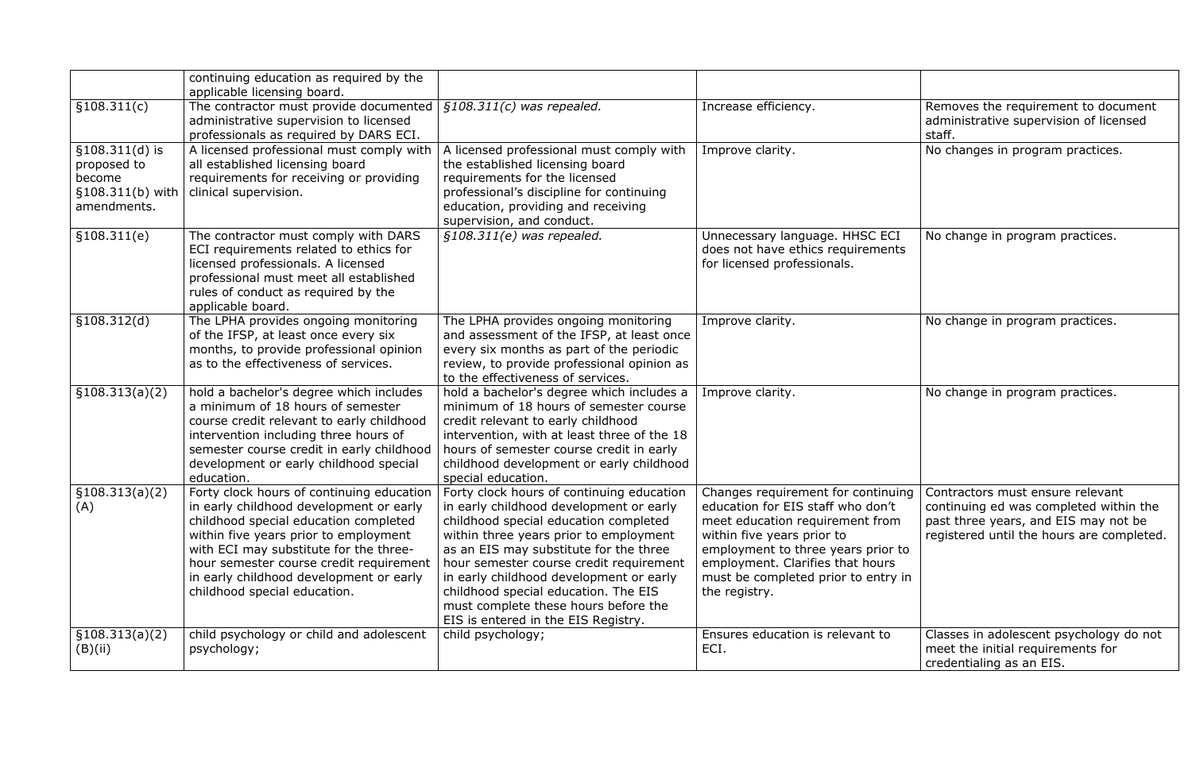| | | | | |
|---|---|---|---|---|
| | continuing education as required by the applicable licensing board. | | | |
| §108.311(c) | The contractor must provide documented administrative supervision to licensed professionals as required by DARS ECI. | *§108.311(c) was repealed.* | Increase efficiency. | Removes the requirement to document administrative supervision of licensed staff. |
| §108.311(d) is proposed to become §108.311(b) with amendments. | A licensed professional must comply with all established licensing board requirements for receiving or providing clinical supervision. | A licensed professional must comply with the established licensing board requirements for the licensed professional's discipline for continuing education, providing and receiving supervision, and conduct. | Improve clarity. | No changes in program practices. |
| §108.311(e) | The contractor must comply with DARS ECI requirements related to ethics for licensed professionals. A licensed professional must meet all established rules of conduct as required by the applicable board. | *§108.311(e) was repealed.* | Unnecessary language. HHSC ECI does not have ethics requirements for licensed professionals. | No change in program practices. |
| §108.312(d) | The LPHA provides ongoing monitoring of the IFSP, at least once every six months, to provide professional opinion as to the effectiveness of services. | The LPHA provides ongoing monitoring and assessment of the IFSP, at least once every six months as part of the periodic review, to provide professional opinion as to the effectiveness of services. | Improve clarity. | No change in program practices. |
| §108.313(a)(2) | hold a bachelor's degree which includes a minimum of 18 hours of semester course credit relevant to early childhood intervention including three hours of semester course credit in early childhood development or early childhood special education. | hold a bachelor's degree which includes a minimum of 18 hours of semester course credit relevant to early childhood intervention, with at least three of the 18 hours of semester course credit in early childhood development or early childhood special education. | Improve clarity. | No change in program practices. |
| §108.313(a)(2)(A) | Forty clock hours of continuing education in early childhood development or early childhood special education completed within five years prior to employment with ECI may substitute for the three-hour semester course credit requirement in early childhood development or early childhood special education. | Forty clock hours of continuing education in early childhood development or early childhood special education completed within three years prior to employment as an EIS may substitute for the three hour semester course credit requirement in early childhood development or early childhood special education. The EIS must complete these hours before the EIS is entered in the EIS Registry. | Changes requirement for continuing education for EIS staff who don't meet education requirement from within five years prior to employment to three years prior to employment. Clarifies that hours must be completed prior to entry in the registry. | Contractors must ensure relevant continuing ed was completed within the past three years, and EIS may not be registered until the hours are completed. |
| §108.313(a)(2)(B)(ii) | child psychology or child and adolescent psychology; | child psychology; | Ensures education is relevant to ECI. | Classes in adolescent psychology do not meet the initial requirements for credentialing as an EIS. |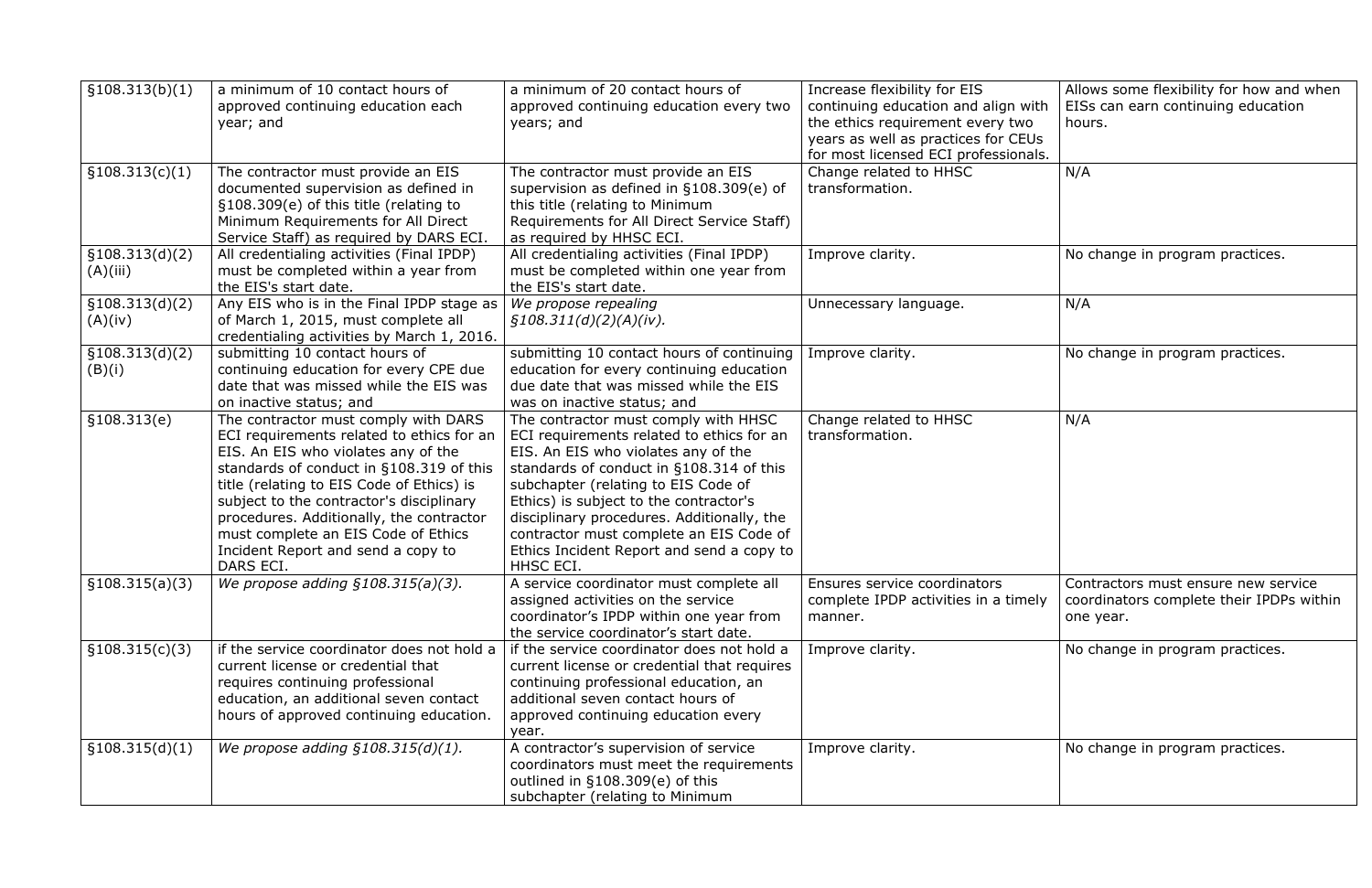| §108.313(b)(1) | a minimum of 10 contact hours of approved continuing education each year; and | a minimum of 20 contact hours of approved continuing education every two years; and | Increase flexibility for EIS continuing education and align with the ethics requirement every two years as well as practices for CEUs for most licensed ECI professionals. | Allows some flexibility for how and when EISs can earn continuing education hours. |
|---|---|---|---|---|
| §108.313(c)(1) | The contractor must provide an EIS documented supervision as defined in §108.309(e) of this title (relating to Minimum Requirements for All Direct Service Staff) as required by DARS ECI. | The contractor must provide an EIS supervision as defined in §108.309(e) of this title (relating to Minimum Requirements for All Direct Service Staff) as required by HHSC ECI. | Change related to HHSC transformation. | N/A |
| §108.313(d)(2)(A)(iii) | All credentialing activities (Final IPDP) must be completed within a year from the EIS's start date. | All credentialing activities (Final IPDP) must be completed within one year from the EIS's start date. | Improve clarity. | No change in program practices. |
| §108.313(d)(2)(A)(iv) | Any EIS who is in the Final IPDP stage as of March 1, 2015, must complete all credentialing activities by March 1, 2016. | *We propose repealing §108.311(d)(2)(A)(iv).* | Unnecessary language. | N/A |
| §108.313(d)(2)(B)(i) | submitting 10 contact hours of continuing education for every CPE due date that was missed while the EIS was on inactive status; and | submitting 10 contact hours of continuing education for every continuing education due date that was missed while the EIS was on inactive status; and | Improve clarity. | No change in program practices. |
| §108.313(e) | The contractor must comply with DARS ECI requirements related to ethics for an EIS. An EIS who violates any of the standards of conduct in §108.319 of this title (relating to EIS Code of Ethics) is subject to the contractor's disciplinary procedures. Additionally, the contractor must complete an EIS Code of Ethics Incident Report and send a copy to DARS ECI. | The contractor must comply with HHSC ECI requirements related to ethics for an EIS. An EIS who violates any of the standards of conduct in §108.314 of this subchapter (relating to EIS Code of Ethics) is subject to the contractor's disciplinary procedures. Additionally, the contractor must complete an EIS Code of Ethics Incident Report and send a copy to HHSC ECI. | Change related to HHSC transformation. | N/A |
| §108.315(a)(3) | *We propose adding §108.315(a)(3).* | A service coordinator must complete all assigned activities on the service coordinator's IPDP within one year from the service coordinator's start date. | Ensures service coordinators complete IPDP activities in a timely manner. | Contractors must ensure new service coordinators complete their IPDPs within one year. |
| §108.315(c)(3) | if the service coordinator does not hold a current license or credential that requires continuing professional education, an additional seven contact hours of approved continuing education. | if the service coordinator does not hold a current license or credential that requires continuing professional education, an additional seven contact hours of approved continuing education every year. | Improve clarity. | No change in program practices. |
| §108.315(d)(1) | *We propose adding §108.315(d)(1).* | A contractor's supervision of service coordinators must meet the requirements outlined in §108.309(e) of this subchapter (relating to Minimum | Improve clarity. | No change in program practices. |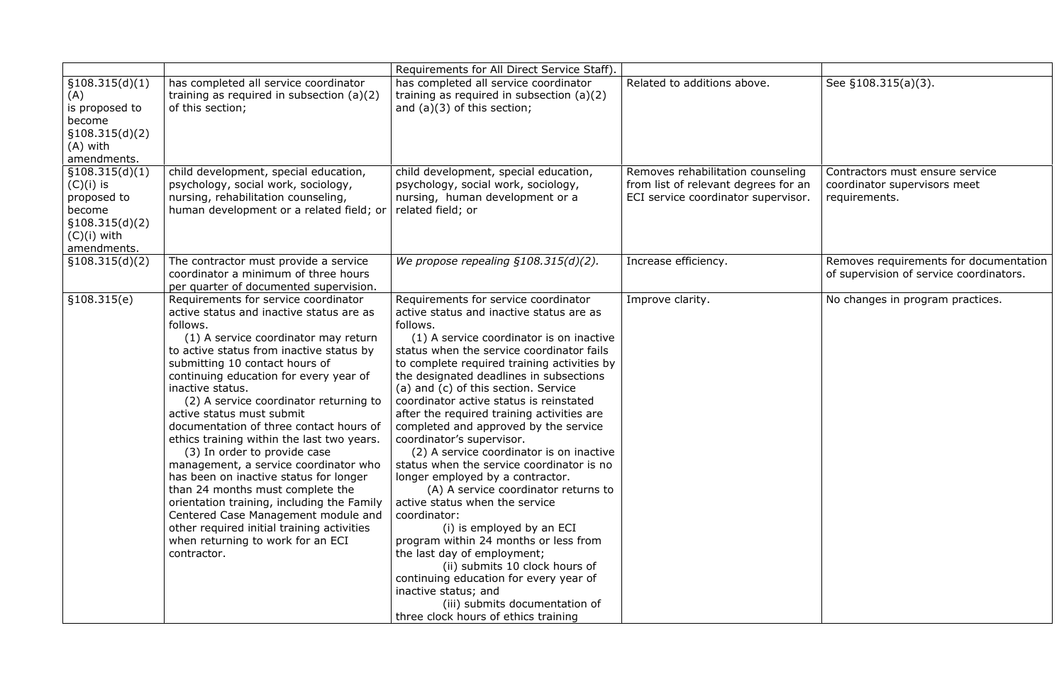| | | Requirements for All Direct Service Staff). | | |
|---|---|---|---|---|
| §108.315(d)(1)(A) is proposed to become §108.315(d)(2)(A) with amendments. | has completed all service coordinator training as required in subsection (a)(2) of this section; | has completed all service coordinator training as required in subsection (a)(2) and (a)(3) of this section; | Related to additions above. | See §108.315(a)(3). |
| §108.315(d)(1)(C)(i) is proposed to become §108.315(d)(2)(C)(i) with amendments. | child development, special education, psychology, social work, sociology, nursing, rehabilitation counseling, human development or a related field; or | child development, special education, psychology, social work, sociology, nursing, human development or a related field; or | Removes rehabilitation counseling from list of relevant degrees for an ECI service coordinator supervisor. | Contractors must ensure service coordinator supervisors meet requirements. |
| §108.315(d)(2) | The contractor must provide a service coordinator a minimum of three hours per quarter of documented supervision. | *We propose repealing §108.315(d)(2).* | Increase efficiency. | Removes requirements for documentation of supervision of service coordinators. |
| §108.315(e) | Requirements for service coordinator active status and inactive status are as follows.<br>(1) A service coordinator may return to active status from inactive status by submitting 10 contact hours of continuing education for every year of inactive status.<br>(2) A service coordinator returning to active status must submit documentation of three contact hours of ethics training within the last two years.<br>(3) In order to provide case management, a service coordinator who has been on inactive status for longer than 24 months must complete the orientation training, including the Family Centered Case Management module and other required initial training activities when returning to work for an ECI contractor. | Requirements for service coordinator active status and inactive status are as follows.<br>(1) A service coordinator is on inactive status when the service coordinator fails to complete required training activities by the designated deadlines in subsections (a) and (c) of this section. Service coordinator active status is reinstated after the required training activities are completed and approved by the service coordinator's supervisor.<br>(2) A service coordinator is on inactive status when the service coordinator is no longer employed by a contractor.<br>(A) A service coordinator returns to active status when the service coordinator:<br>(i) is employed by an ECI program within 24 months or less from the last day of employment;<br>(ii) submits 10 clock hours of continuing education for every year of inactive status; and<br>(iii) submits documentation of three clock hours of ethics training | Improve clarity. | No changes in program practices. |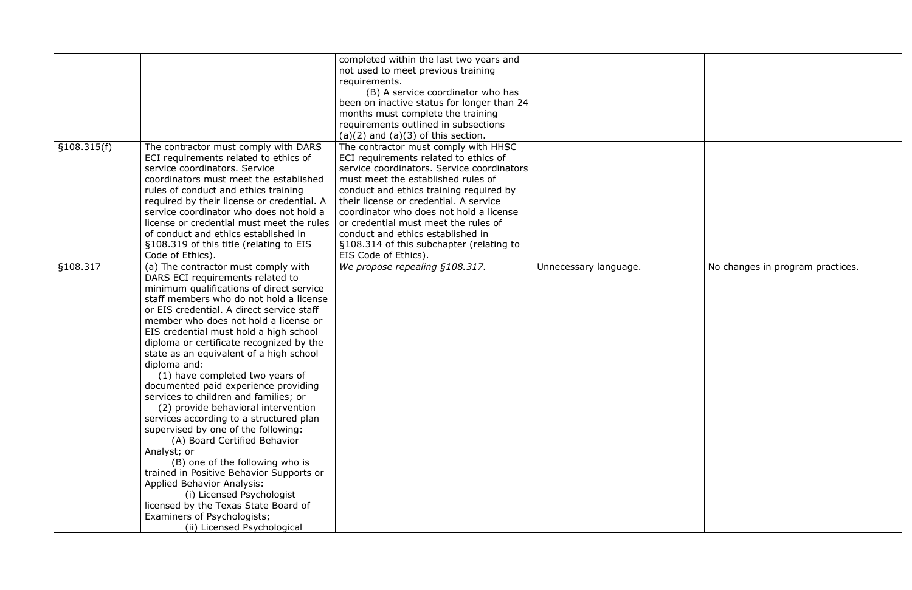| | | | | |
|---|---|---|---|---|
| | | completed within the last two years and not used to meet previous training requirements.<br>(B) A service coordinator who has been on inactive status for longer than 24 months must complete the training requirements outlined in subsections (a)(2) and (a)(3) of this section. | | |
| §108.315(f) | The contractor must comply with DARS ECI requirements related to ethics of service coordinators. Service coordinators must meet the established rules of conduct and ethics training required by their license or credential. A service coordinator who does not hold a license or credential must meet the rules of conduct and ethics established in §108.319 of this title (relating to EIS Code of Ethics). | The contractor must comply with HHSC ECI requirements related to ethics of service coordinators. Service coordinators must meet the established rules of conduct and ethics training required by their license or credential. A service coordinator who does not hold a license or credential must meet the rules of conduct and ethics established in §108.314 of this subchapter (relating to EIS Code of Ethics). | | |
| §108.317 | (a) The contractor must comply with DARS ECI requirements related to minimum qualifications of direct service staff members who do not hold a license or EIS credential. A direct service staff member who does not hold a license or EIS credential must hold a high school diploma or certificate recognized by the state as an equivalent of a high school diploma and:<br>(1) have completed two years of documented paid experience providing services to children and families; or<br>(2) provide behavioral intervention services according to a structured plan supervised by one of the following:<br>(A) Board Certified Behavior Analyst; or<br>(B) one of the following who is trained in Positive Behavior Supports or Applied Behavior Analysis:<br>(i) Licensed Psychologist licensed by the Texas State Board of Examiners of Psychologists;<br>(ii) Licensed Psychological | *We propose repealing §108.317.* | Unnecessary language. | No changes in program practices. |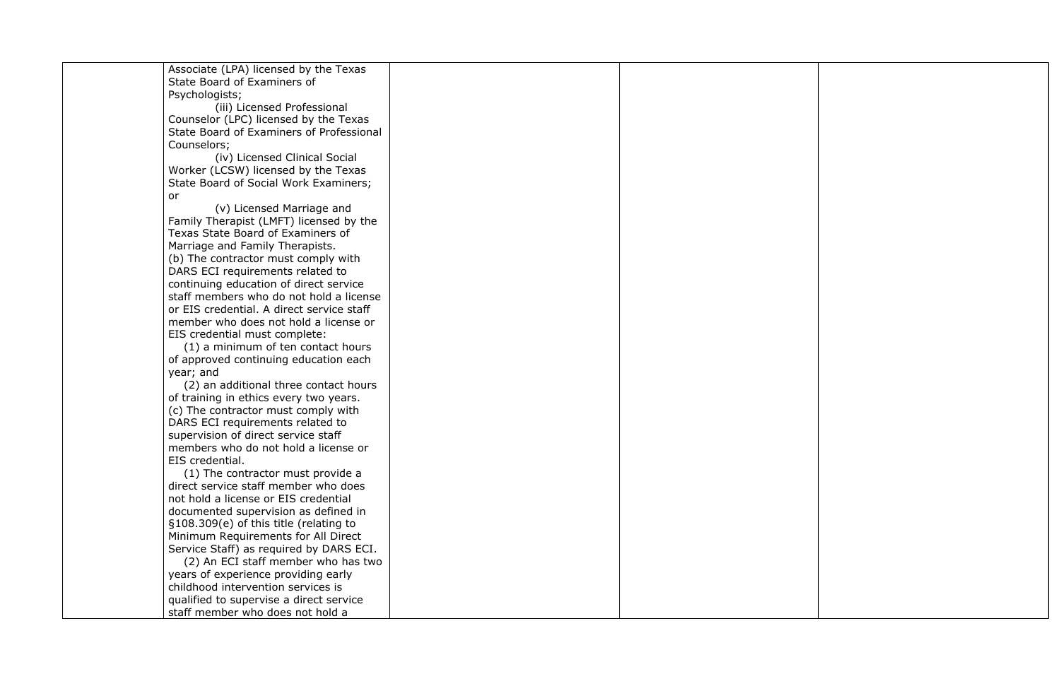| | | | | |
|---|---|---|---|---|
| | Associate (LPA) licensed by the Texas State Board of Examiners of Psychologists;<br>(iii) Licensed Professional Counselor (LPC) licensed by the Texas State Board of Examiners of Professional Counselors;<br>(iv) Licensed Clinical Social Worker (LCSW) licensed by the Texas State Board of Social Work Examiners; or<br>(v) Licensed Marriage and Family Therapist (LMFT) licensed by the Texas State Board of Examiners of Marriage and Family Therapists.<br>(b) The contractor must comply with DARS ECI requirements related to continuing education of direct service staff members who do not hold a license or EIS credential. A direct service staff member who does not hold a license or EIS credential must complete:<br>(1) a minimum of ten contact hours of approved continuing education each year; and<br>(2) an additional three contact hours of training in ethics every two years.<br>(c) The contractor must comply with DARS ECI requirements related to supervision of direct service staff members who do not hold a license or EIS credential.<br>(1) The contractor must provide a direct service staff member who does not hold a license or EIS credential documented supervision as defined in §108.309(e) of this title (relating to Minimum Requirements for All Direct Service Staff) as required by DARS ECI.<br>(2) An ECI staff member who has two years of experience providing early childhood intervention services is qualified to supervise a direct service staff member who does not hold a | | | |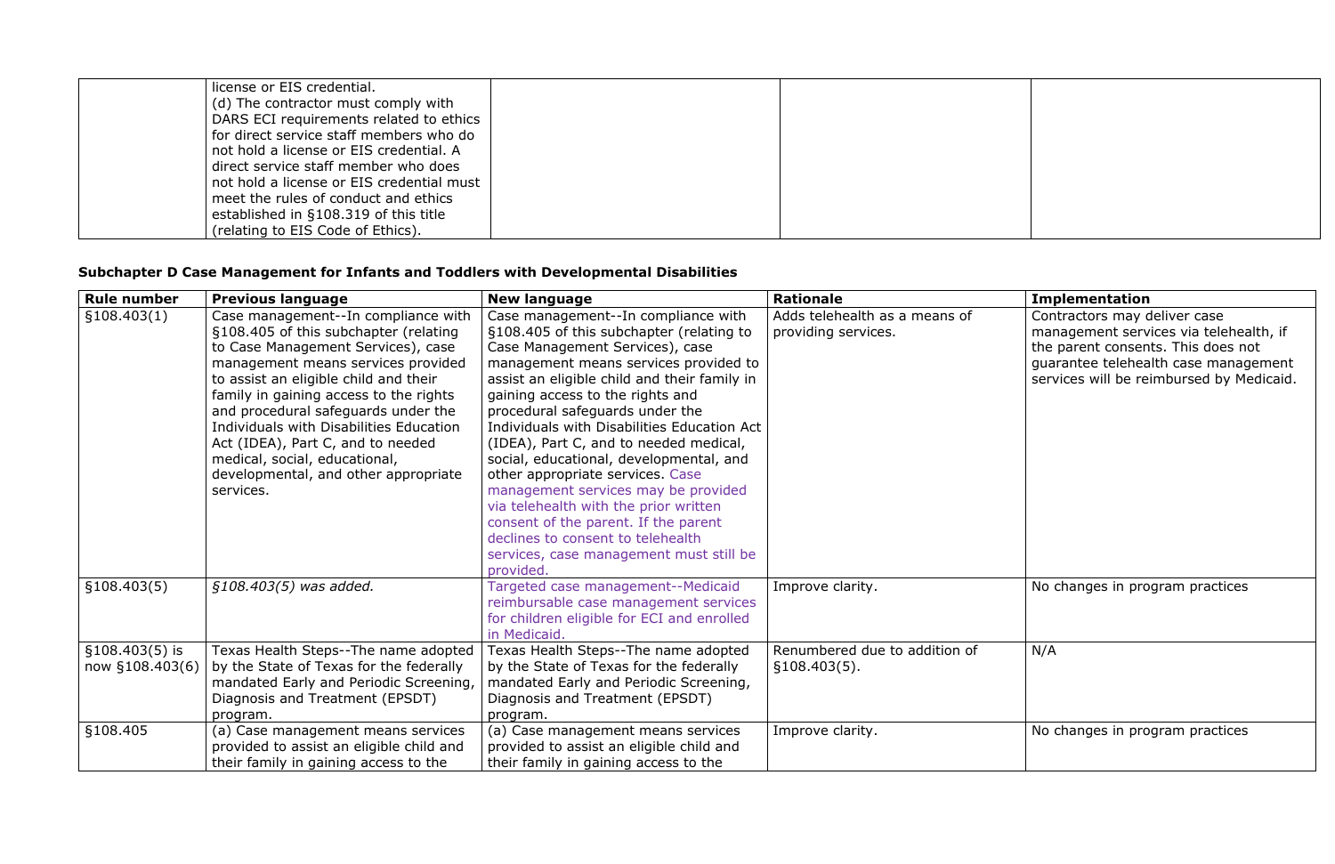| | | | | |
|---|---|---|---|---|
| | license or EIS credential.<br>(d) The contractor must comply with DARS ECI requirements related to ethics for direct service staff members who do not hold a license or EIS credential. A direct service staff member who does not hold a license or EIS credential must meet the rules of conduct and ethics established in §108.319 of this title (relating to EIS Code of Ethics). | | | |

**Subchapter D Case Management for Infants and Toddlers with Developmental Disabilities**

| Rule number | Previous language | New language | Rationale | Implementation |
|---|---|---|---|---|
| §108.403(1) | Case management--In compliance with §108.405 of this subchapter (relating to Case Management Services), case management means services provided to assist an eligible child and their family in gaining access to the rights and procedural safeguards under the Individuals with Disabilities Education Act (IDEA), Part C, and to needed medical, social, educational, developmental, and other appropriate services. | Case management--In compliance with §108.405 of this subchapter (relating to Case Management Services), case management means services provided to assist an eligible child and their family in gaining access to the rights and procedural safeguards under the Individuals with Disabilities Education Act (IDEA), Part C, and to needed medical, social, educational, developmental, and other appropriate services. Case management services may be provided via telehealth with the prior written consent of the parent. If the parent declines to consent to telehealth services, case management must still be provided. | Adds telehealth as a means of providing services. | Contractors may deliver case management services via telehealth, if the parent consents. This does not guarantee telehealth case management services will be reimbursed by Medicaid. |
| §108.403(5) | *§108.403(5) was added.* | Targeted case management--Medicaid reimbursable case management services for children eligible for ECI and enrolled in Medicaid. | Improve clarity. | No changes in program practices |
| §108.403(5) is now §108.403(6) | Texas Health Steps--The name adopted by the State of Texas for the federally mandated Early and Periodic Screening, Diagnosis and Treatment (EPSDT) program. | Texas Health Steps--The name adopted by the State of Texas for the federally mandated Early and Periodic Screening, Diagnosis and Treatment (EPSDT) program. | Renumbered due to addition of §108.403(5). | N/A |
| §108.405 | (a) Case management means services provided to assist an eligible child and their family in gaining access to the | (a) Case management means services provided to assist an eligible child and their family in gaining access to the | Improve clarity. | No changes in program practices |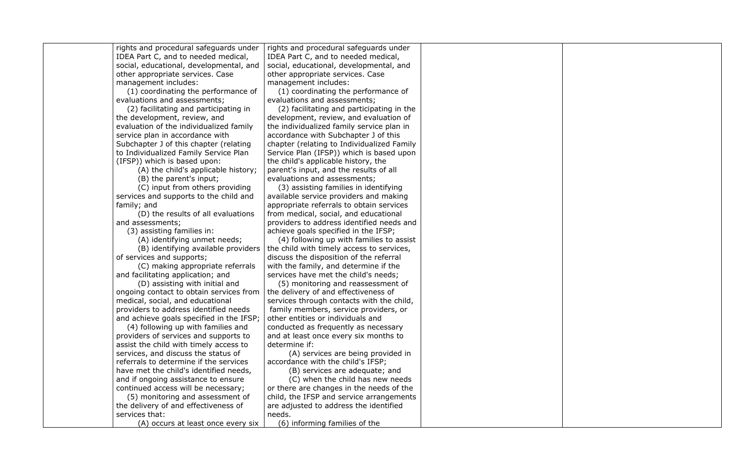| | | | | |
|---|---|---|---|---|
| | rights and procedural safeguards under IDEA Part C, and to needed medical, social, educational, developmental, and other appropriate services. Case management includes:<br>(1) coordinating the performance of evaluations and assessments;<br>(2) facilitating and participating in the development, review, and evaluation of the individualized family service plan in accordance with Subchapter J of this chapter (relating to Individualized Family Service Plan (IFSP)) which is based upon:<br>(A) the child's applicable history;<br>(B) the parent's input;<br>(C) input from others providing services and supports to the child and family; and<br>(D) the results of all evaluations and assessments;<br>(3) assisting families in:<br>(A) identifying unmet needs;<br>(B) identifying available providers of services and supports;<br>(C) making appropriate referrals and facilitating application; and<br>(D) assisting with initial and ongoing contact to obtain services from medical, social, and educational providers to address identified needs and achieve goals specified in the IFSP;<br>(4) following up with families and providers of services and supports to assist the child with timely access to services, and discuss the status of referrals to determine if the services have met the child's identified needs, and if ongoing assistance to ensure continued access will be necessary;<br>(5) monitoring and assessment of the delivery of and effectiveness of services that:<br>(A) occurs at least once every six | rights and procedural safeguards under IDEA Part C, and to needed medical, social, educational, developmental, and other appropriate services. Case management includes:<br>(1) coordinating the performance of evaluations and assessments;<br>(2) facilitating and participating in the development, review, and evaluation of the individualized family service plan in accordance with Subchapter J of this chapter (relating to Individualized Family Service Plan (IFSP)) which is based upon the child's applicable history, the parent's input, and the results of all evaluations and assessments;<br>(3) assisting families in identifying available service providers and making appropriate referrals to obtain services from medical, social, and educational providers to address identified needs and achieve goals specified in the IFSP;<br>(4) following up with families to assist the child with timely access to services, discuss the disposition of the referral with the family, and determine if the services have met the child's needs;<br>(5) monitoring and reassessment of the delivery of and effectiveness of services through contacts with the child, family members, service providers, or other entities or individuals and conducted as frequently as necessary and at least once every six months to determine if:<br>(A) services are being provided in accordance with the child's IFSP;<br>(B) services are adequate; and<br>(C) when the child has new needs or there are changes in the needs of the child, the IFSP and service arrangements are adjusted to address the identified needs.<br>(6) informing families of the | | |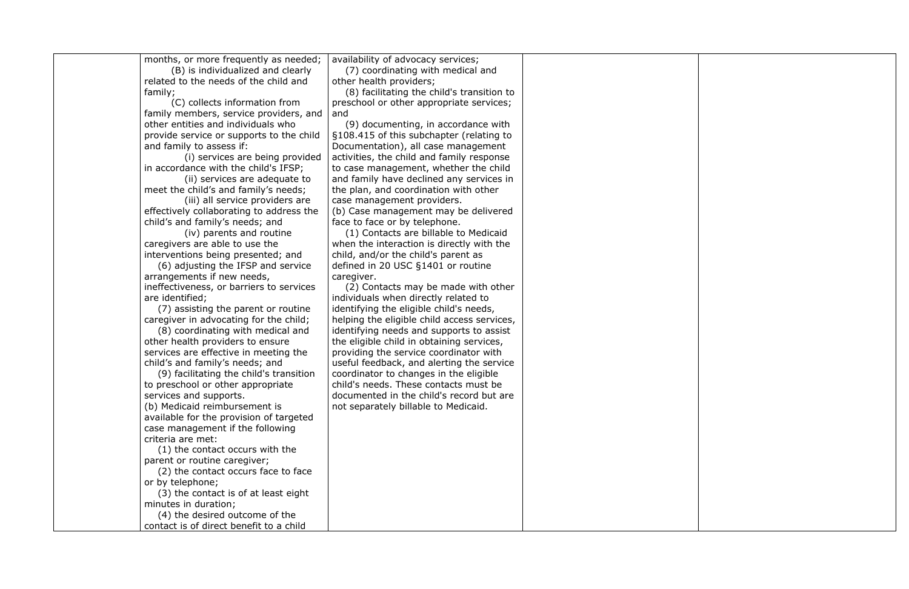| | | | | |
|---|---|---|---|---|
| | months, or more frequently as needed;<br>(B) is individualized and clearly related to the needs of the child and family;<br>(C) collects information from family members, service providers, and other entities and individuals who provide service or supports to the child and family to assess if:<br>(i) services are being provided in accordance with the child's IFSP;<br>(ii) services are adequate to meet the child's and family's needs;<br>(iii) all service providers are effectively collaborating to address the child's and family's needs; and<br>(iv) parents and routine caregivers are able to use the interventions being presented; and<br>(6) adjusting the IFSP and service arrangements if new needs, ineffectiveness, or barriers to services are identified;<br>(7) assisting the parent or routine caregiver in advocating for the child;<br>(8) coordinating with medical and other health providers to ensure services are effective in meeting the child's and family's needs; and<br>(9) facilitating the child's transition to preschool or other appropriate services and supports.<br>(b) Medicaid reimbursement is available for the provision of targeted case management if the following criteria are met:<br>(1) the contact occurs with the parent or routine caregiver;<br>(2) the contact occurs face to face or by telephone;<br>(3) the contact is of at least eight minutes in duration;<br>(4) the desired outcome of the contact is of direct benefit to a child | availability of advocacy services;<br>(7) coordinating with medical and other health providers;<br>(8) facilitating the child's transition to preschool or other appropriate services; and<br>(9) documenting, in accordance with §108.415 of this subchapter (relating to Documentation), all case management activities, the child and family response to case management, whether the child and family have declined any services in the plan, and coordination with other case management providers.<br>(b) Case management may be delivered face to face or by telephone.<br>(1) Contacts are billable to Medicaid when the interaction is directly with the child, and/or the child's parent as defined in 20 USC §1401 or routine caregiver.<br>(2) Contacts may be made with other individuals when directly related to identifying the eligible child's needs, helping the eligible child access services, identifying needs and supports to assist the eligible child in obtaining services, providing the service coordinator with useful feedback, and alerting the service coordinator to changes in the eligible child's needs. These contacts must be documented in the child's record but are not separately billable to Medicaid. | | |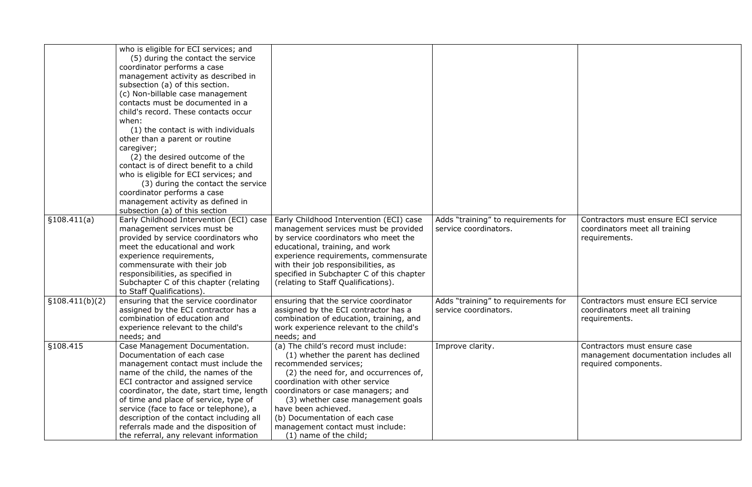| | | | | |
|---|---|---|---|---|
| | who is eligible for ECI services; and<br>(5) during the contact the service coordinator performs a case management activity as described in subsection (a) of this section.<br>(c) Non-billable case management contacts must be documented in a child's record. These contacts occur when:<br>(1) the contact is with individuals other than a parent or routine caregiver;<br>(2) the desired outcome of the contact is of direct benefit to a child who is eligible for ECI services; and<br>(3) during the contact the service coordinator performs a case management activity as defined in subsection (a) of this section | | | |
| §108.411(a) | Early Childhood Intervention (ECI) case management services must be provided by service coordinators who meet the educational and work experience requirements, commensurate with their job responsibilities, as specified in Subchapter C of this chapter (relating to Staff Qualifications). | Early Childhood Intervention (ECI) case management services must be provided by service coordinators who meet the educational, training, and work experience requirements, commensurate with their job responsibilities, as specified in Subchapter C of this chapter (relating to Staff Qualifications). | Adds "training" to requirements for service coordinators. | Contractors must ensure ECI service coordinators meet all training requirements. |
| §108.411(b)(2) | ensuring that the service coordinator assigned by the ECI contractor has a combination of education and experience relevant to the child's needs; and | ensuring that the service coordinator assigned by the ECI contractor has a combination of education, training, and work experience relevant to the child's needs; and | Adds "training" to requirements for service coordinators. | Contractors must ensure ECI service coordinators meet all training requirements. |
| §108.415 | Case Management Documentation. Documentation of each case management contact must include the name of the child, the names of the ECI contractor and assigned service coordinator, the date, start time, length of time and place of service, type of service (face to face or telephone), a description of the contact including all referrals made and the disposition of the referral, any relevant information | (a) The child's record must include:<br>(1) whether the parent has declined recommended services;<br>(2) the need for, and occurrences of, coordination with other service coordinators or case managers; and<br>(3) whether case management goals have been achieved.<br>(b) Documentation of each case management contact must include:<br>(1) name of the child; | Improve clarity. | Contractors must ensure case management documentation includes all required components. |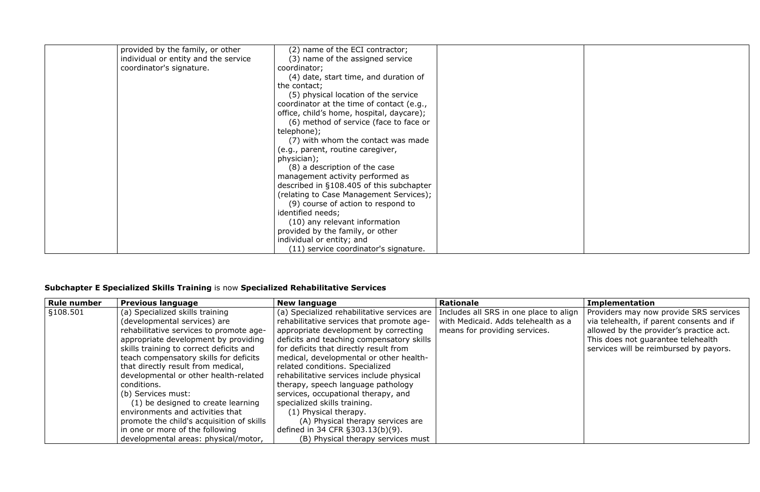| | | | | |
|---|---|---|---|---|
| | provided by the family, or other individual or entity and the service coordinator's signature. | (2) name of the ECI contractor;<br>(3) name of the assigned service coordinator;<br>(4) date, start time, and duration of the contact;<br>(5) physical location of the service coordinator at the time of contact (e.g., office, child's home, hospital, daycare);<br>(6) method of service (face to face or telephone);<br>(7) with whom the contact was made (e.g., parent, routine caregiver, physician);<br>(8) a description of the case management activity performed as described in §108.405 of this subchapter (relating to Case Management Services);<br>(9) course of action to respond to identified needs;<br>(10) any relevant information provided by the family, or other individual or entity; and<br>(11) service coordinator's signature. | | |

**Subchapter E Specialized Skills Training** is now **Specialized Rehabilitative Services**

| Rule number | Previous language | New language | Rationale | Implementation |
|---|---|---|---|---|
| §108.501 | (a) Specialized skills training (developmental services) are rehabilitative services to promote age-appropriate development by providing skills training to correct deficits and teach compensatory skills for deficits that directly result from medical, developmental or other health-related conditions.<br>(b) Services must:<br>(1) be designed to create learning environments and activities that promote the child's acquisition of skills in one or more of the following developmental areas: physical/motor, | (a) Specialized rehabilitative services are rehabilitative services that promote age-appropriate development by correcting deficits and teaching compensatory skills for deficits that directly result from medical, developmental or other health-related conditions. Specialized rehabilitative services include physical therapy, speech language pathology services, occupational therapy, and specialized skills training.<br>(1) Physical therapy.<br>(A) Physical therapy services are defined in 34 CFR §303.13(b)(9).<br>(B) Physical therapy services must | Includes all SRS in one place to align with Medicaid. Adds telehealth as a means for providing services. | Providers may now provide SRS services via telehealth, if parent consents and if allowed by the provider's practice act. This does not guarantee telehealth services will be reimbursed by payors. |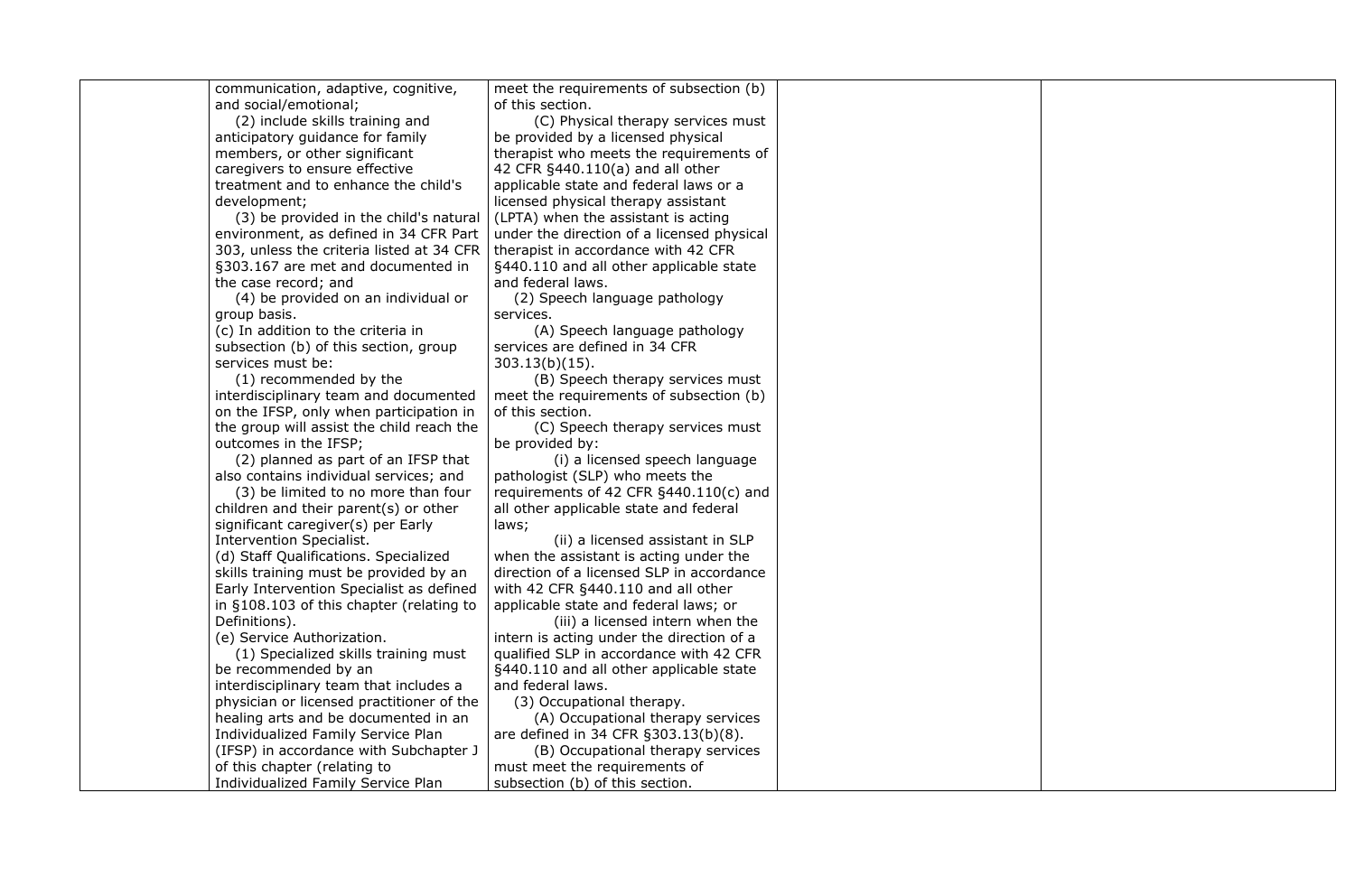| | | | | |
|---|---|---|---|---|
| | communication, adaptive, cognitive, and social/emotional;<br>(2) include skills training and anticipatory guidance for family members, or other significant caregivers to ensure effective treatment and to enhance the child's development;<br>(3) be provided in the child's natural environment, as defined in 34 CFR Part 303, unless the criteria listed at 34 CFR §303.167 are met and documented in the case record; and<br>(4) be provided on an individual or group basis.<br>(c) In addition to the criteria in subsection (b) of this section, group services must be:<br>(1) recommended by the interdisciplinary team and documented on the IFSP, only when participation in the group will assist the child reach the outcomes in the IFSP;<br>(2) planned as part of an IFSP that also contains individual services; and<br>(3) be limited to no more than four children and their parent(s) or other significant caregiver(s) per Early Intervention Specialist.<br>(d) Staff Qualifications. Specialized skills training must be provided by an Early Intervention Specialist as defined in §108.103 of this chapter (relating to Definitions).<br>(e) Service Authorization.<br>(1) Specialized skills training must be recommended by an interdisciplinary team that includes a physician or licensed practitioner of the healing arts and be documented in an Individualized Family Service Plan (IFSP) in accordance with Subchapter J of this chapter (relating to Individualized Family Service Plan | meet the requirements of subsection (b) of this section.<br>(C) Physical therapy services must be provided by a licensed physical therapist who meets the requirements of 42 CFR §440.110(a) and all other applicable state and federal laws or a licensed physical therapy assistant (LPTA) when the assistant is acting under the direction of a licensed physical therapist in accordance with 42 CFR §440.110 and all other applicable state and federal laws.<br>(2) Speech language pathology services.<br>(A) Speech language pathology services are defined in 34 CFR 303.13(b)(15).<br>(B) Speech therapy services must meet the requirements of subsection (b) of this section.<br>(C) Speech therapy services must be provided by:<br>(i) a licensed speech language pathologist (SLP) who meets the requirements of 42 CFR §440.110(c) and all other applicable state and federal laws;<br>(ii) a licensed assistant in SLP when the assistant is acting under the direction of a licensed SLP in accordance with 42 CFR §440.110 and all other applicable state and federal laws; or<br>(iii) a licensed intern when the intern is acting under the direction of a qualified SLP in accordance with 42 CFR §440.110 and all other applicable state and federal laws.<br>(3) Occupational therapy.<br>(A) Occupational therapy services are defined in 34 CFR §303.13(b)(8).<br>(B) Occupational therapy services must meet the requirements of subsection (b) of this section. | | |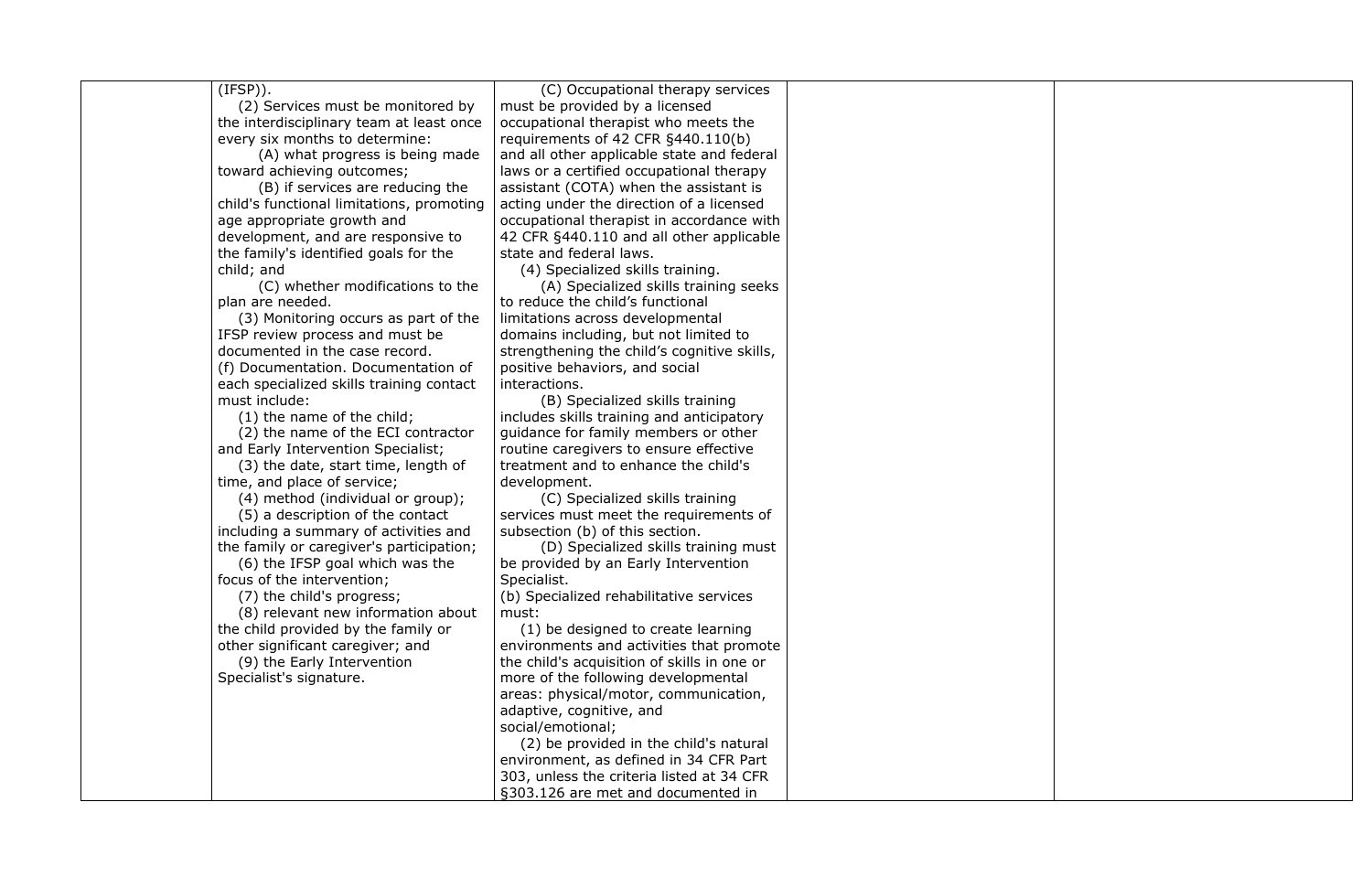| | | | | |
|---|---|---|---|---|
| | (IFSP)).<br>(2) Services must be monitored by the interdisciplinary team at least once every six months to determine:<br>(A) what progress is being made toward achieving outcomes;<br>(B) if services are reducing the child's functional limitations, promoting age appropriate growth and development, and are responsive to the family's identified goals for the child; and<br>(C) whether modifications to the plan are needed.<br>(3) Monitoring occurs as part of the IFSP review process and must be documented in the case record.<br>(f) Documentation. Documentation of each specialized skills training contact must include:<br>(1) the name of the child;<br>(2) the name of the ECI contractor and Early Intervention Specialist;<br>(3) the date, start time, length of time, and place of service;<br>(4) method (individual or group);<br>(5) a description of the contact including a summary of activities and the family or caregiver's participation;<br>(6) the IFSP goal which was the focus of the intervention;<br>(7) the child's progress;<br>(8) relevant new information about the child provided by the family or other significant caregiver; and<br>(9) the Early Intervention Specialist's signature. | (C) Occupational therapy services must be provided by a licensed occupational therapist who meets the requirements of 42 CFR §440.110(b) and all other applicable state and federal laws or a certified occupational therapy assistant (COTA) when the assistant is acting under the direction of a licensed occupational therapist in accordance with 42 CFR §440.110 and all other applicable state and federal laws.<br>(4) Specialized skills training.<br>(A) Specialized skills training seeks to reduce the child's functional limitations across developmental domains including, but not limited to strengthening the child's cognitive skills, positive behaviors, and social interactions.<br>(B) Specialized skills training includes skills training and anticipatory guidance for family members or other routine caregivers to ensure effective treatment and to enhance the child's development.<br>(C) Specialized skills training services must meet the requirements of subsection (b) of this section.<br>(D) Specialized skills training must be provided by an Early Intervention Specialist.<br>(b) Specialized rehabilitative services must:<br>(1) be designed to create learning environments and activities that promote the child's acquisition of skills in one or more of the following developmental areas: physical/motor, communication, adaptive, cognitive, and social/emotional;<br>(2) be provided in the child's natural environment, as defined in 34 CFR Part 303, unless the criteria listed at 34 CFR §303.126 are met and documented in | | |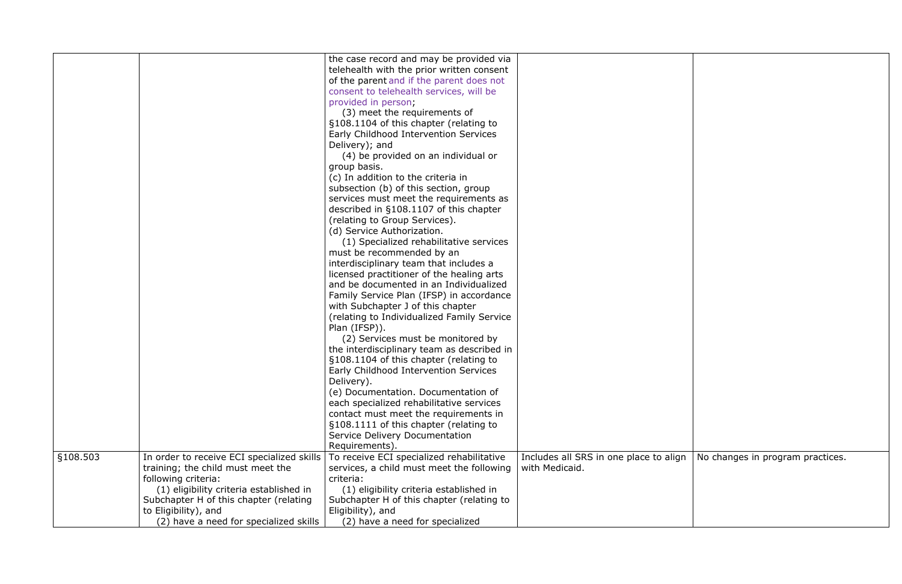| | | | | |
|---|---|---|---|---|
| | | the case record and may be provided via telehealth with the prior written consent of the parent and if the parent does not consent to telehealth services, will be provided in person;<br>(3) meet the requirements of §108.1104 of this chapter (relating to Early Childhood Intervention Services Delivery); and<br>(4) be provided on an individual or group basis.<br>(c) In addition to the criteria in subsection (b) of this section, group services must meet the requirements as described in §108.1107 of this chapter (relating to Group Services).<br>(d) Service Authorization.<br>(1) Specialized rehabilitative services must be recommended by an interdisciplinary team that includes a licensed practitioner of the healing arts and be documented in an Individualized Family Service Plan (IFSP) in accordance with Subchapter J of this chapter (relating to Individualized Family Service Plan (IFSP)).<br>(2) Services must be monitored by the interdisciplinary team as described in §108.1104 of this chapter (relating to Early Childhood Intervention Services Delivery).<br>(e) Documentation. Documentation of each specialized rehabilitative services contact must meet the requirements in §108.1111 of this chapter (relating to Service Delivery Documentation Requirements). | | |
| §108.503 | In order to receive ECI specialized skills training; the child must meet the following criteria:<br>(1) eligibility criteria established in Subchapter H of this chapter (relating to Eligibility), and<br>(2) have a need for specialized skills | To receive ECI specialized rehabilitative services, a child must meet the following criteria:<br>(1) eligibility criteria established in Subchapter H of this chapter (relating to Eligibility), and<br>(2) have a need for specialized | Includes all SRS in one place to align with Medicaid. | No changes in program practices. |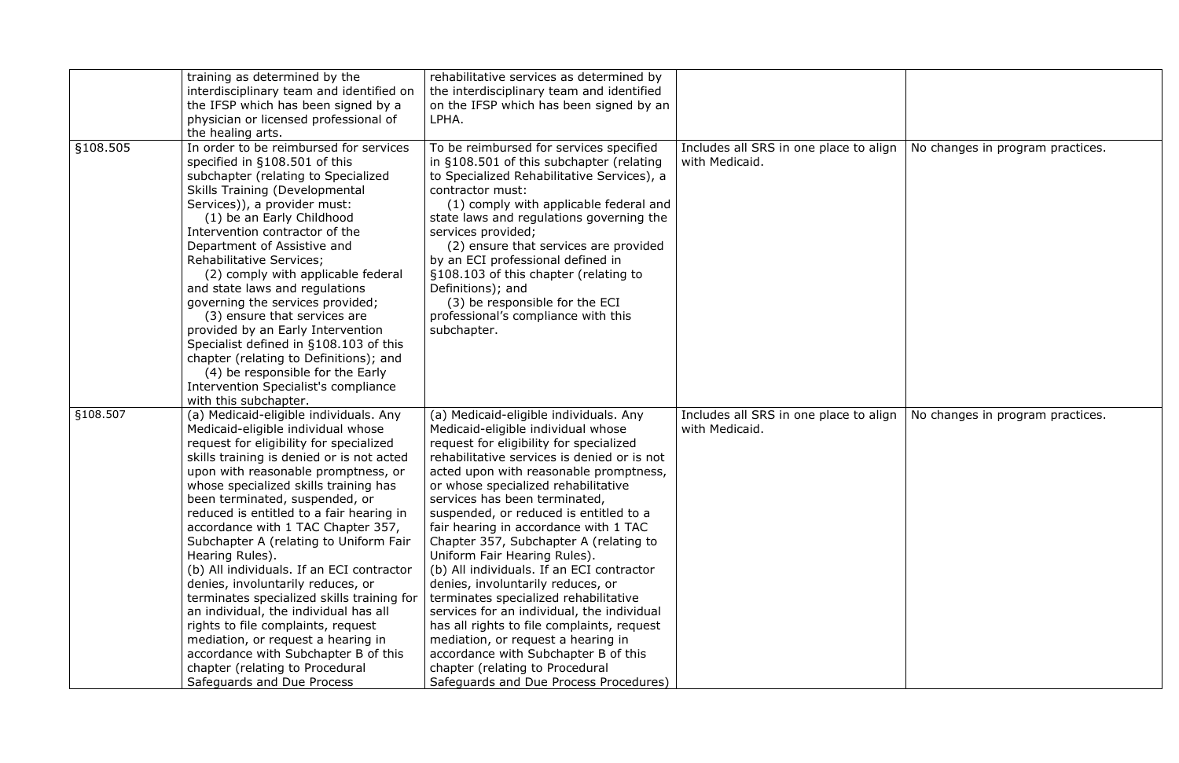| | | | | |
|---|---|---|---|---|
| | training as determined by the interdisciplinary team and identified on the IFSP which has been signed by a physician or licensed professional of the healing arts. | rehabilitative services as determined by the interdisciplinary team and identified on the IFSP which has been signed by an LPHA. | | |
| §108.505 | In order to be reimbursed for services specified in §108.501 of this subchapter (relating to Specialized Skills Training (Developmental Services)), a provider must:<br>(1) be an Early Childhood Intervention contractor of the Department of Assistive and Rehabilitative Services;<br>(2) comply with applicable federal and state laws and regulations governing the services provided;<br>(3) ensure that services are provided by an Early Intervention Specialist defined in §108.103 of this chapter (relating to Definitions); and<br>(4) be responsible for the Early Intervention Specialist's compliance with this subchapter. | To be reimbursed for services specified in §108.501 of this subchapter (relating to Specialized Rehabilitative Services), a contractor must:<br>(1) comply with applicable federal and state laws and regulations governing the services provided;<br>(2) ensure that services are provided by an ECI professional defined in §108.103 of this chapter (relating to Definitions); and<br>(3) be responsible for the ECI professional's compliance with this subchapter. | Includes all SRS in one place to align with Medicaid. | No changes in program practices. |
| §108.507 | (a) Medicaid-eligible individuals. Any Medicaid-eligible individual whose request for eligibility for specialized skills training is denied or is not acted upon with reasonable promptness, or whose specialized skills training has been terminated, suspended, or reduced is entitled to a fair hearing in accordance with 1 TAC Chapter 357, Subchapter A (relating to Uniform Fair Hearing Rules).<br>(b) All individuals. If an ECI contractor denies, involuntarily reduces, or terminates specialized skills training for an individual, the individual has all rights to file complaints, request mediation, or request a hearing in accordance with Subchapter B of this chapter (relating to Procedural Safeguards and Due Process | (a) Medicaid-eligible individuals. Any Medicaid-eligible individual whose request for eligibility for specialized rehabilitative services is denied or is not acted upon with reasonable promptness, or whose specialized rehabilitative services has been terminated, suspended, or reduced is entitled to a fair hearing in accordance with 1 TAC Chapter 357, Subchapter A (relating to Uniform Fair Hearing Rules).<br>(b) All individuals. If an ECI contractor denies, involuntarily reduces, or terminates specialized rehabilitative services for an individual, the individual has all rights to file complaints, request mediation, or request a hearing in accordance with Subchapter B of this chapter (relating to Procedural Safeguards and Due Process Procedures) | Includes all SRS in one place to align with Medicaid. | No changes in program practices. |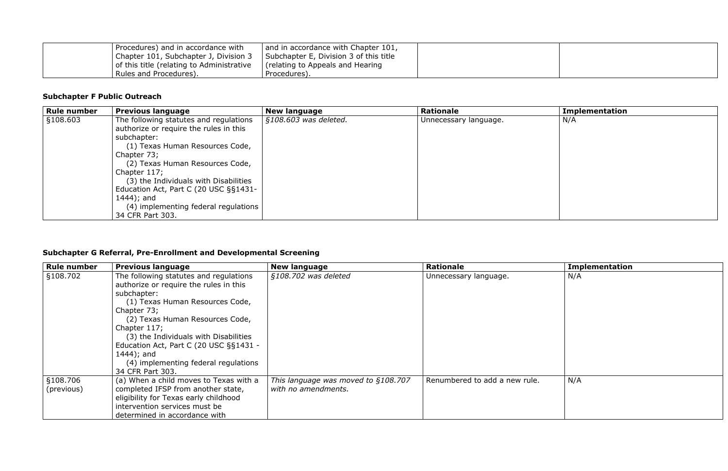| | | | | |
|---|---|---|---|---|
| | Procedures) and in accordance with Chapter 101, Subchapter J, Division 3 of this title (relating to Administrative Rules and Procedures). | and in accordance with Chapter 101, Subchapter E, Division 3 of this title (relating to Appeals and Hearing Procedures). | | |

**Subchapter F Public Outreach**

| Rule number | Previous language | New language | Rationale | Implementation |
|---|---|---|---|---|
| §108.603 | The following statutes and regulations authorize or require the rules in this subchapter: (1) Texas Human Resources Code, Chapter 73; (2) Texas Human Resources Code, Chapter 117; (3) the Individuals with Disabilities Education Act, Part C (20 USC §§1431-1444); and (4) implementing federal regulations 34 CFR Part 303. | *§108.603 was deleted.* | Unnecessary language. | N/A |

**Subchapter G Referral, Pre-Enrollment and Developmental Screening**

| Rule number | Previous language | New language | Rationale | Implementation |
|---|---|---|---|---|
| §108.702 | The following statutes and regulations authorize or require the rules in this subchapter: (1) Texas Human Resources Code, Chapter 73; (2) Texas Human Resources Code, Chapter 117; (3) the Individuals with Disabilities Education Act, Part C (20 USC §§1431 - 1444); and (4) implementing federal regulations 34 CFR Part 303. | *§108.702 was deleted* | Unnecessary language. | N/A |
| §108.706 (previous) | (a) When a child moves to Texas with a completed IFSP from another state, eligibility for Texas early childhood intervention services must be determined in accordance with | *This language was moved to §108.707 with no amendments.* | Renumbered to add a new rule. | N/A |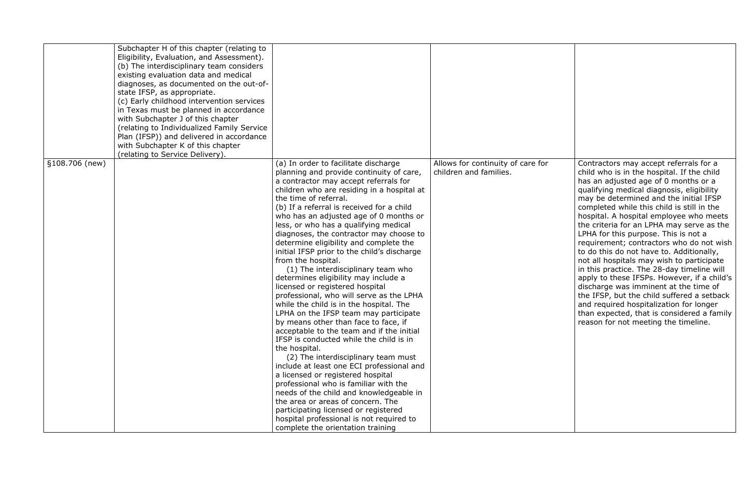| | | | | |
|---|---|---|---|---|
| | Subchapter H of this chapter (relating to Eligibility, Evaluation, and Assessment).<br>(b) The interdisciplinary team considers existing evaluation data and medical diagnoses, as documented on the out-of-state IFSP, as appropriate.<br>(c) Early childhood intervention services in Texas must be planned in accordance with Subchapter J of this chapter (relating to Individualized Family Service Plan (IFSP)) and delivered in accordance with Subchapter K of this chapter (relating to Service Delivery). | | | |
| §108.706 (new) | | (a) In order to facilitate discharge planning and provide continuity of care, a contractor may accept referrals for children who are residing in a hospital at the time of referral.<br>(b) If a referral is received for a child who has an adjusted age of 0 months or less, or who has a qualifying medical diagnoses, the contractor may choose to determine eligibility and complete the initial IFSP prior to the child's discharge from the hospital.<br>(1) The interdisciplinary team who determines eligibility may include a licensed or registered hospital professional, who will serve as the LPHA while the child is in the hospital. The LPHA on the IFSP team may participate by means other than face to face, if acceptable to the team and if the initial IFSP is conducted while the child is in the hospital.<br>(2) The interdisciplinary team must include at least one ECI professional and a licensed or registered hospital professional who is familiar with the needs of the child and knowledgeable in the area or areas of concern. The participating licensed or registered hospital professional is not required to complete the orientation training | Allows for continuity of care for children and families. | Contractors may accept referrals for a child who is in the hospital. If the child has an adjusted age of 0 months or a qualifying medical diagnosis, eligibility may be determined and the initial IFSP completed while this child is still in the hospital. A hospital employee who meets the criteria for an LPHA may serve as the LPHA for this purpose. This is not a requirement; contractors who do not wish to do this do not have to. Additionally, not all hospitals may wish to participate in this practice. The 28-day timeline will apply to these IFSPs. However, if a child's discharge was imminent at the time of the IFSP, but the child suffered a setback and required hospitalization for longer than expected, that is considered a family reason for not meeting the timeline. |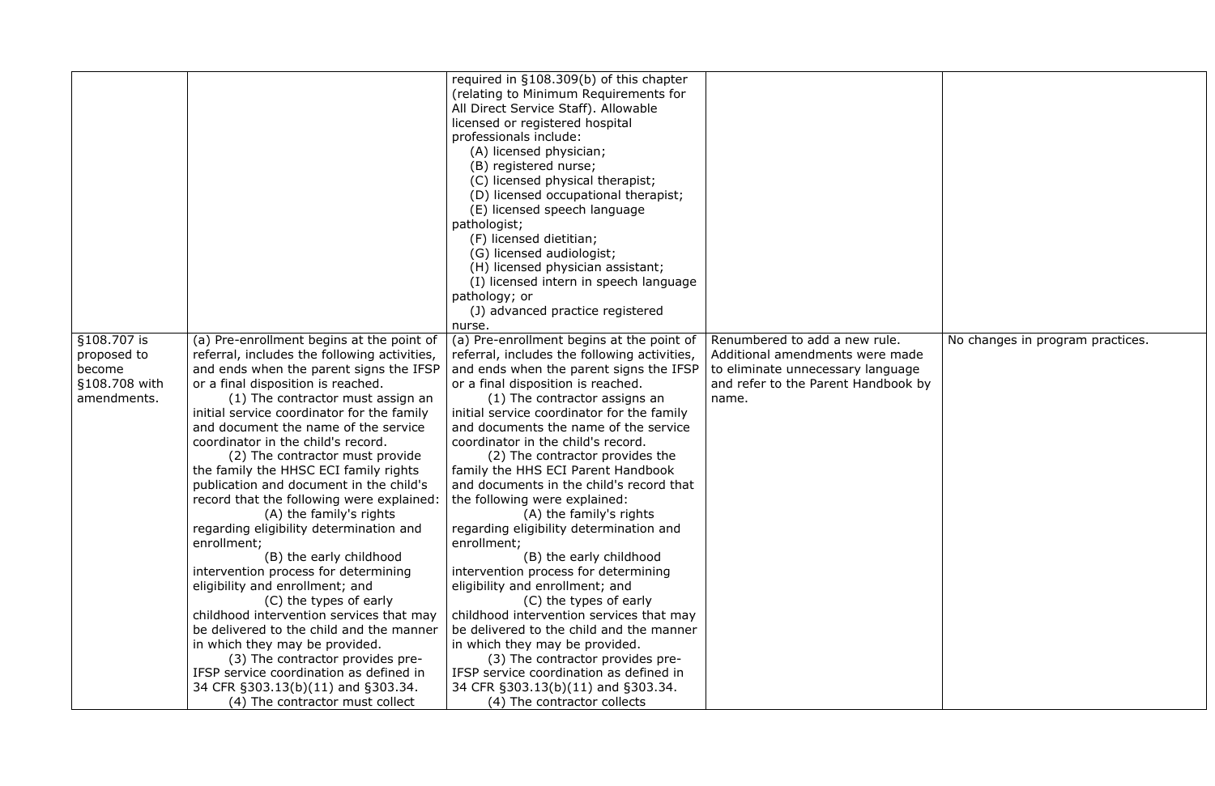| | | | | |
|---|---|---|---|---|
| | | required in §108.309(b) of this chapter (relating to Minimum Requirements for All Direct Service Staff). Allowable licensed or registered hospital professionals include:<br>(A) licensed physician;<br>(B) registered nurse;<br>(C) licensed physical therapist;<br>(D) licensed occupational therapist;<br>(E) licensed speech language pathologist;<br>(F) licensed dietitian;<br>(G) licensed audiologist;<br>(H) licensed physician assistant;<br>(I) licensed intern in speech language pathology; or<br>(J) advanced practice registered nurse. | | |
| §108.707 is proposed to become §108.708 with amendments. | (a) Pre-enrollment begins at the point of referral, includes the following activities, and ends when the parent signs the IFSP or a final disposition is reached.<br>(1) The contractor must assign an initial service coordinator for the family and document the name of the service coordinator in the child's record.<br>(2) The contractor must provide the family the HHSC ECI family rights publication and document in the child's record that the following were explained:<br>(A) the family's rights regarding eligibility determination and enrollment;<br>(B) the early childhood intervention process for determining eligibility and enrollment; and<br>(C) the types of early childhood intervention services that may be delivered to the child and the manner in which they may be provided.<br>(3) The contractor provides pre-IFSP service coordination as defined in 34 CFR §303.13(b)(11) and §303.34.<br>(4) The contractor must collect | (a) Pre-enrollment begins at the point of referral, includes the following activities, and ends when the parent signs the IFSP or a final disposition is reached.<br>(1) The contractor assigns an initial service coordinator for the family and documents the name of the service coordinator in the child's record.<br>(2) The contractor provides the family the HHS ECI Parent Handbook and documents in the child's record that the following were explained:<br>(A) the family's rights regarding eligibility determination and enrollment;<br>(B) the early childhood intervention process for determining eligibility and enrollment; and<br>(C) the types of early childhood intervention services that may be delivered to the child and the manner in which they may be provided.<br>(3) The contractor provides pre-IFSP service coordination as defined in 34 CFR §303.13(b)(11) and §303.34.<br>(4) The contractor collects | Renumbered to add a new rule. Additional amendments were made to eliminate unnecessary language and refer to the Parent Handbook by name. | No changes in program practices. |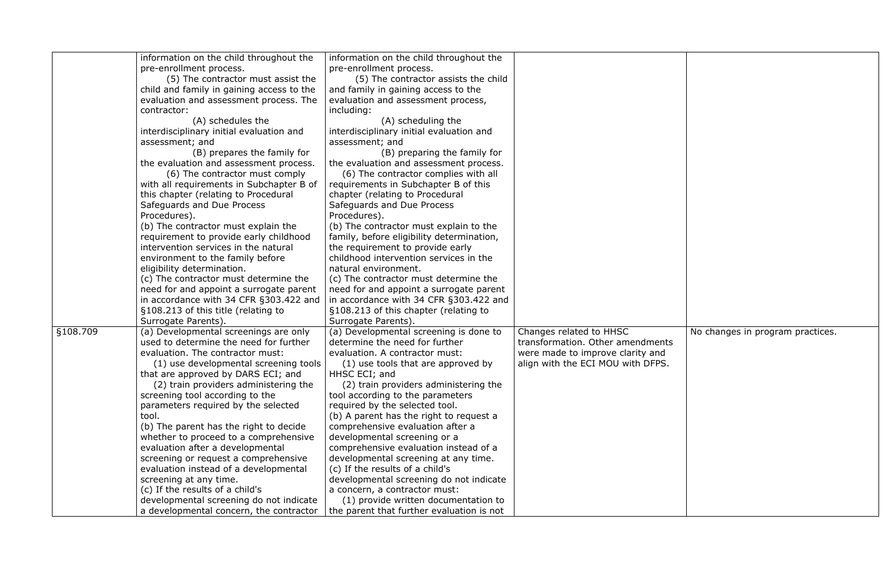| | | | | |
|---|---|---|---|---|
| | information on the child throughout the pre-enrollment process.<br>(5) The contractor must assist the child and family in gaining access to the evaluation and assessment process. The contractor:<br>(A) schedules the interdisciplinary initial evaluation and assessment; and<br>(B) prepares the family for the evaluation and assessment process.<br>(6) The contractor must comply with all requirements in Subchapter B of this chapter (relating to Procedural Safeguards and Due Process Procedures).<br>(b) The contractor must explain the requirement to provide early childhood intervention services in the natural environment to the family before eligibility determination.<br>(c) The contractor must determine the need for and appoint a surrogate parent in accordance with 34 CFR §303.422 and §108.213 of this title (relating to Surrogate Parents). | information on the child throughout the pre-enrollment process.<br>(5) The contractor assists the child and family in gaining access to the evaluation and assessment process, including:<br>(A) scheduling the interdisciplinary initial evaluation and assessment; and<br>(B) preparing the family for the evaluation and assessment process.<br>(6) The contractor complies with all requirements in Subchapter B of this chapter (relating to Procedural Safeguards and Due Process Procedures).<br>(b) The contractor must explain to the family, before eligibility determination, the requirement to provide early childhood intervention services in the natural environment.<br>(c) The contractor must determine the need for and appoint a surrogate parent in accordance with 34 CFR §303.422 and §108.213 of this chapter (relating to Surrogate Parents). | | |
| §108.709 | (a) Developmental screenings are only used to determine the need for further evaluation. The contractor must:<br>(1) use developmental screening tools that are approved by DARS ECI; and<br>(2) train providers administering the screening tool according to the parameters required by the selected tool.<br>(b) The parent has the right to decide whether to proceed to a comprehensive evaluation after a developmental screening or request a comprehensive evaluation instead of a developmental screening at any time.<br>(c) If the results of a child's developmental screening do not indicate a developmental concern, the contractor | (a) Developmental screening is done to determine the need for further evaluation. A contractor must:<br>(1) use tools that are approved by HHSC ECI; and<br>(2) train providers administering the tool according to the parameters required by the selected tool.<br>(b) A parent has the right to request a comprehensive evaluation after a developmental screening or a comprehensive evaluation instead of a developmental screening at any time.<br>(c) If the results of a child's developmental screening do not indicate a concern, a contractor must:<br>(1) provide written documentation to the parent that further evaluation is not | Changes related to HHSC transformation. Other amendments were made to improve clarity and align with the ECI MOU with DFPS. | No changes in program practices. |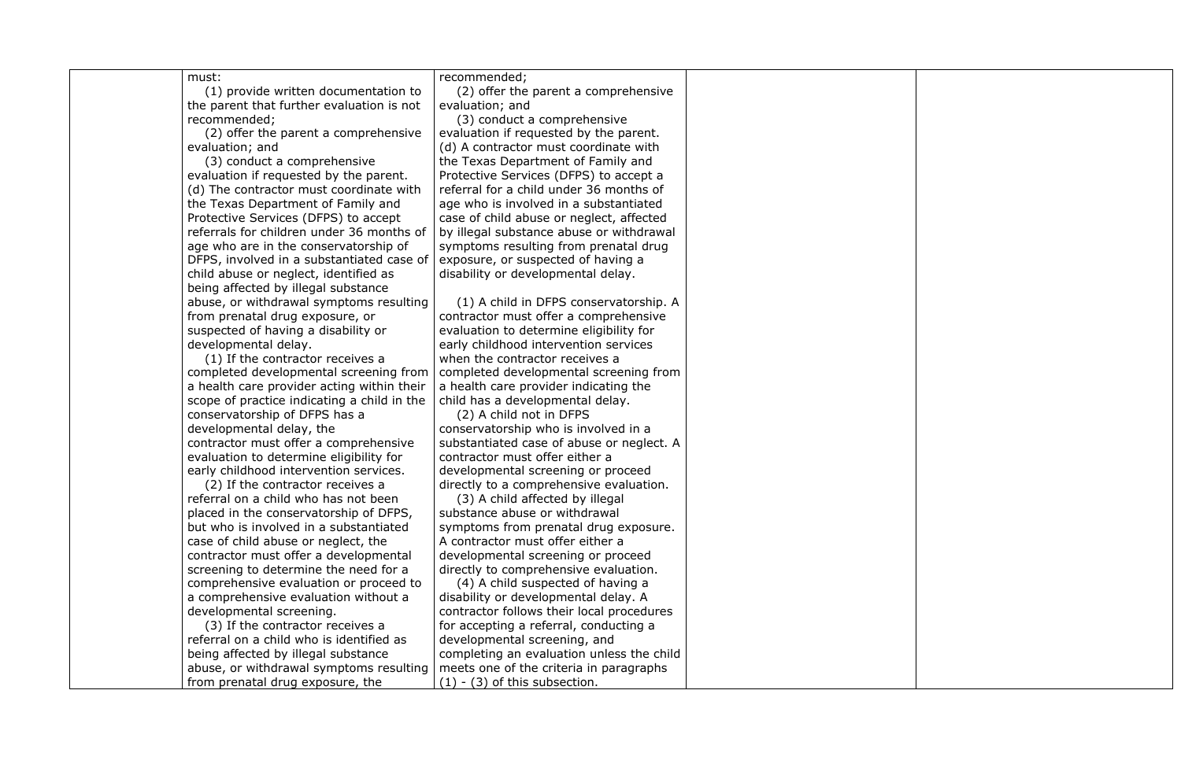| | | | | |
|---|---|---|---|---|
| | must:<br>(1) provide written documentation to the parent that further evaluation is not recommended;<br>(2) offer the parent a comprehensive evaluation; and<br>(3) conduct a comprehensive evaluation if requested by the parent.<br>(d) The contractor must coordinate with the Texas Department of Family and Protective Services (DFPS) to accept referrals for children under 36 months of age who are in the conservatorship of DFPS, involved in a substantiated case of child abuse or neglect, identified as being affected by illegal substance abuse, or withdrawal symptoms resulting from prenatal drug exposure, or suspected of having a disability or developmental delay.<br>(1) If the contractor receives a completed developmental screening from a health care provider acting within their scope of practice indicating a child in the conservatorship of DFPS has a developmental delay, the contractor must offer a comprehensive evaluation to determine eligibility for early childhood intervention services.<br>(2) If the contractor receives a referral on a child who has not been placed in the conservatorship of DFPS, but who is involved in a substantiated case of child abuse or neglect, the contractor must offer a developmental screening to determine the need for a comprehensive evaluation or proceed to a comprehensive evaluation without a developmental screening.<br>(3) If the contractor receives a referral on a child who is identified as being affected by illegal substance abuse, or withdrawal symptoms resulting from prenatal drug exposure, the | recommended;<br>(2) offer the parent a comprehensive evaluation; and<br>(3) conduct a comprehensive evaluation if requested by the parent.<br>(d) A contractor must coordinate with the Texas Department of Family and Protective Services (DFPS) to accept a referral for a child under 36 months of age who is involved in a substantiated case of child abuse or neglect, affected by illegal substance abuse or withdrawal symptoms resulting from prenatal drug exposure, or suspected of having a disability or developmental delay.<br><br>(1) A child in DFPS conservatorship. A contractor must offer a comprehensive evaluation to determine eligibility for early childhood intervention services when the contractor receives a completed developmental screening from a health care provider indicating the child has a developmental delay.<br>(2) A child not in DFPS conservatorship who is involved in a substantiated case of abuse or neglect. A contractor must offer either a developmental screening or proceed directly to a comprehensive evaluation.<br>(3) A child affected by illegal substance abuse or withdrawal symptoms from prenatal drug exposure. A contractor must offer either a developmental screening or proceed directly to comprehensive evaluation.<br>(4) A child suspected of having a disability or developmental delay. A contractor follows their local procedures for accepting a referral, conducting a developmental screening, and completing an evaluation unless the child meets one of the criteria in paragraphs (1) - (3) of this subsection. | | |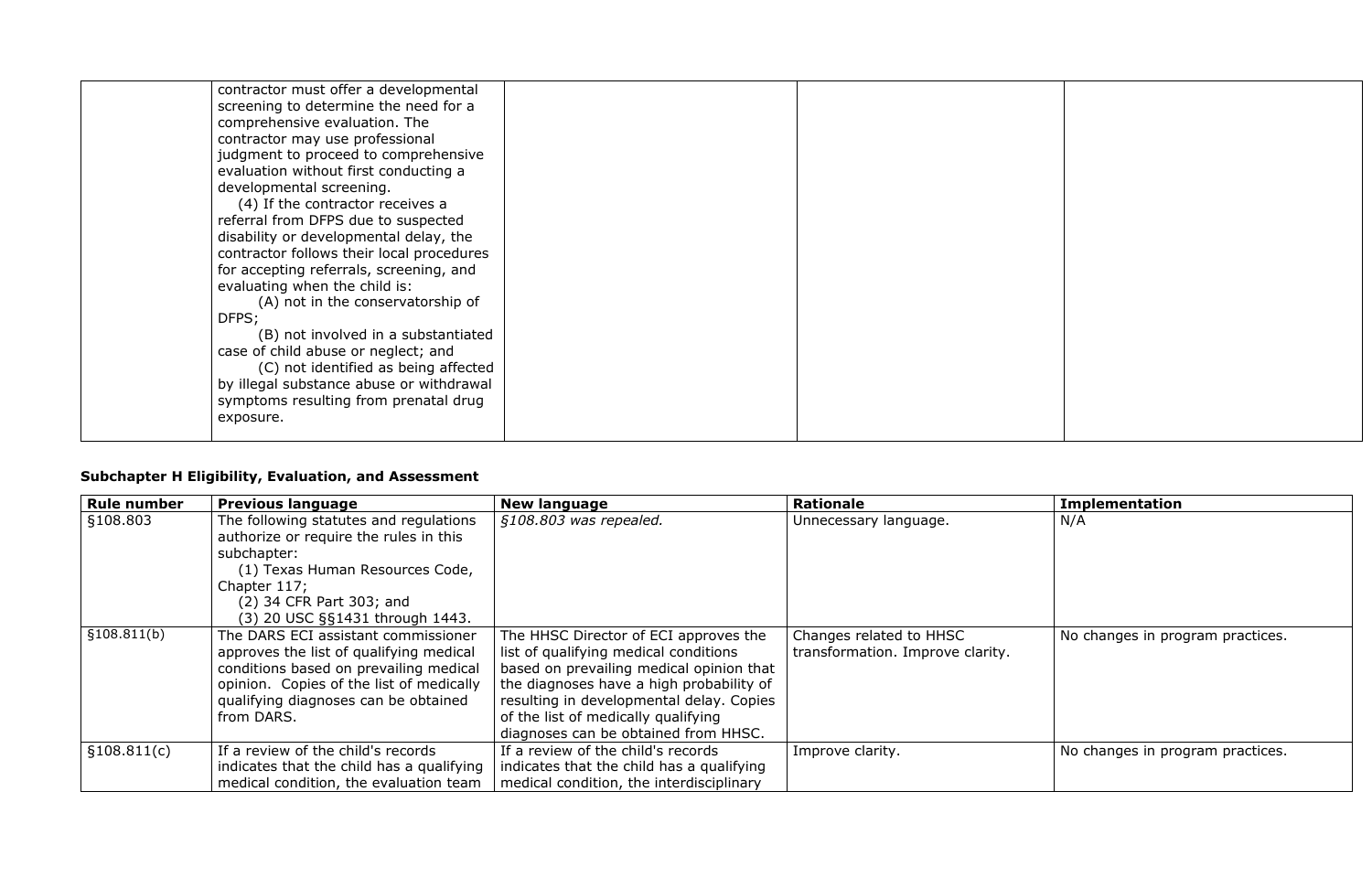| | | | | |
|---|---|---|---|---|
| | contractor must offer a developmental screening to determine the need for a comprehensive evaluation. The contractor may use professional judgment to proceed to comprehensive evaluation without first conducting a developmental screening.<br>(4) If the contractor receives a referral from DFPS due to suspected disability or developmental delay, the contractor follows their local procedures for accepting referrals, screening, and evaluating when the child is:<br>(A) not in the conservatorship of DFPS;<br>(B) not involved in a substantiated case of child abuse or neglect; and<br>(C) not identified as being affected by illegal substance abuse or withdrawal symptoms resulting from prenatal drug exposure. | | | |

**Subchapter H Eligibility, Evaluation, and Assessment**

| Rule number | Previous language | New language | Rationale | Implementation |
|---|---|---|---|---|
| §108.803 | The following statutes and regulations authorize or require the rules in this subchapter:<br>(1) Texas Human Resources Code, Chapter 117;<br>(2) 34 CFR Part 303; and<br>(3) 20 USC §§1431 through 1443. | *§108.803 was repealed.* | Unnecessary language. | N/A |
| §108.811(b) | The DARS ECI assistant commissioner approves the list of qualifying medical conditions based on prevailing medical opinion. Copies of the list of medically qualifying diagnoses can be obtained from DARS. | The HHSC Director of ECI approves the list of qualifying medical conditions based on prevailing medical opinion that the diagnoses have a high probability of resulting in developmental delay. Copies of the list of medically qualifying diagnoses can be obtained from HHSC. | Changes related to HHSC transformation. Improve clarity. | No changes in program practices. |
| §108.811(c) | If a review of the child's records indicates that the child has a qualifying medical condition, the evaluation team | If a review of the child's records indicates that the child has a qualifying medical condition, the interdisciplinary | Improve clarity. | No changes in program practices. |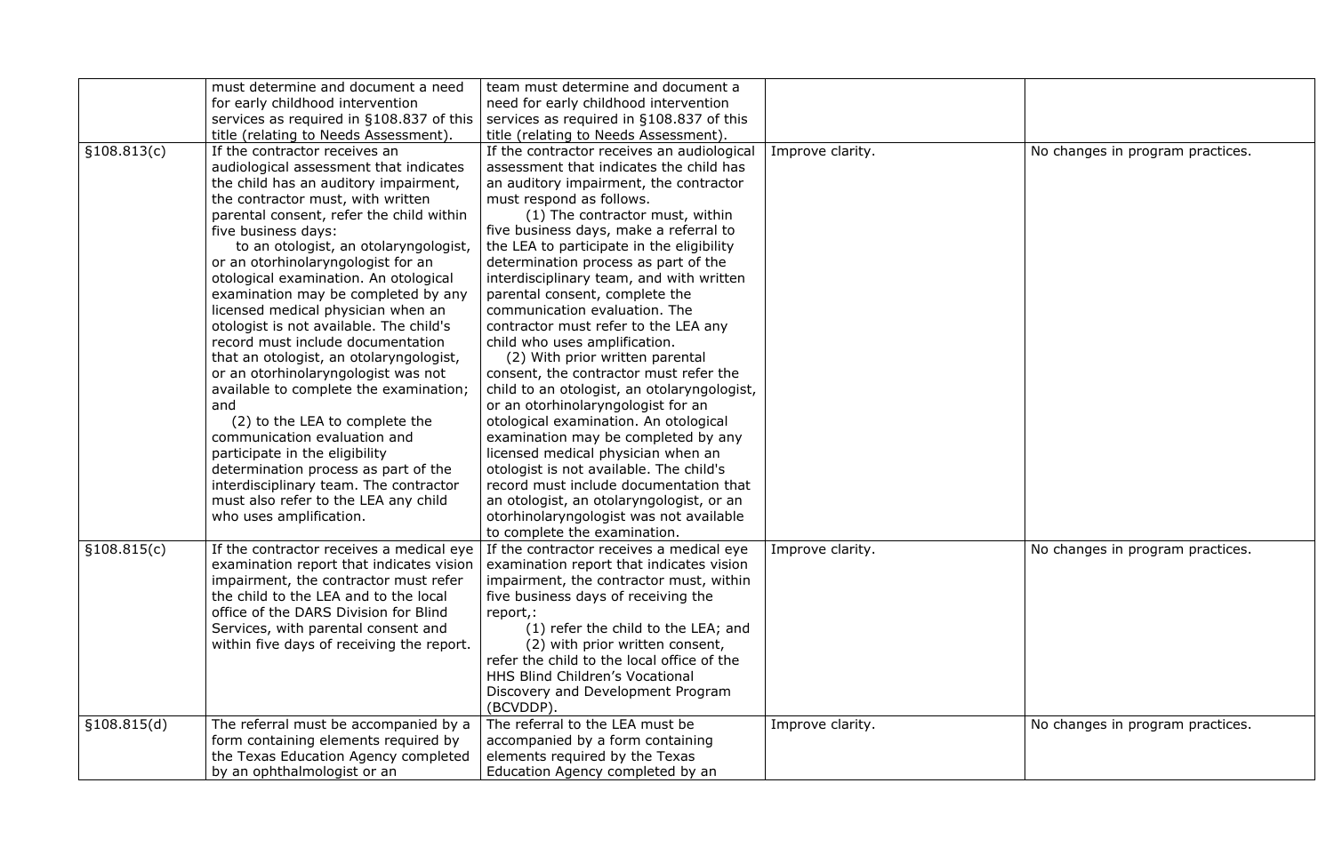| | | | | |
|---|---|---|---|---|
| | must determine and document a need for early childhood intervention services as required in §108.837 of this title (relating to Needs Assessment). | team must determine and document a need for early childhood intervention services as required in §108.837 of this title (relating to Needs Assessment). | | |
| §108.813(c) | If the contractor receives an audiological assessment that indicates the child has an auditory impairment, the contractor must, with written parental consent, refer the child within five business days: to an otologist, an otolaryngologist, or an otorhinolaryngologist for an otological examination. An otological examination may be completed by any licensed medical physician when an otologist is not available. The child's record must include documentation that an otologist, an otolaryngologist, or an otorhinolaryngologist was not available to complete the examination; and (2) to the LEA to complete the communication evaluation and participate in the eligibility determination process as part of the interdisciplinary team. The contractor must also refer to the LEA any child who uses amplification. | If the contractor receives an audiological assessment that indicates the child has an auditory impairment, the contractor must respond as follows. (1) The contractor must, within five business days, make a referral to the LEA to participate in the eligibility determination process as part of the interdisciplinary team, and with written parental consent, complete the communication evaluation. The contractor must refer to the LEA any child who uses amplification. (2) With prior written parental consent, the contractor must refer the child to an otologist, an otolaryngologist, or an otorhinolaryngologist for an otological examination. An otological examination may be completed by any licensed medical physician when an otologist is not available. The child's record must include documentation that an otologist, an otolaryngologist, or an otorhinolaryngologist was not available to complete the examination. | Improve clarity. | No changes in program practices. |
| §108.815(c) | If the contractor receives a medical eye examination report that indicates vision impairment, the contractor must refer the child to the LEA and to the local office of the DARS Division for Blind Services, with parental consent and within five days of receiving the report. | If the contractor receives a medical eye examination report that indicates vision impairment, the contractor must, within five business days of receiving the report,: (1) refer the child to the LEA; and (2) with prior written consent, refer the child to the local office of the HHS Blind Children's Vocational Discovery and Development Program (BCVDDP). | Improve clarity. | No changes in program practices. |
| §108.815(d) | The referral must be accompanied by a form containing elements required by the Texas Education Agency completed by an ophthalmologist or an | The referral to the LEA must be accompanied by a form containing elements required by the Texas Education Agency completed by an | Improve clarity. | No changes in program practices. |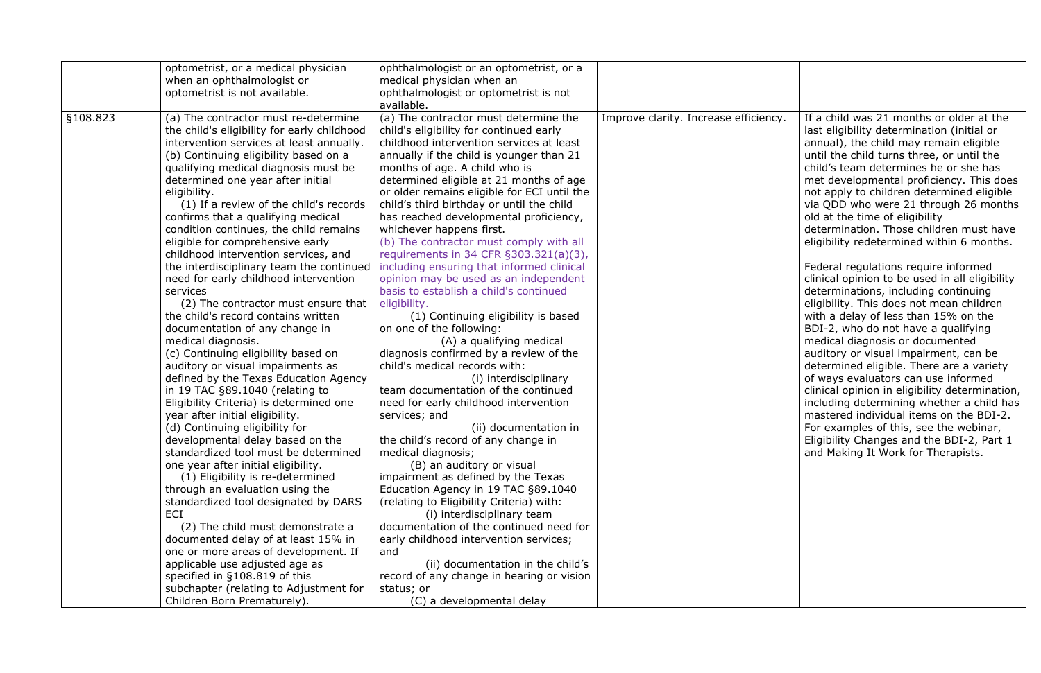| | | | | |
|---|---|---|---|---|
| | optometrist, or a medical physician when an ophthalmologist or optometrist is not available. | ophthalmologist or an optometrist, or a medical physician when an ophthalmologist or optometrist is not available. | | |
| §108.823 | (a) The contractor must re-determine the child's eligibility for early childhood intervention services at least annually.<br>(b) Continuing eligibility based on a qualifying medical diagnosis must be determined one year after initial eligibility.<br>(1) If a review of the child's records confirms that a qualifying medical condition continues, the child remains eligible for comprehensive early childhood intervention services, and the interdisciplinary team the continued need for early childhood intervention services<br>(2) The contractor must ensure that the child's record contains written documentation of any change in medical diagnosis.<br>(c) Continuing eligibility based on auditory or visual impairments as defined by the Texas Education Agency in 19 TAC §89.1040 (relating to Eligibility Criteria) is determined one year after initial eligibility.<br>(d) Continuing eligibility for developmental delay based on the standardized tool must be determined one year after initial eligibility.<br>(1) Eligibility is re-determined through an evaluation using the standardized tool designated by DARS ECI<br>(2) The child must demonstrate a documented delay of at least 15% in one or more areas of development. If applicable use adjusted age as specified in §108.819 of this subchapter (relating to Adjustment for Children Born Prematurely). | (a) The contractor must determine the child's eligibility for continued early childhood intervention services at least annually if the child is younger than 21 months of age. A child who is determined eligible at 21 months of age or older remains eligible for ECI until the child's third birthday or until the child has reached developmental proficiency, whichever happens first.<br>(b) The contractor must comply with all requirements in 34 CFR §303.321(a)(3), including ensuring that informed clinical opinion may be used as an independent basis to establish a child's continued eligibility.<br>(1) Continuing eligibility is based on one of the following:<br>(A) a qualifying medical diagnosis confirmed by a review of the child's medical records with:<br>(i) interdisciplinary team documentation of the continued need for early childhood intervention services; and<br>(ii) documentation in the child's record of any change in medical diagnosis;<br>(B) an auditory or visual impairment as defined by the Texas Education Agency in 19 TAC §89.1040 (relating to Eligibility Criteria) with:<br>(i) interdisciplinary team documentation of the continued need for early childhood intervention services; and<br>(ii) documentation in the child's record of any change in hearing or vision status; or<br>(C) a developmental delay | Improve clarity. Increase efficiency. | If a child was 21 months or older at the last eligibility determination (initial or annual), the child may remain eligible until the child turns three, or until the child's team determines he or she has met developmental proficiency. This does not apply to children determined eligible via QDD who were 21 through 26 months old at the time of eligibility determination. Those children must have eligibility redetermined within 6 months.<br><br>Federal regulations require informed clinical opinion to be used in all eligibility determinations, including continuing eligibility. This does not mean children with a delay of less than 15% on the BDI-2, who do not have a qualifying medical diagnosis or documented auditory or visual impairment, can be determined eligible. There are a variety of ways evaluators can use informed clinical opinion in eligibility determination, including determining whether a child has mastered individual items on the BDI-2. For examples of this, see the webinar, Eligibility Changes and the BDI-2, Part 1 and Making It Work for Therapists. |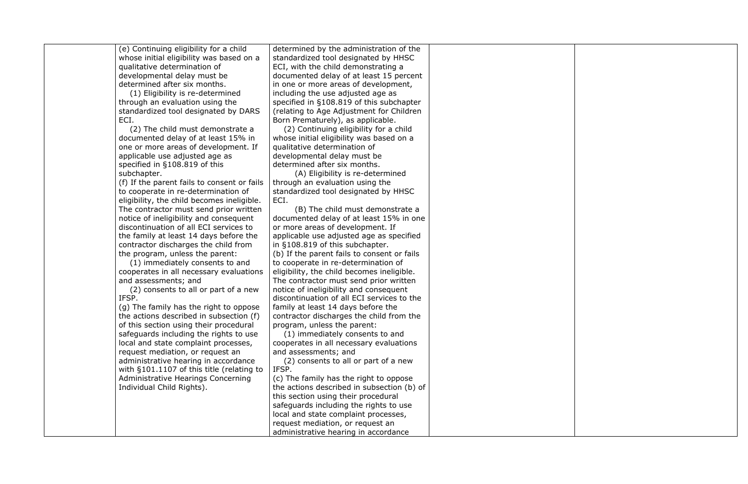| | | | | |
|---|---|---|---|---|
| | (e) Continuing eligibility for a child whose initial eligibility was based on a qualitative determination of developmental delay must be determined after six months.<br>(1) Eligibility is re-determined through an evaluation using the standardized tool designated by DARS ECI.<br>(2) The child must demonstrate a documented delay of at least 15% in one or more areas of development. If applicable use adjusted age as specified in §108.819 of this subchapter.<br>(f) If the parent fails to consent or fails to cooperate in re-determination of eligibility, the child becomes ineligible. The contractor must send prior written notice of ineligibility and consequent discontinuation of all ECI services to the family at least 14 days before the contractor discharges the child from the program, unless the parent:<br>(1) immediately consents to and cooperates in all necessary evaluations and assessments; and<br>(2) consents to all or part of a new IFSP.<br>(g) The family has the right to oppose the actions described in subsection (f) of this section using their procedural safeguards including the rights to use local and state complaint processes, request mediation, or request an administrative hearing in accordance with §101.1107 of this title (relating to Administrative Hearings Concerning Individual Child Rights). | determined by the administration of the standardized tool designated by HHSC ECI, with the child demonstrating a documented delay of at least 15 percent in one or more areas of development, including the use adjusted age as specified in §108.819 of this subchapter (relating to Age Adjustment for Children Born Prematurely), as applicable.<br>(2) Continuing eligibility for a child whose initial eligibility was based on a qualitative determination of developmental delay must be determined after six months.<br>(A) Eligibility is re-determined through an evaluation using the standardized tool designated by HHSC ECI.<br>(B) The child must demonstrate a documented delay of at least 15% in one or more areas of development. If applicable use adjusted age as specified in §108.819 of this subchapter.<br>(b) If the parent fails to consent or fails to cooperate in re-determination of eligibility, the child becomes ineligible. The contractor must send prior written notice of ineligibility and consequent discontinuation of all ECI services to the family at least 14 days before the contractor discharges the child from the program, unless the parent:<br>(1) immediately consents to and cooperates in all necessary evaluations and assessments; and<br>(2) consents to all or part of a new IFSP.<br>(c) The family has the right to oppose the actions described in subsection (b) of this section using their procedural safeguards including the rights to use local and state complaint processes, request mediation, or request an administrative hearing in accordance | | |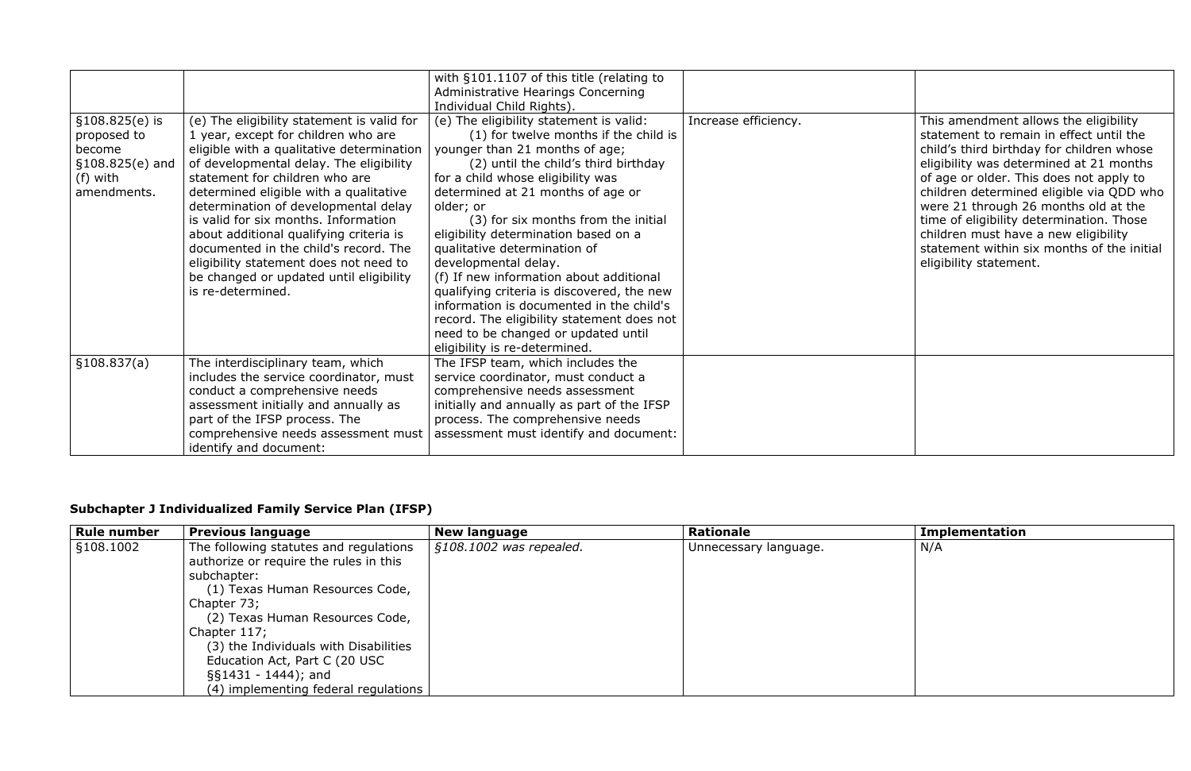| | | with §101.1107 of this title (relating to Administrative Hearings Concerning Individual Child Rights). | | |
|---|---|---|---|---|
| §108.825(e) is proposed to become §108.825(e) and (f) with amendments. | (e) The eligibility statement is valid for 1 year, except for children who are eligible with a qualitative determination of developmental delay. The eligibility statement for children who are determined eligible with a qualitative determination of developmental delay is valid for six months. Information about additional qualifying criteria is documented in the child's record. The eligibility statement does not need to be changed or updated until eligibility is re-determined. | (e) The eligibility statement is valid: (1) for twelve months if the child is younger than 21 months of age; (2) until the child's third birthday for a child whose eligibility was determined at 21 months of age or older; or (3) for six months from the initial eligibility determination based on a qualitative determination of developmental delay. (f) If new information about additional qualifying criteria is discovered, the new information is documented in the child's record. The eligibility statement does not need to be changed or updated until eligibility is re-determined. | Increase efficiency. | This amendment allows the eligibility statement to remain in effect until the child's third birthday for children whose eligibility was determined at 21 months of age or older. This does not apply to children determined eligible via QDD who were 21 through 26 months old at the time of eligibility determination. Those children must have a new eligibility statement within six months of the initial eligibility statement. |
| §108.837(a) | The interdisciplinary team, which includes the service coordinator, must conduct a comprehensive needs assessment initially and annually as part of the IFSP process. The comprehensive needs assessment must identify and document: | The IFSP team, which includes the service coordinator, must conduct a comprehensive needs assessment initially and annually as part of the IFSP process. The comprehensive needs assessment must identify and document: | | |

**Subchapter J Individualized Family Service Plan (IFSP)**

| Rule number | Previous language | New language | Rationale | Implementation |
|---|---|---|---|---|
| §108.1002 | The following statutes and regulations authorize or require the rules in this subchapter: (1) Texas Human Resources Code, Chapter 73; (2) Texas Human Resources Code, Chapter 117; (3) the Individuals with Disabilities Education Act, Part C (20 USC §§1431 - 1444); and (4) implementing federal regulations | *§108.1002 was repealed.* | Unnecessary language. | N/A |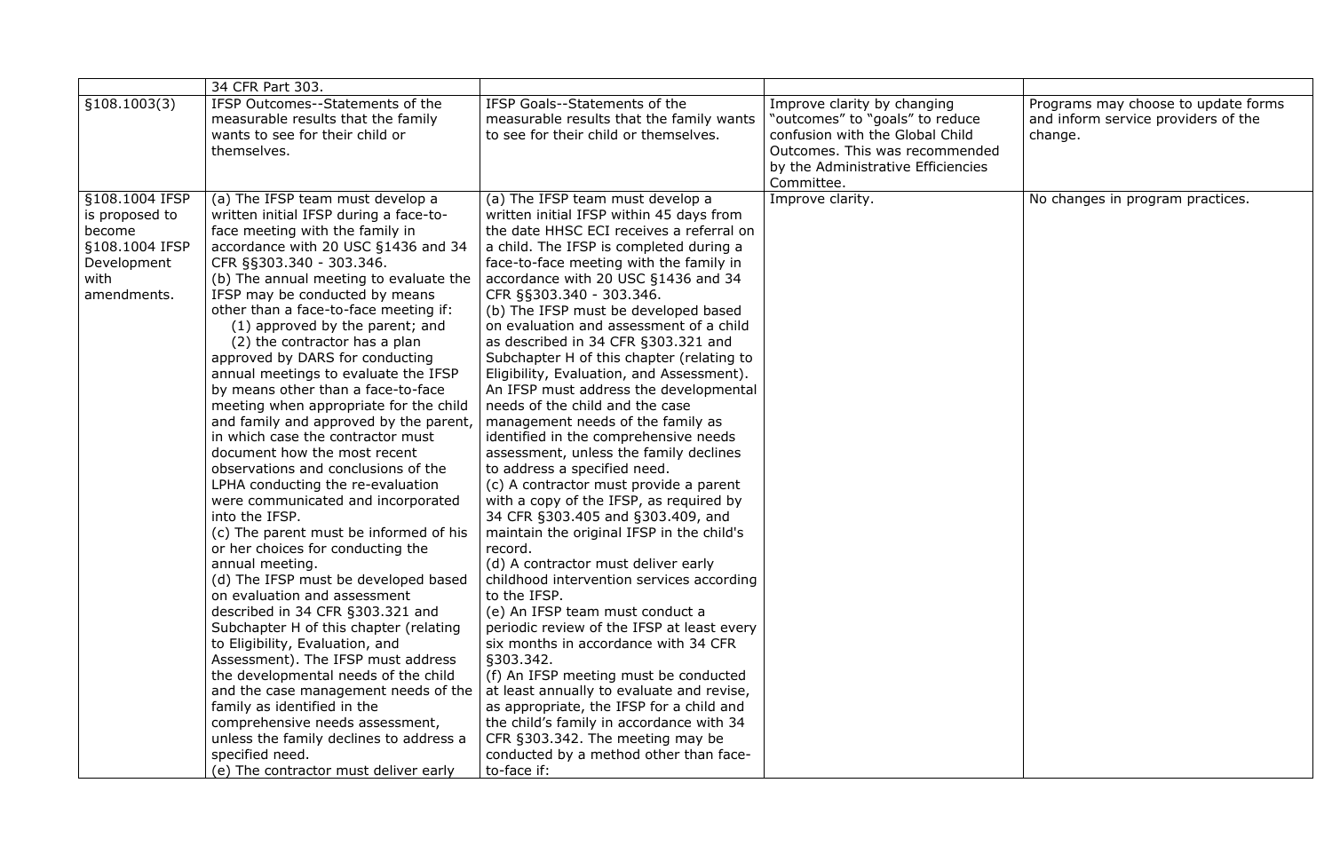| | | | | |
|---|---|---|---|---|
| | 34 CFR Part 303. | | | |
| §108.1003(3) | IFSP Outcomes--Statements of the measurable results that the family wants to see for their child or themselves. | IFSP Goals--Statements of the measurable results that the family wants to see for their child or themselves. | Improve clarity by changing "outcomes" to "goals" to reduce confusion with the Global Child Outcomes. This was recommended by the Administrative Efficiencies Committee. | Programs may choose to update forms and inform service providers of the change. |
| §108.1004 IFSP is proposed to become §108.1004 IFSP Development with amendments. | (a) The IFSP team must develop a written initial IFSP during a face-to-face meeting with the family in accordance with 20 USC §1436 and 34 CFR §§303.340 - 303.346.<br>(b) The annual meeting to evaluate the IFSP may be conducted by means other than a face-to-face meeting if:<br>(1) approved by the parent; and<br>(2) the contractor has a plan approved by DARS for conducting annual meetings to evaluate the IFSP by means other than a face-to-face meeting when appropriate for the child and family and approved by the parent, in which case the contractor must document how the most recent observations and conclusions of the LPHA conducting the re-evaluation were communicated and incorporated into the IFSP.<br>(c) The parent must be informed of his or her choices for conducting the annual meeting.<br>(d) The IFSP must be developed based on evaluation and assessment described in 34 CFR §303.321 and Subchapter H of this chapter (relating to Eligibility, Evaluation, and Assessment). The IFSP must address the developmental needs of the child and the case management needs of the family as identified in the comprehensive needs assessment, unless the family declines to address a specified need.<br>(e) The contractor must deliver early | (a) The IFSP team must develop a written initial IFSP within 45 days from the date HHSC ECI receives a referral on a child. The IFSP is completed during a face-to-face meeting with the family in accordance with 20 USC §1436 and 34 CFR §§303.340 - 303.346.<br>(b) The IFSP must be developed based on evaluation and assessment of a child as described in 34 CFR §303.321 and Subchapter H of this chapter (relating to Eligibility, Evaluation, and Assessment). An IFSP must address the developmental needs of the child and the case management needs of the family as identified in the comprehensive needs assessment, unless the family declines to address a specified need.<br>(c) A contractor must provide a parent with a copy of the IFSP, as required by 34 CFR §303.405 and §303.409, and maintain the original IFSP in the child's record.<br>(d) A contractor must deliver early childhood intervention services according to the IFSP.<br>(e) An IFSP team must conduct a periodic review of the IFSP at least every six months in accordance with 34 CFR §303.342.<br>(f) An IFSP meeting must be conducted at least annually to evaluate and revise, as appropriate, the IFSP for a child and the child's family in accordance with 34 CFR §303.342. The meeting may be conducted by a method other than face-to-face if: | Improve clarity. | No changes in program practices. |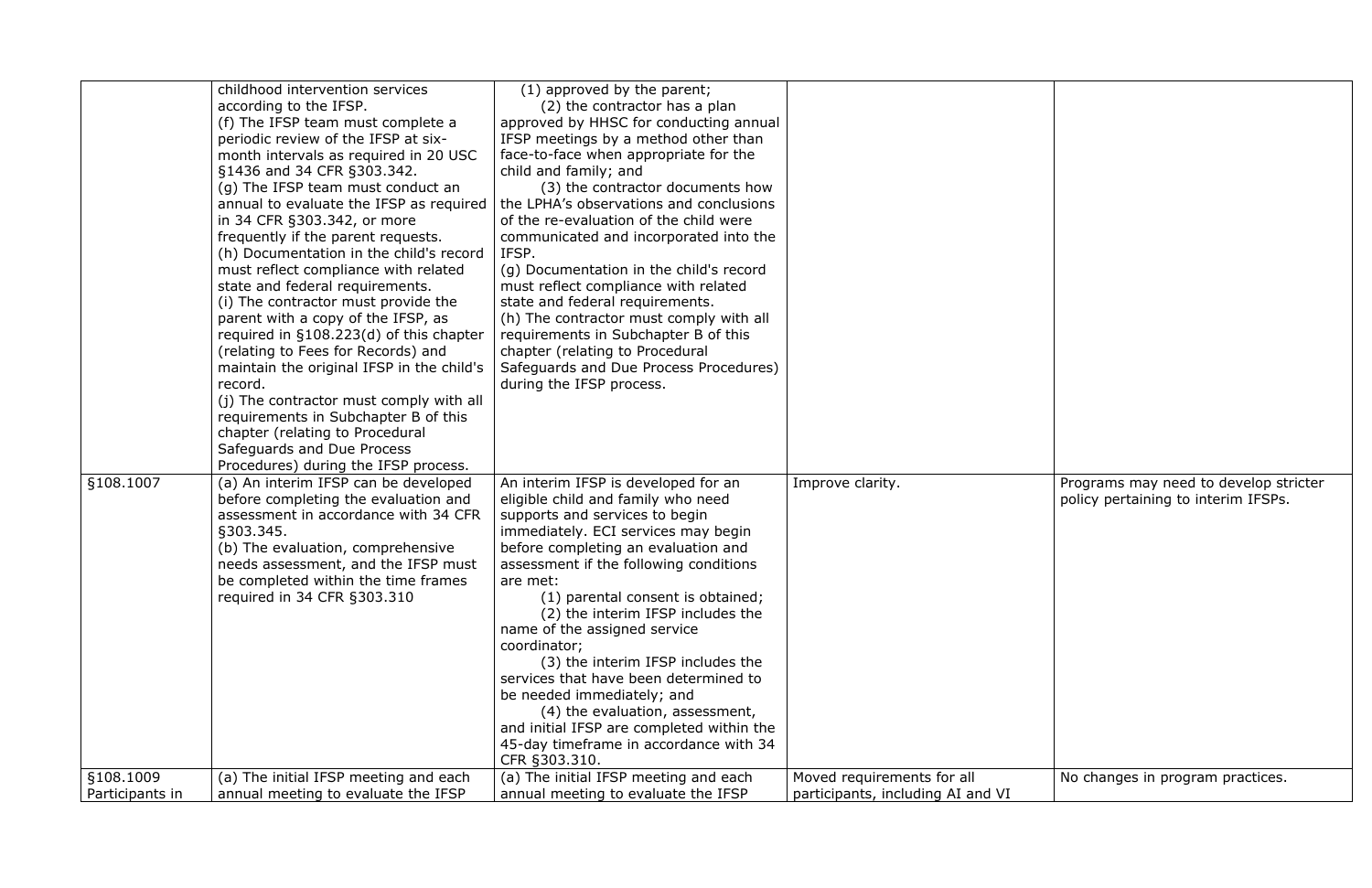| | | | | |
|---|---|---|---|---|
| | childhood intervention services according to the IFSP.<br>(f) The IFSP team must complete a periodic review of the IFSP at six-month intervals as required in 20 USC §1436 and 34 CFR §303.342.<br>(g) The IFSP team must conduct an annual to evaluate the IFSP as required in 34 CFR §303.342, or more frequently if the parent requests.<br>(h) Documentation in the child's record must reflect compliance with related state and federal requirements.<br>(i) The contractor must provide the parent with a copy of the IFSP, as required in §108.223(d) of this chapter (relating to Fees for Records) and maintain the original IFSP in the child's record.<br>(j) The contractor must comply with all requirements in Subchapter B of this chapter (relating to Procedural Safeguards and Due Process Procedures) during the IFSP process. | (1) approved by the parent;<br>(2) the contractor has a plan approved by HHSC for conducting annual IFSP meetings by a method other than face-to-face when appropriate for the child and family; and<br>(3) the contractor documents how the LPHA's observations and conclusions of the re-evaluation of the child were communicated and incorporated into the IFSP.<br>(g) Documentation in the child's record must reflect compliance with related state and federal requirements.<br>(h) The contractor must comply with all requirements in Subchapter B of this chapter (relating to Procedural Safeguards and Due Process Procedures) during the IFSP process. | | |
| §108.1007 | (a) An interim IFSP can be developed before completing the evaluation and assessment in accordance with 34 CFR §303.345.<br>(b) The evaluation, comprehensive needs assessment, and the IFSP must be completed within the time frames required in 34 CFR §303.310 | An interim IFSP is developed for an eligible child and family who need supports and services to begin immediately. ECI services may begin before completing an evaluation and assessment if the following conditions are met:<br>(1) parental consent is obtained;<br>(2) the interim IFSP includes the name of the assigned service coordinator;<br>(3) the interim IFSP includes the services that have been determined to be needed immediately; and<br>(4) the evaluation, assessment, and initial IFSP are completed within the 45-day timeframe in accordance with 34 CFR §303.310. | Improve clarity. | Programs may need to develop stricter policy pertaining to interim IFSPs. |
| §108.1009 Participants in | (a) The initial IFSP meeting and each annual meeting to evaluate the IFSP | (a) The initial IFSP meeting and each annual meeting to evaluate the IFSP | Moved requirements for all participants, including AI and VI | No changes in program practices. |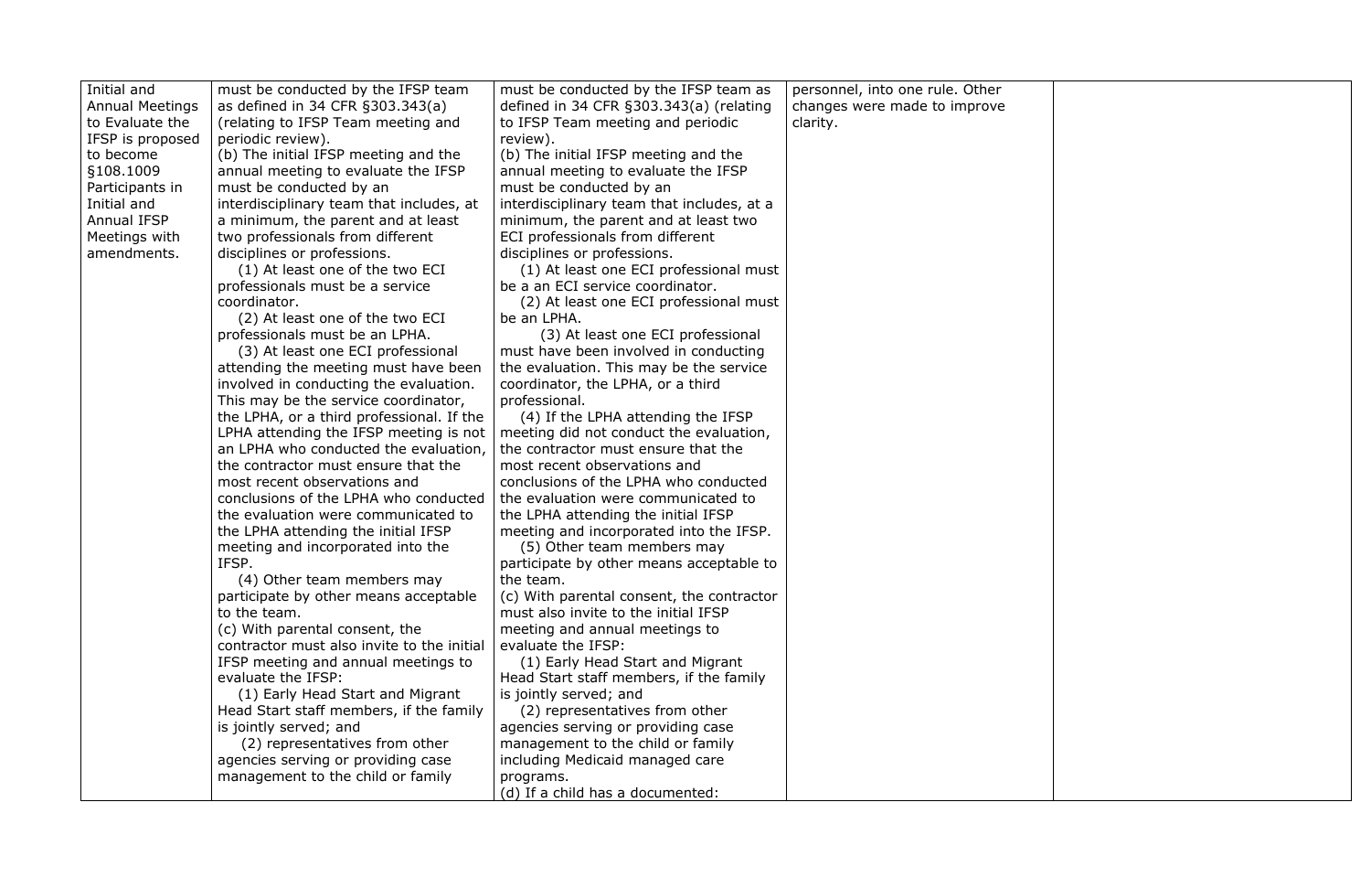| | | | | |
|---|---|---|---|---|
| Initial and Annual Meetings to Evaluate the IFSP is proposed to become §108.1009 Participants in Initial and Annual IFSP Meetings with amendments. | must be conducted by the IFSP team as defined in 34 CFR §303.343(a) (relating to IFSP Team meeting and periodic review).<br>(b) The initial IFSP meeting and the annual meeting to evaluate the IFSP must be conducted by an interdisciplinary team that includes, at a minimum, the parent and at least two professionals from different disciplines or professions.<br>(1) At least one of the two ECI professionals must be a service coordinator.<br>(2) At least one of the two ECI professionals must be an LPHA.<br>(3) At least one ECI professional attending the meeting must have been involved in conducting the evaluation. This may be the service coordinator, the LPHA, or a third professional. If the LPHA attending the IFSP meeting is not an LPHA who conducted the evaluation, the contractor must ensure that the most recent observations and conclusions of the LPHA who conducted the evaluation were communicated to the LPHA attending the initial IFSP meeting and incorporated into the IFSP.<br>(4) Other team members may participate by other means acceptable to the team.<br>(c) With parental consent, the contractor must also invite to the initial IFSP meeting and annual meetings to evaluate the IFSP:<br>(1) Early Head Start and Migrant Head Start staff members, if the family is jointly served; and<br>(2) representatives from other agencies serving or providing case management to the child or family | must be conducted by the IFSP team as defined in 34 CFR §303.343(a) (relating to IFSP Team meeting and periodic review).<br>(b) The initial IFSP meeting and the annual meeting to evaluate the IFSP must be conducted by an interdisciplinary team that includes, at a minimum, the parent and at least two ECI professionals from different disciplines or professions.<br>(1) At least one ECI professional must be a an ECI service coordinator.<br>(2) At least one ECI professional must be an LPHA.<br>(3) At least one ECI professional must have been involved in conducting the evaluation. This may be the service coordinator, the LPHA, or a third professional.<br>(4) If the LPHA attending the IFSP meeting did not conduct the evaluation, the contractor must ensure that the most recent observations and conclusions of the LPHA who conducted the evaluation were communicated to the LPHA attending the initial IFSP meeting and incorporated into the IFSP.<br>(5) Other team members may participate by other means acceptable to the team.<br>(c) With parental consent, the contractor must also invite to the initial IFSP meeting and annual meetings to evaluate the IFSP:<br>(1) Early Head Start and Migrant Head Start staff members, if the family is jointly served; and<br>(2) representatives from other agencies serving or providing case management to the child or family including Medicaid managed care programs.<br>(d) If a child has a documented: | personnel, into one rule. Other changes were made to improve clarity. | |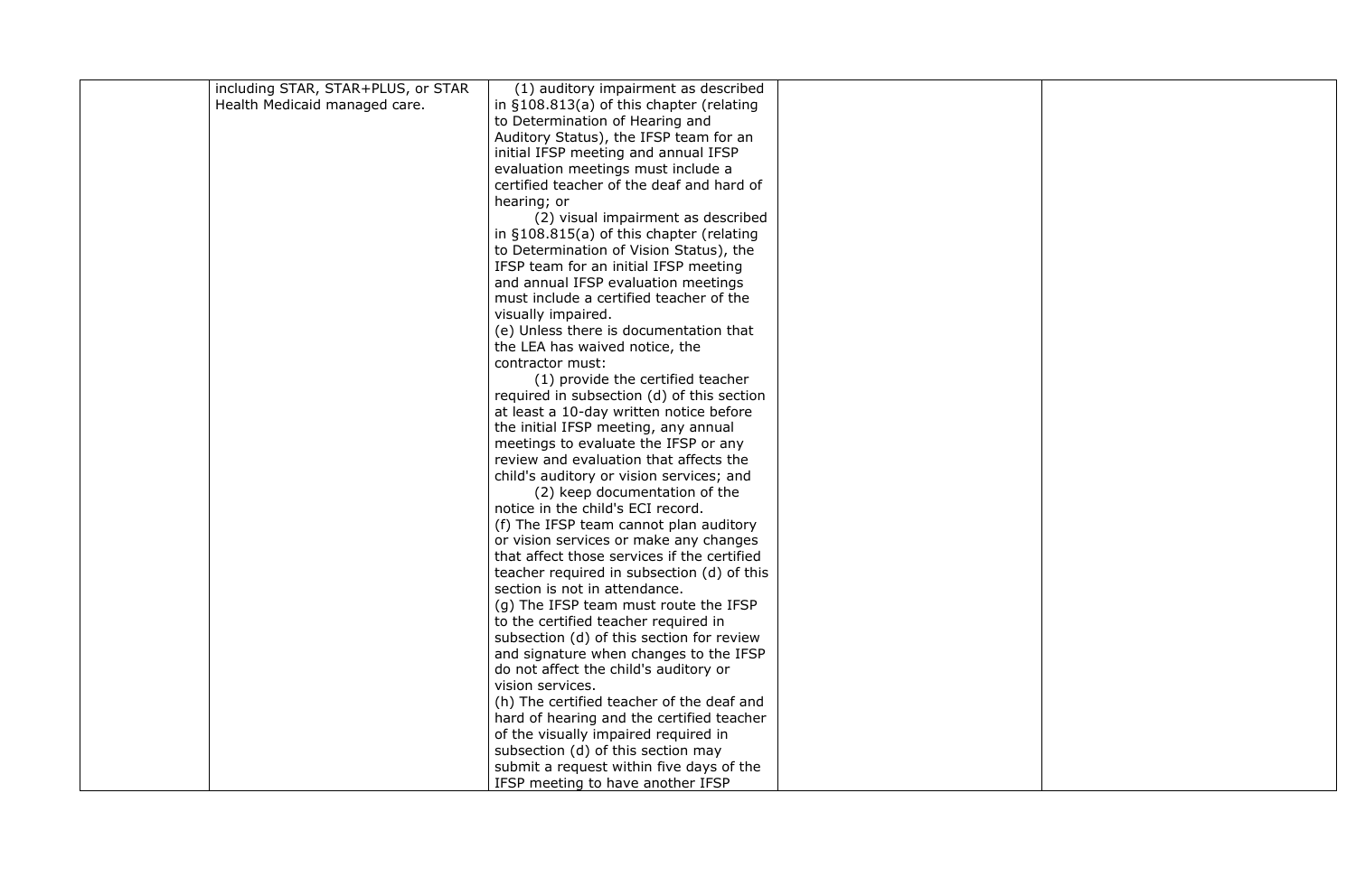|  | including STAR, STAR+PLUS, or STAR Health Medicaid managed care. | (1) auditory impairment as described in §108.813(a) of this chapter (relating to Determination of Hearing and Auditory Status), the IFSP team for an initial IFSP meeting and annual IFSP evaluation meetings must include a certified teacher of the deaf and hard of hearing; or<br>(2) visual impairment as described in §108.815(a) of this chapter (relating to Determination of Vision Status), the IFSP team for an initial IFSP meeting and annual IFSP evaluation meetings must include a certified teacher of the visually impaired.<br>(e) Unless there is documentation that the LEA has waived notice, the contractor must:<br>(1) provide the certified teacher required in subsection (d) of this section at least a 10-day written notice before the initial IFSP meeting, any annual meetings to evaluate the IFSP or any review and evaluation that affects the child's auditory or vision services; and<br>(2) keep documentation of the notice in the child's ECI record.<br>(f) The IFSP team cannot plan auditory or vision services or make any changes that affect those services if the certified teacher required in subsection (d) of this section is not in attendance.<br>(g) The IFSP team must route the IFSP to the certified teacher required in subsection (d) of this section for review and signature when changes to the IFSP do not affect the child's auditory or vision services.<br>(h) The certified teacher of the deaf and hard of hearing and the certified teacher of the visually impaired required in subsection (d) of this section may submit a request within five days of the IFSP meeting to have another IFSP |  |  |
|---|---|---|---|---|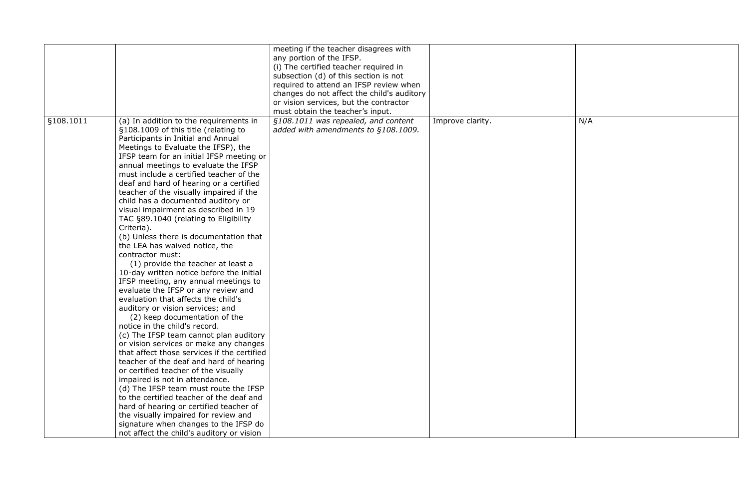| | | | | |
|---|---|---|---|---|
| | | meeting if the teacher disagrees with any portion of the IFSP.<br>(i) The certified teacher required in subsection (d) of this section is not required to attend an IFSP review when changes do not affect the child's auditory or vision services, but the contractor must obtain the teacher's input. | | |
| §108.1011 | (a) In addition to the requirements in §108.1009 of this title (relating to Participants in Initial and Annual Meetings to Evaluate the IFSP), the IFSP team for an initial IFSP meeting or annual meetings to evaluate the IFSP must include a certified teacher of the deaf and hard of hearing or a certified teacher of the visually impaired if the child has a documented auditory or visual impairment as described in 19 TAC §89.1040 (relating to Eligibility Criteria).<br>(b) Unless there is documentation that the LEA has waived notice, the contractor must:<br>(1) provide the teacher at least a 10-day written notice before the initial IFSP meeting, any annual meetings to evaluate the IFSP or any review and evaluation that affects the child's auditory or vision services; and<br>(2) keep documentation of the notice in the child's record.<br>(c) The IFSP team cannot plan auditory or vision services or make any changes that affect those services if the certified teacher of the deaf and hard of hearing or certified teacher of the visually impaired is not in attendance.<br>(d) The IFSP team must route the IFSP to the certified teacher of the deaf and hard of hearing or certified teacher of the visually impaired for review and signature when changes to the IFSP do not affect the child's auditory or vision | *§108.1011 was repealed, and content added with amendments to §108.1009.* | Improve clarity. | N/A |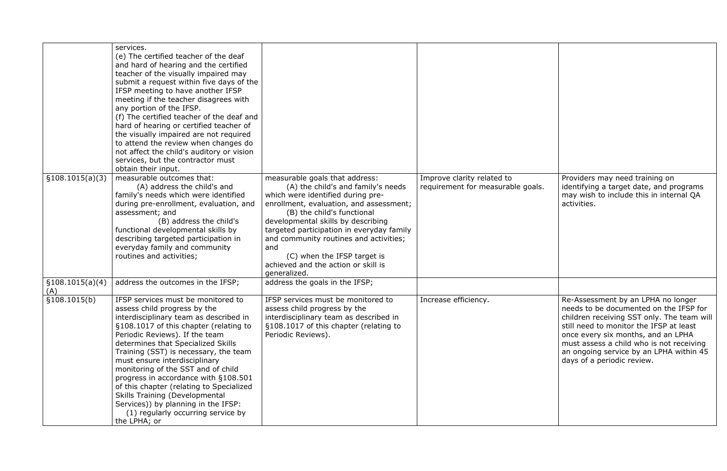| | | | | |
|---|---|---|---|---|
| | services.<br>(e) The certified teacher of the deaf and hard of hearing and the certified teacher of the visually impaired may submit a request within five days of the IFSP meeting to have another IFSP meeting if the teacher disagrees with any portion of the IFSP.<br>(f) The certified teacher of the deaf and hard of hearing or certified teacher of the visually impaired are not required to attend the review when changes do not affect the child's auditory or vision services, but the contractor must obtain their input. | | | |
| §108.1015(a)(3) | measurable outcomes that:<br>(A) address the child's and family's needs which were identified during pre-enrollment, evaluation, and assessment; and<br>(B) address the child's functional developmental skills by describing targeted participation in everyday family and community routines and activities; | measurable goals that address:<br>(A) the child's and family's needs which were identified during pre-enrollment, evaluation, and assessment;<br>(B) the child's functional developmental skills by describing targeted participation in everyday family and community routines and activities; and<br>(C) when the IFSP target is achieved and the action or skill is generalized. | Improve clarity related to requirement for measurable goals. | Providers may need training on identifying a target date, and programs may wish to include this in internal QA activities. |
| §108.1015(a)(4)(A) | address the outcomes in the IFSP; | address the goals in the IFSP; | | |
| §108.1015(b) | IFSP services must be monitored to assess child progress by the interdisciplinary team as described in §108.1017 of this chapter (relating to Periodic Reviews). If the team determines that Specialized Skills Training (SST) is necessary, the team must ensure interdisciplinary monitoring of the SST and of child progress in accordance with §108.501 of this chapter (relating to Specialized Skills Training (Developmental Services)) by planning in the IFSP:<br>(1) regularly occurring service by the LPHA; or | IFSP services must be monitored to assess child progress by the interdisciplinary team as described in §108.1017 of this chapter (relating to Periodic Reviews). | Increase efficiency. | Re-Assessment by an LPHA no longer needs to be documented on the IFSP for children receiving SST only. The team will still need to monitor the IFSP at least once every six months, and an LPHA must assess a child who is not receiving an ongoing service by an LPHA within 45 days of a periodic review. |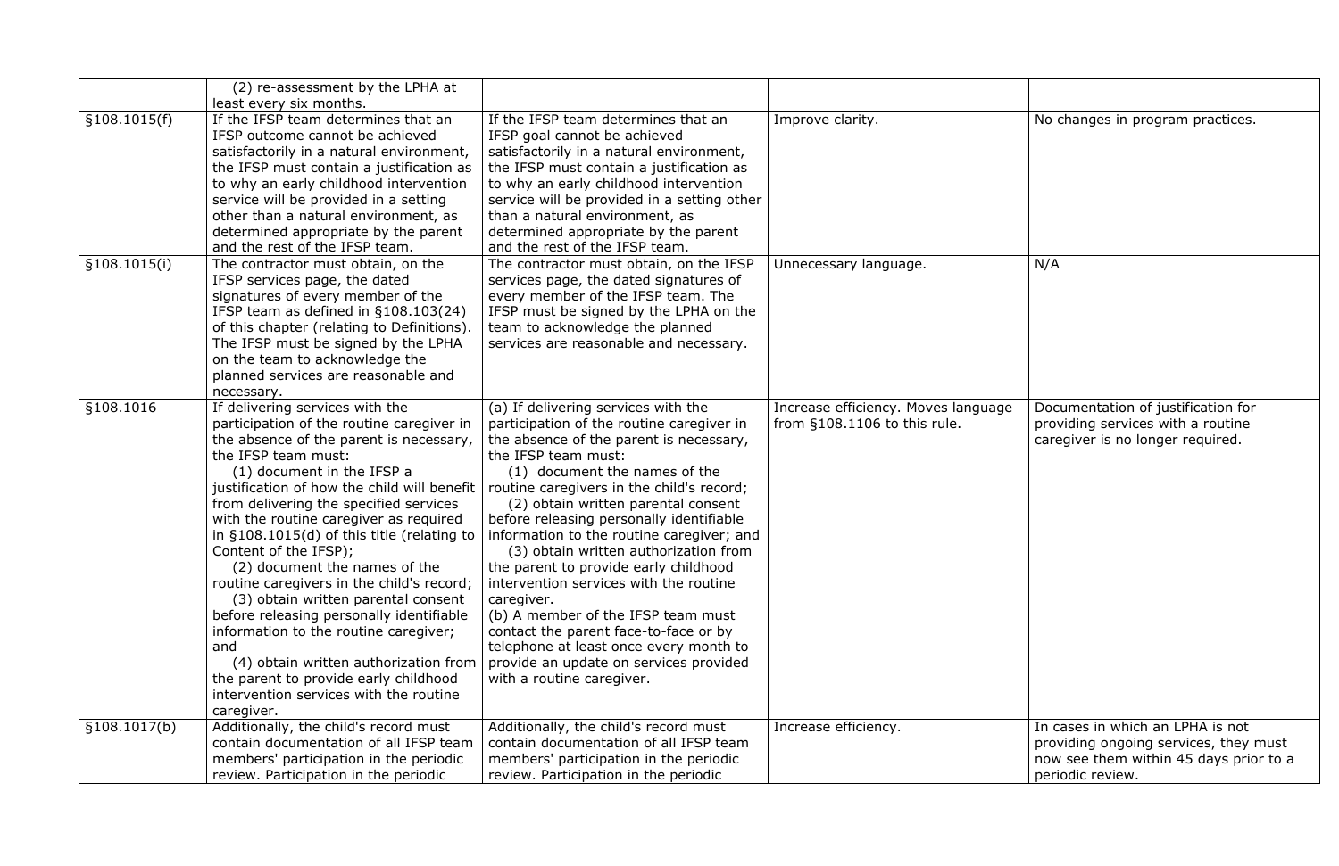| | (2) re-assessment by the LPHA at least every six months. | | | |
|---|---|---|---|---|
| §108.1015(f) | If the IFSP team determines that an IFSP outcome cannot be achieved satisfactorily in a natural environment, the IFSP must contain a justification as to why an early childhood intervention service will be provided in a setting other than a natural environment, as determined appropriate by the parent and the rest of the IFSP team. | If the IFSP team determines that an IFSP goal cannot be achieved satisfactorily in a natural environment, the IFSP must contain a justification as to why an early childhood intervention service will be provided in a setting other than a natural environment, as determined appropriate by the parent and the rest of the IFSP team. | Improve clarity. | No changes in program practices. |
| §108.1015(i) | The contractor must obtain, on the IFSP services page, the dated signatures of every member of the IFSP team as defined in §108.103(24) of this chapter (relating to Definitions). The IFSP must be signed by the LPHA on the team to acknowledge the planned services are reasonable and necessary. | The contractor must obtain, on the IFSP services page, the dated signatures of every member of the IFSP team. The IFSP must be signed by the LPHA on the team to acknowledge the planned services are reasonable and necessary. | Unnecessary language. | N/A |
| §108.1016 | If delivering services with the participation of the routine caregiver in the absence of the parent is necessary, the IFSP team must:<br>(1) document in the IFSP a justification of how the child will benefit from delivering the specified services with the routine caregiver as required in §108.1015(d) of this title (relating to Content of the IFSP);<br>(2) document the names of the routine caregivers in the child's record;<br>(3) obtain written parental consent before releasing personally identifiable information to the routine caregiver; and<br>(4) obtain written authorization from the parent to provide early childhood intervention services with the routine caregiver. | (a) If delivering services with the participation of the routine caregiver in the absence of the parent is necessary, the IFSP team must:<br>(1) document the names of the routine caregivers in the child's record;<br>(2) obtain written parental consent before releasing personally identifiable information to the routine caregiver; and<br>(3) obtain written authorization from the parent to provide early childhood intervention services with the routine caregiver.<br>(b) A member of the IFSP team must contact the parent face-to-face or by telephone at least once every month to provide an update on services provided with a routine caregiver. | Increase efficiency. Moves language from §108.1106 to this rule. | Documentation of justification for providing services with a routine caregiver is no longer required. |
| §108.1017(b) | Additionally, the child's record must contain documentation of all IFSP team members' participation in the periodic review. Participation in the periodic | Additionally, the child's record must contain documentation of all IFSP team members' participation in the periodic review. Participation in the periodic | Increase efficiency. | In cases in which an LPHA is not providing ongoing services, they must now see them within 45 days prior to a periodic review. |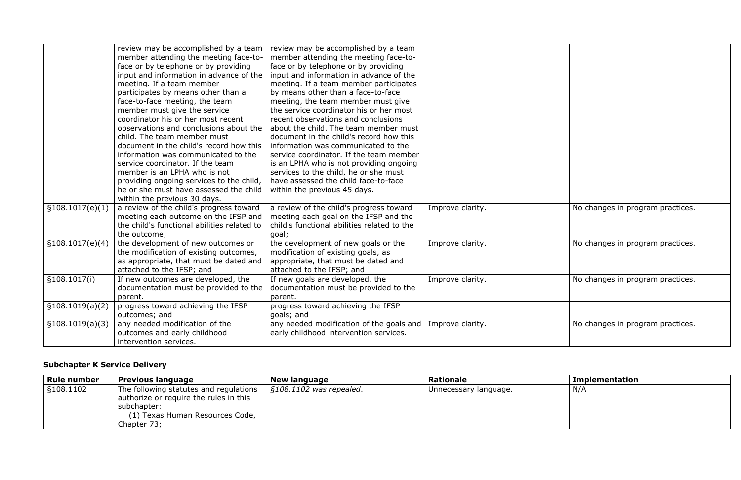| | | | | |
|---|---|---|---|---|
| | review may be accomplished by a team member attending the meeting face-to-face or by telephone or by providing input and information in advance of the meeting. If a team member participates by means other than a face-to-face meeting, the team member must give the service coordinator his or her most recent observations and conclusions about the child. The team member must document in the child's record how this information was communicated to the service coordinator. If the team member is an LPHA who is not providing ongoing services to the child, he or she must have assessed the child within the previous 30 days. | review may be accomplished by a team member attending the meeting face-to-face or by telephone or by providing input and information in advance of the meeting. If a team member participates by means other than a face-to-face meeting, the team member must give the service coordinator his or her most recent observations and conclusions about the child. The team member must document in the child's record how this information was communicated to the service coordinator. If the team member is an LPHA who is not providing ongoing services to the child, he or she must have assessed the child face-to-face within the previous 45 days. | | |
| §108.1017(e)(1) | a review of the child's progress toward meeting each outcome on the IFSP and the child's functional abilities related to the outcome; | a review of the child's progress toward meeting each goal on the IFSP and the child's functional abilities related to the goal; | Improve clarity. | No changes in program practices. |
| §108.1017(e)(4) | the development of new outcomes or the modification of existing outcomes, as appropriate, that must be dated and attached to the IFSP; and | the development of new goals or the modification of existing goals, as appropriate, that must be dated and attached to the IFSP; and | Improve clarity. | No changes in program practices. |
| §108.1017(i) | If new outcomes are developed, the documentation must be provided to the parent. | If new goals are developed, the documentation must be provided to the parent. | Improve clarity. | No changes in program practices. |
| §108.1019(a)(2) | progress toward achieving the IFSP outcomes; and | progress toward achieving the IFSP goals; and | | |
| §108.1019(a)(3) | any needed modification of the outcomes and early childhood intervention services. | any needed modification of the goals and early childhood intervention services. | Improve clarity. | No changes in program practices. |

**Subchapter K Service Delivery**

| Rule number | Previous language | New language | Rationale | Implementation |
|---|---|---|---|---|
| §108.1102 | The following statutes and regulations authorize or require the rules in this subchapter: (1) Texas Human Resources Code, Chapter 73; | *§108.1102 was repealed.* | Unnecessary language. | N/A |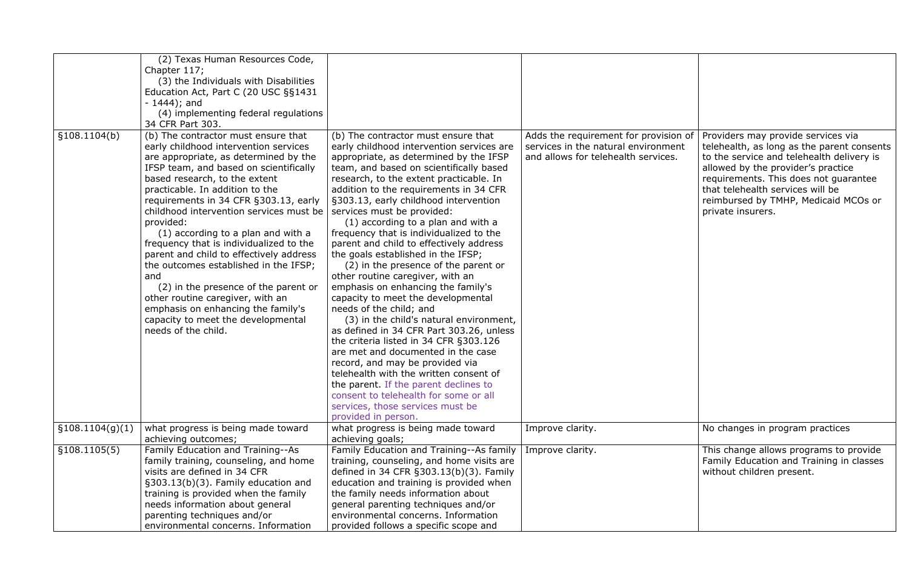| | | | | |
|---|---|---|---|---|
| | (2) Texas Human Resources Code, Chapter 117;<br>(3) the Individuals with Disabilities Education Act, Part C (20 USC §§1431 - 1444); and<br>(4) implementing federal regulations 34 CFR Part 303. | | | |
| §108.1104(b) | (b) The contractor must ensure that early childhood intervention services are appropriate, as determined by the IFSP team, and based on scientifically based research, to the extent practicable. In addition to the requirements in 34 CFR §303.13, early childhood intervention services must be provided:<br>(1) according to a plan and with a frequency that is individualized to the parent and child to effectively address the outcomes established in the IFSP; and<br>(2) in the presence of the parent or other routine caregiver, with an emphasis on enhancing the family's capacity to meet the developmental needs of the child. | (b) The contractor must ensure that early childhood intervention services are appropriate, as determined by the IFSP team, and based on scientifically based research, to the extent practicable. In addition to the requirements in 34 CFR §303.13, early childhood intervention services must be provided:<br>(1) according to a plan and with a frequency that is individualized to the parent and child to effectively address the goals established in the IFSP;<br>(2) in the presence of the parent or other routine caregiver, with an emphasis on enhancing the family's capacity to meet the developmental needs of the child; and<br>(3) in the child's natural environment, as defined in 34 CFR Part 303.26, unless the criteria listed in 34 CFR §303.126 are met and documented in the case record, and may be provided via telehealth with the written consent of the parent. If the parent declines to consent to telehealth for some or all services, those services must be provided in person. | Adds the requirement for provision of services in the natural environment and allows for telehealth services. | Providers may provide services via telehealth, as long as the parent consents to the service and telehealth delivery is allowed by the provider's practice requirements. This does not guarantee that telehealth services will be reimbursed by TMHP, Medicaid MCOs or private insurers. |
| §108.1104(g)(1) | what progress is being made toward achieving outcomes; | what progress is being made toward achieving goals; | Improve clarity. | No changes in program practices |
| §108.1105(5) | Family Education and Training--As family training, counseling, and home visits are defined in 34 CFR §303.13(b)(3). Family education and training is provided when the family needs information about general parenting techniques and/or environmental concerns. Information | Family Education and Training--As family training, counseling, and home visits are defined in 34 CFR §303.13(b)(3). Family education and training is provided when the family needs information about general parenting techniques and/or environmental concerns. Information provided follows a specific scope and | Improve clarity. | This change allows programs to provide Family Education and Training in classes without children present. |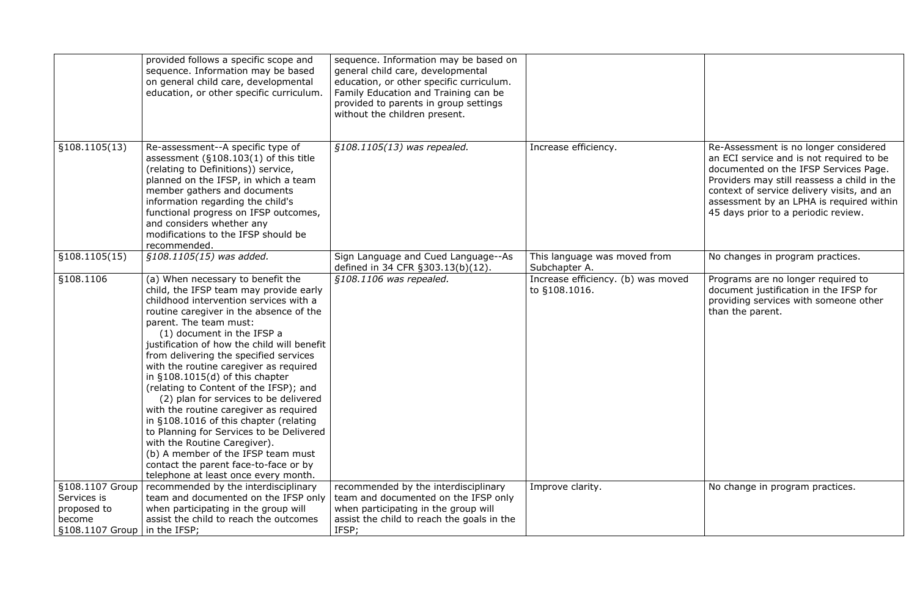| | | | | |
|---|---|---|---|---|
| | provided follows a specific scope and sequence. Information may be based on general child care, developmental education, or other specific curriculum. | sequence. Information may be based on general child care, developmental education, or other specific curriculum. Family Education and Training can be provided to parents in group settings without the children present. | | |
| §108.1105(13) | Re-assessment--A specific type of assessment (§108.103(1) of this title (relating to Definitions)) service, planned on the IFSP, in which a team member gathers and documents information regarding the child's functional progress on IFSP outcomes, and considers whether any modifications to the IFSP should be recommended. | *§108.1105(13) was repealed.* | Increase efficiency. | Re-Assessment is no longer considered an ECI service and is not required to be documented on the IFSP Services Page. Providers may still reassess a child in the context of service delivery visits, and an assessment by an LPHA is required within 45 days prior to a periodic review. |
| §108.1105(15) | *§108.1105(15) was added.* | Sign Language and Cued Language--As defined in 34 CFR §303.13(b)(12). | This language was moved from Subchapter A. | No changes in program practices. |
| §108.1106 | (a) When necessary to benefit the child, the IFSP team may provide early childhood intervention services with a routine caregiver in the absence of the parent. The team must:<br>(1) document in the IFSP a justification of how the child will benefit from delivering the specified services with the routine caregiver as required in §108.1015(d) of this chapter (relating to Content of the IFSP); and<br>(2) plan for services to be delivered with the routine caregiver as required in §108.1016 of this chapter (relating to Planning for Services to be Delivered with the Routine Caregiver).<br>(b) A member of the IFSP team must contact the parent face-to-face or by telephone at least once every month. | *§108.1106 was repealed.* | Increase efficiency. (b) was moved to §108.1016. | Programs are no longer required to document justification in the IFSP for providing services with someone other than the parent. |
| §108.1107 Group Services is proposed to become §108.1107 Group | recommended by the interdisciplinary team and documented on the IFSP only when participating in the group will assist the child to reach the outcomes in the IFSP; | recommended by the interdisciplinary team and documented on the IFSP only when participating in the group will assist the child to reach the goals in the IFSP; | Improve clarity. | No change in program practices. |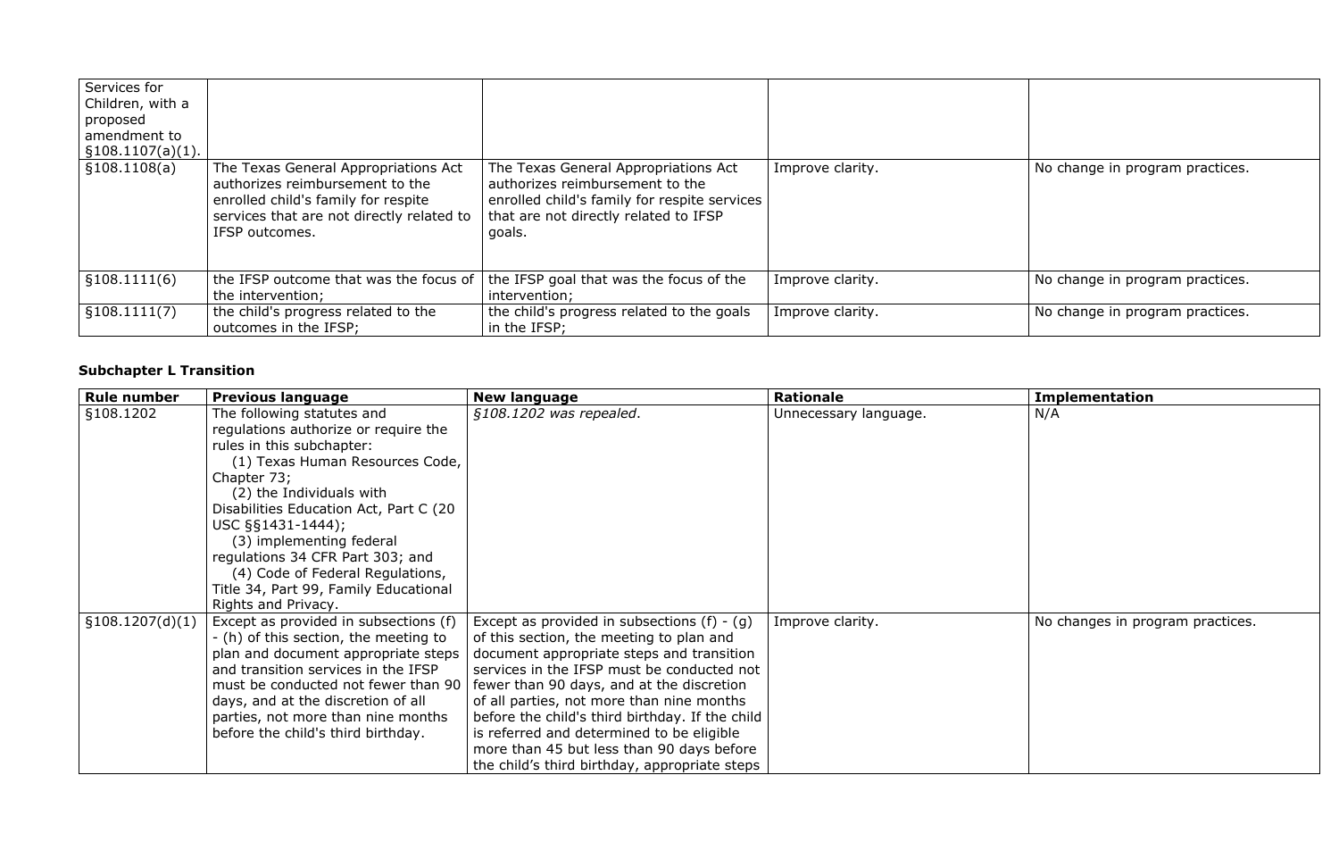| | | | | |
|---|---|---|---|---|
| Services for Children, with a proposed amendment to §108.1107(a)(1). | | | | |
| §108.1108(a) | The Texas General Appropriations Act authorizes reimbursement to the enrolled child's family for respite services that are not directly related to IFSP outcomes. | The Texas General Appropriations Act authorizes reimbursement to the enrolled child's family for respite services that are not directly related to IFSP goals. | Improve clarity. | No change in program practices. |
| §108.1111(6) | the IFSP outcome that was the focus of the intervention; | the IFSP goal that was the focus of the intervention; | Improve clarity. | No change in program practices. |
| §108.1111(7) | the child's progress related to the outcomes in the IFSP; | the child's progress related to the goals in the IFSP; | Improve clarity. | No change in program practices. |

**Subchapter L Transition**

| Rule number | Previous language | New language | Rationale | Implementation |
|---|---|---|---|---|
| §108.1202 | The following statutes and regulations authorize or require the rules in this subchapter: (1) Texas Human Resources Code, Chapter 73; (2) the Individuals with Disabilities Education Act, Part C (20 USC §§1431-1444); (3) implementing federal regulations 34 CFR Part 303; and (4) Code of Federal Regulations, Title 34, Part 99, Family Educational Rights and Privacy. | *§108.1202 was repealed.* | Unnecessary language. | N/A |
| §108.1207(d)(1) | Except as provided in subsections (f) - (h) of this section, the meeting to plan and document appropriate steps and transition services in the IFSP must be conducted not fewer than 90 days, and at the discretion of all parties, not more than nine months before the child's third birthday. | Except as provided in subsections (f) - (g) of this section, the meeting to plan and document appropriate steps and transition services in the IFSP must be conducted not fewer than 90 days, and at the discretion of all parties, not more than nine months before the child's third birthday. If the child is referred and determined to be eligible more than 45 but less than 90 days before the child's third birthday, appropriate steps | Improve clarity. | No changes in program practices. |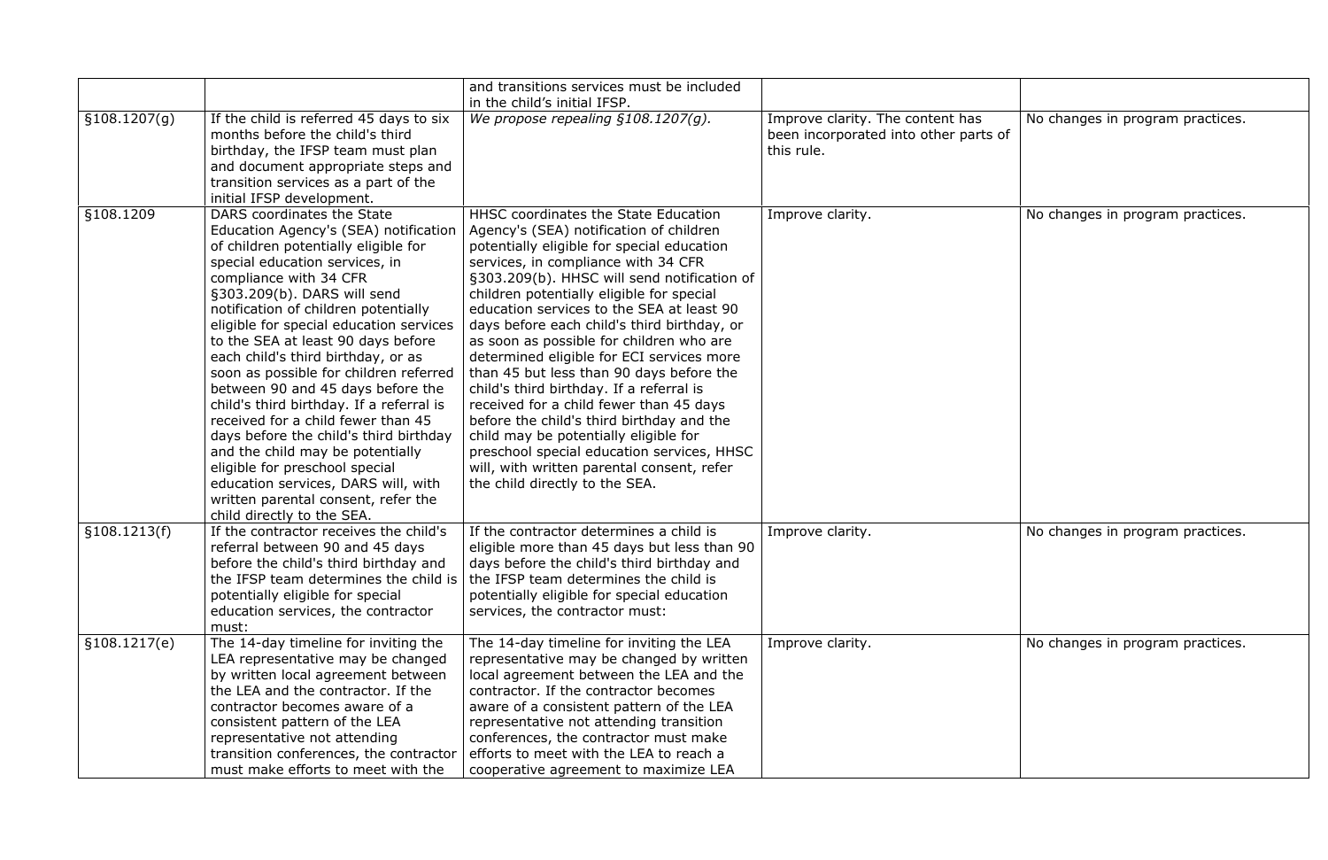| | | and transitions services must be included in the child's initial IFSP. | | |
|---|---|---|---|---|
| §108.1207(g) | If the child is referred 45 days to six months before the child's third birthday, the IFSP team must plan and document appropriate steps and transition services as a part of the initial IFSP development. | *We propose repealing §108.1207(g).* | Improve clarity. The content has been incorporated into other parts of this rule. | No changes in program practices. |
| §108.1209 | DARS coordinates the State Education Agency's (SEA) notification of children potentially eligible for special education services, in compliance with 34 CFR §303.209(b). DARS will send notification of children potentially eligible for special education services to the SEA at least 90 days before each child's third birthday, or as soon as possible for children referred between 90 and 45 days before the child's third birthday. If a referral is received for a child fewer than 45 days before the child's third birthday and the child may be potentially eligible for preschool special education services, DARS will, with written parental consent, refer the child directly to the SEA. | HHSC coordinates the State Education Agency's (SEA) notification of children potentially eligible for special education services, in compliance with 34 CFR §303.209(b). HHSC will send notification of children potentially eligible for special education services to the SEA at least 90 days before each child's third birthday, or as soon as possible for children who are determined eligible for ECI services more than 45 but less than 90 days before the child's third birthday. If a referral is received for a child fewer than 45 days before the child's third birthday and the child may be potentially eligible for preschool special education services, HHSC will, with written parental consent, refer the child directly to the SEA. | Improve clarity. | No changes in program practices. |
| §108.1213(f) | If the contractor receives the child's referral between 90 and 45 days before the child's third birthday and the IFSP team determines the child is potentially eligible for special education services, the contractor must: | If the contractor determines a child is eligible more than 45 days but less than 90 days before the child's third birthday and the IFSP team determines the child is potentially eligible for special education services, the contractor must: | Improve clarity. | No changes in program practices. |
| §108.1217(e) | The 14-day timeline for inviting the LEA representative may be changed by written local agreement between the LEA and the contractor. If the contractor becomes aware of a consistent pattern of the LEA representative not attending transition conferences, the contractor must make efforts to meet with the | The 14-day timeline for inviting the LEA representative may be changed by written local agreement between the LEA and the contractor. If the contractor becomes aware of a consistent pattern of the LEA representative not attending transition conferences, the contractor must make efforts to meet with the LEA to reach a cooperative agreement to maximize LEA | | |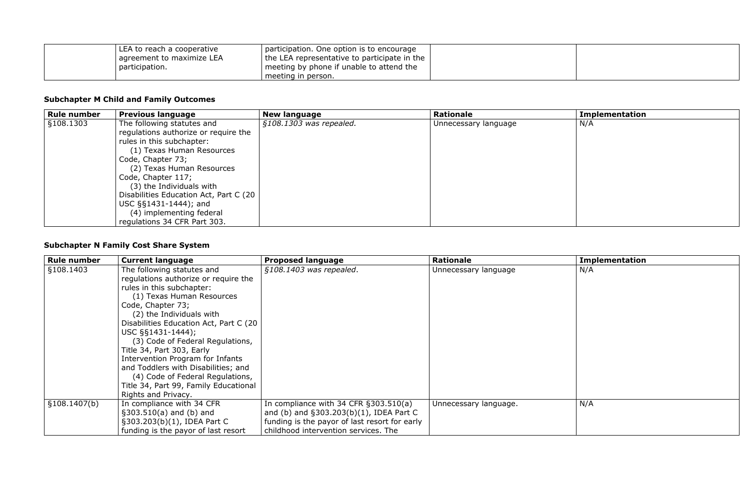| | | | | |
|---|---|---|---|---|
| | LEA to reach a cooperative agreement to maximize LEA participation. | participation. One option is to encourage the LEA representative to participate in the meeting by phone if unable to attend the meeting in person. | | |

**Subchapter M Child and Family Outcomes**

| Rule number | Previous language | New language | Rationale | Implementation |
|---|---|---|---|---|
| §108.1303 | The following statutes and regulations authorize or require the rules in this subchapter: (1) Texas Human Resources Code, Chapter 73; (2) Texas Human Resources Code, Chapter 117; (3) the Individuals with Disabilities Education Act, Part C (20 USC §§1431-1444); and (4) implementing federal regulations 34 CFR Part 303. | *§108.1303 was repealed.* | Unnecessary language | N/A |

**Subchapter N Family Cost Share System**

| Rule number | Current language | Proposed language | Rationale | Implementation |
|---|---|---|---|---|
| §108.1403 | The following statutes and regulations authorize or require the rules in this subchapter: (1) Texas Human Resources Code, Chapter 73; (2) the Individuals with Disabilities Education Act, Part C (20 USC §§1431-1444); (3) Code of Federal Regulations, Title 34, Part 303, Early Intervention Program for Infants and Toddlers with Disabilities; and (4) Code of Federal Regulations, Title 34, Part 99, Family Educational Rights and Privacy. | *§108.1403 was repealed*. | Unnecessary language | N/A |
| §108.1407(b) | In compliance with 34 CFR §303.510(a) and (b) and §303.203(b)(1), IDEA Part C funding is the payor of last resort | In compliance with 34 CFR §303.510(a) and (b) and §303.203(b)(1), IDEA Part C funding is the payor of last resort for early childhood intervention services. The | Unnecessary language. | N/A |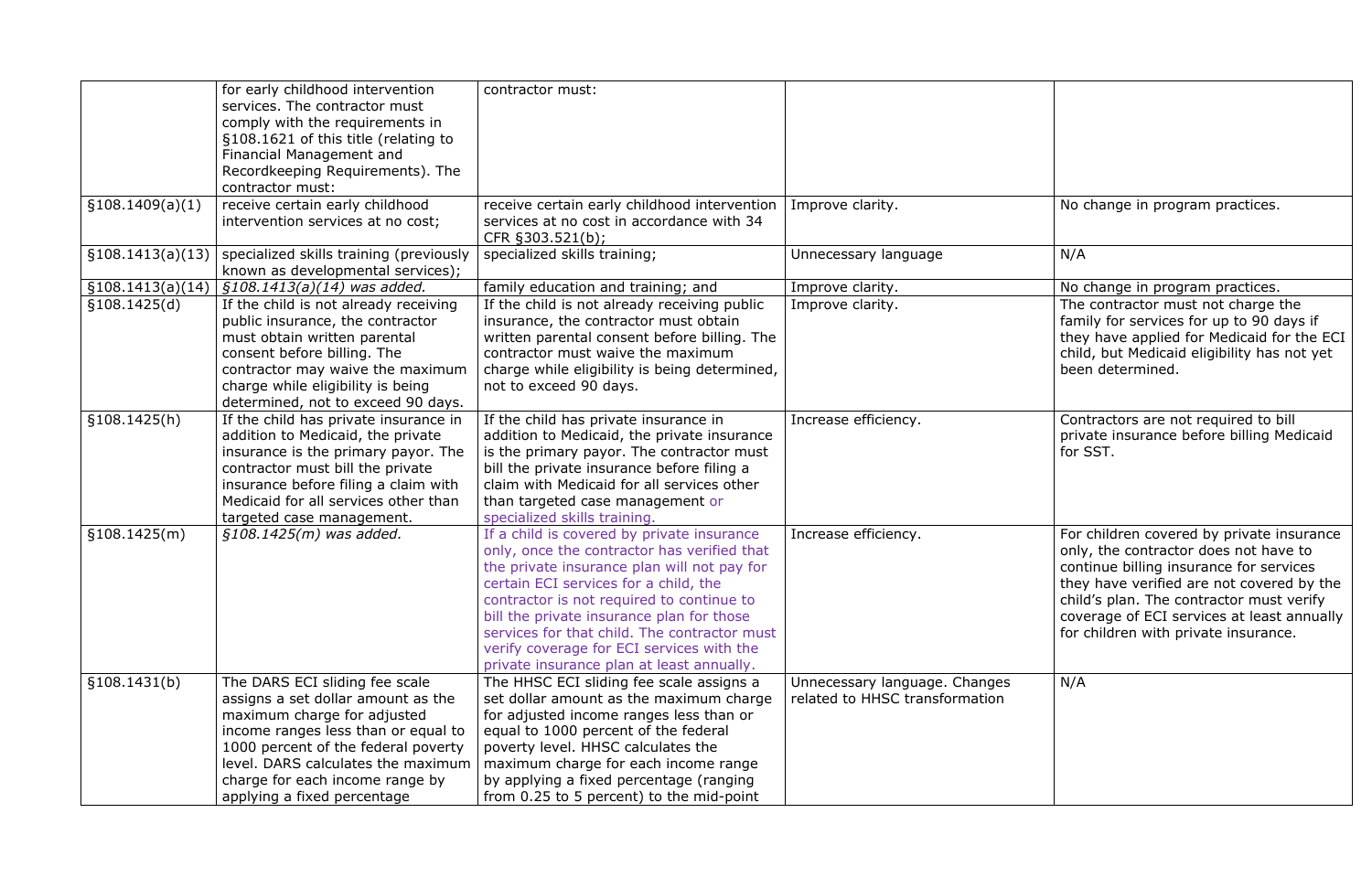| | for early childhood intervention services. The contractor must comply with the requirements in §108.1621 of this title (relating to Financial Management and Recordkeeping Requirements). The contractor must: | contractor must: | | |
|---|---|---|---|---|
| §108.1409(a)(1) | receive certain early childhood intervention services at no cost; | receive certain early childhood intervention services at no cost in accordance with 34 CFR §303.521(b); | Improve clarity. | No change in program practices. |
| §108.1413(a)(13) | specialized skills training (previously known as developmental services); | specialized skills training; | Unnecessary language | N/A |
| §108.1413(a)(14) | *§108.1413(a)(14) was added.* | family education and training; and | Improve clarity. | No change in program practices. |
| §108.1425(d) | If the child is not already receiving public insurance, the contractor must obtain written parental consent before billing. The contractor may waive the maximum charge while eligibility is being determined, not to exceed 90 days. | If the child is not already receiving public insurance, the contractor must obtain written parental consent before billing. The contractor must waive the maximum charge while eligibility is being determined, not to exceed 90 days. | Improve clarity. | The contractor must not charge the family for services for up to 90 days if they have applied for Medicaid for the ECI child, but Medicaid eligibility has not yet been determined. |
| §108.1425(h) | If the child has private insurance in addition to Medicaid, the private insurance is the primary payor. The contractor must bill the private insurance before filing a claim with Medicaid for all services other than targeted case management. | If the child has private insurance in addition to Medicaid, the private insurance is the primary payor. The contractor must bill the private insurance before filing a claim with Medicaid for all services other than targeted case management or specialized skills training. | Increase efficiency. | Contractors are not required to bill private insurance before billing Medicaid for SST. |
| §108.1425(m) | *§108.1425(m) was added.* | If a child is covered by private insurance only, once the contractor has verified that the private insurance plan will not pay for certain ECI services for a child, the contractor is not required to continue to bill the private insurance plan for those services for that child. The contractor must verify coverage for ECI services with the private insurance plan at least annually. | Increase efficiency. | For children covered by private insurance only, the contractor does not have to continue billing insurance for services they have verified are not covered by the child's plan. The contractor must verify coverage of ECI services at least annually for children with private insurance. |
| §108.1431(b) | The DARS ECI sliding fee scale assigns a set dollar amount as the maximum charge for adjusted income ranges less than or equal to 1000 percent of the federal poverty level. DARS calculates the maximum charge for each income range by applying a fixed percentage | The HHSC ECI sliding fee scale assigns a set dollar amount as the maximum charge for adjusted income ranges less than or equal to 1000 percent of the federal poverty level. HHSC calculates the maximum charge for each income range by applying a fixed percentage (ranging from 0.25 to 5 percent) to the mid-point | Unnecessary language. Changes related to HHSC transformation | N/A |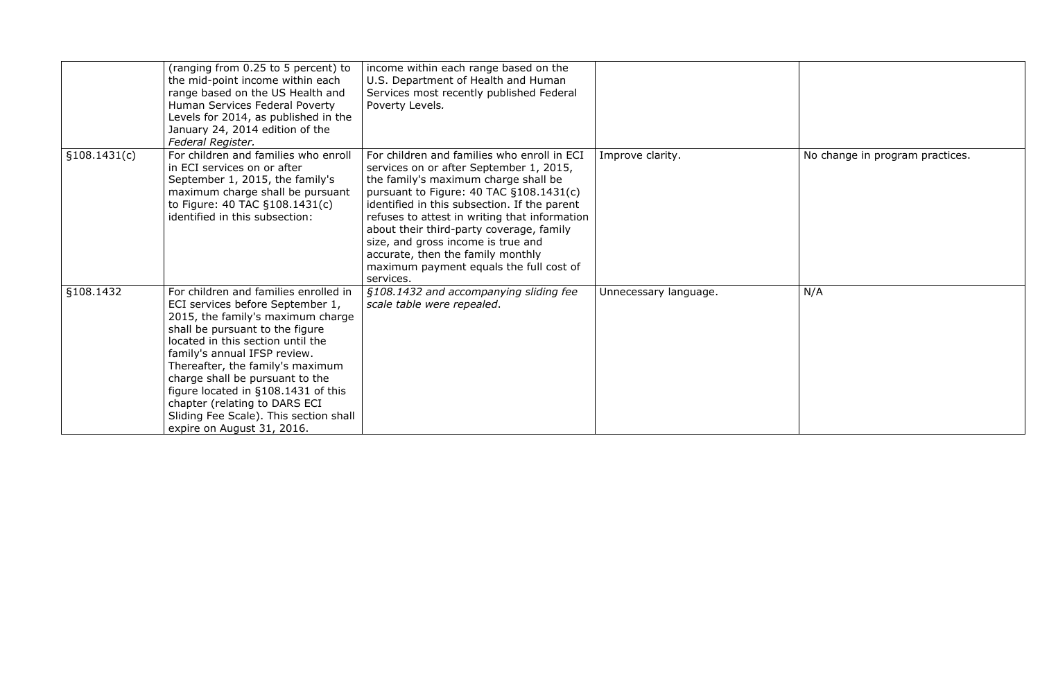| | | | | |
|---|---|---|---|---|
| | (ranging from 0.25 to 5 percent) to the mid-point income within each range based on the US Health and Human Services Federal Poverty Levels for 2014, as published in the January 24, 2014 edition of the *Federal Register*. | income within each range based on the U.S. Department of Health and Human Services most recently published Federal Poverty Levels. | | |
| §108.1431(c) | For children and families who enroll in ECI services on or after September 1, 2015, the family's maximum charge shall be pursuant to Figure: 40 TAC §108.1431(c) identified in this subsection: | For children and families who enroll in ECI services on or after September 1, 2015, the family's maximum charge shall be pursuant to Figure: 40 TAC §108.1431(c) identified in this subsection. If the parent refuses to attest in writing that information about their third-party coverage, family size, and gross income is true and accurate, then the family monthly maximum payment equals the full cost of services. | Improve clarity. | No change in program practices. |
| §108.1432 | For children and families enrolled in ECI services before September 1, 2015, the family's maximum charge shall be pursuant to the figure located in this section until the family's annual IFSP review. Thereafter, the family's maximum charge shall be pursuant to the figure located in §108.1431 of this chapter (relating to DARS ECI Sliding Fee Scale). This section shall expire on August 31, 2016. | *§108.1432 and accompanying sliding fee scale table were repealed.* | Unnecessary language. | N/A |